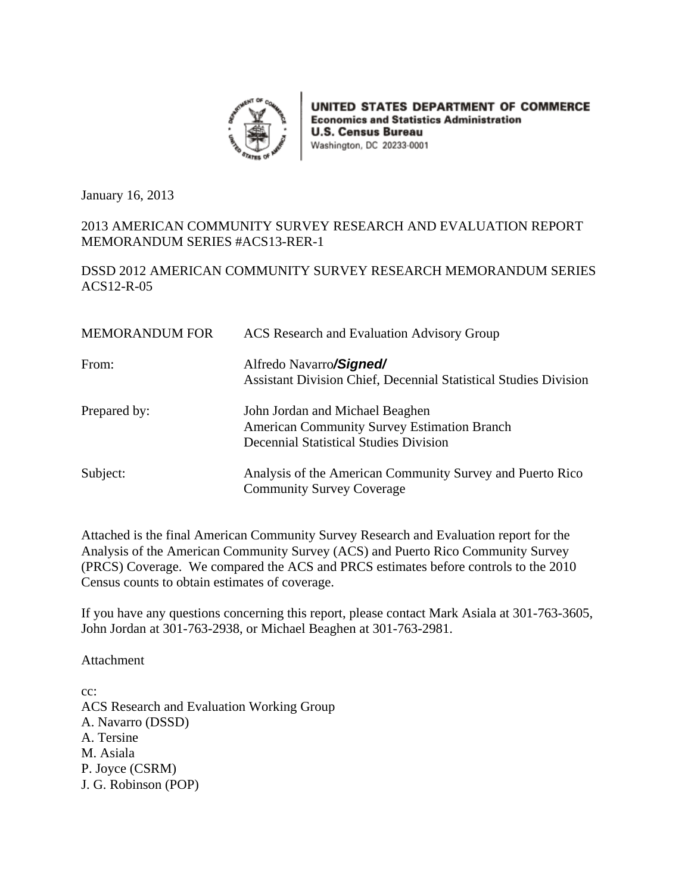**UNITED STATES DEPARTMENT OF COMMERCE**
**Economics and Statistics Administration**
**U.S. Census Bureau**
Washington, DC 20233-0001

January 16, 2013

2013 AMERICAN COMMUNITY SURVEY RESEARCH AND EVALUATION REPORT MEMORANDUM SERIES #ACS13-RER-1

DSSD 2012 AMERICAN COMMUNITY SURVEY RESEARCH MEMORANDUM SERIES ACS12-R-05

| | |
|---|---|
| MEMORANDUM FOR | ACS Research and Evaluation Advisory Group |
| From: | Alfredo Navarro ***/Signed/***<br>Assistant Division Chief, Decennial Statistical Studies Division |
| Prepared by: | John Jordan and Michael Beaghen<br>American Community Survey Estimation Branch<br>Decennial Statistical Studies Division |
| Subject: | Analysis of the American Community Survey and Puerto Rico Community Survey Coverage |

Attached is the final American Community Survey Research and Evaluation report for the Analysis of the American Community Survey (ACS) and Puerto Rico Community Survey (PRCS) Coverage. We compared the ACS and PRCS estimates before controls to the 2010 Census counts to obtain estimates of coverage.

If you have any questions concerning this report, please contact Mark Asiala at 301-763-3605, John Jordan at 301-763-2938, or Michael Beaghen at 301-763-2981.

Attachment

cc:
ACS Research and Evaluation Working Group
A. Navarro (DSSD)
A. Tersine
M. Asiala
P. Joyce (CSRM)
J. G. Robinson (POP)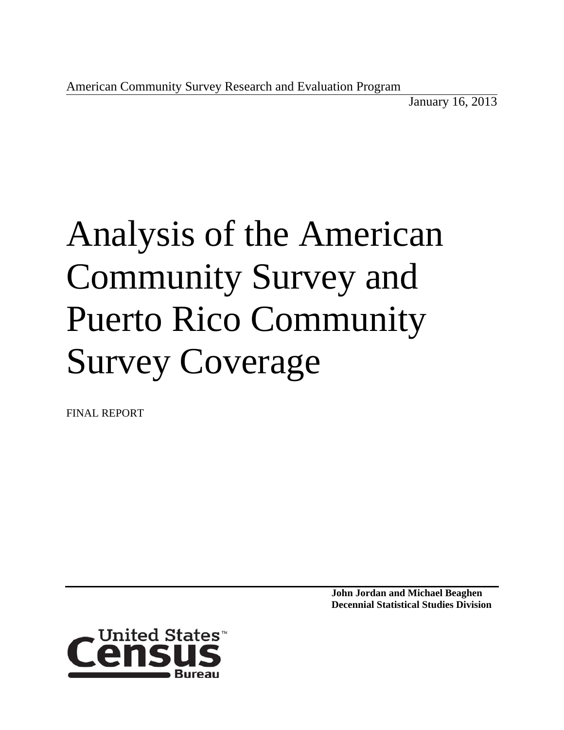American Community Survey Research and Evaluation Program

January 16, 2013

# Analysis of the American Community Survey and Puerto Rico Community Survey Coverage

FINAL REPORT

**John Jordan and Michael Beaghen**
**Decennial Statistical Studies Division**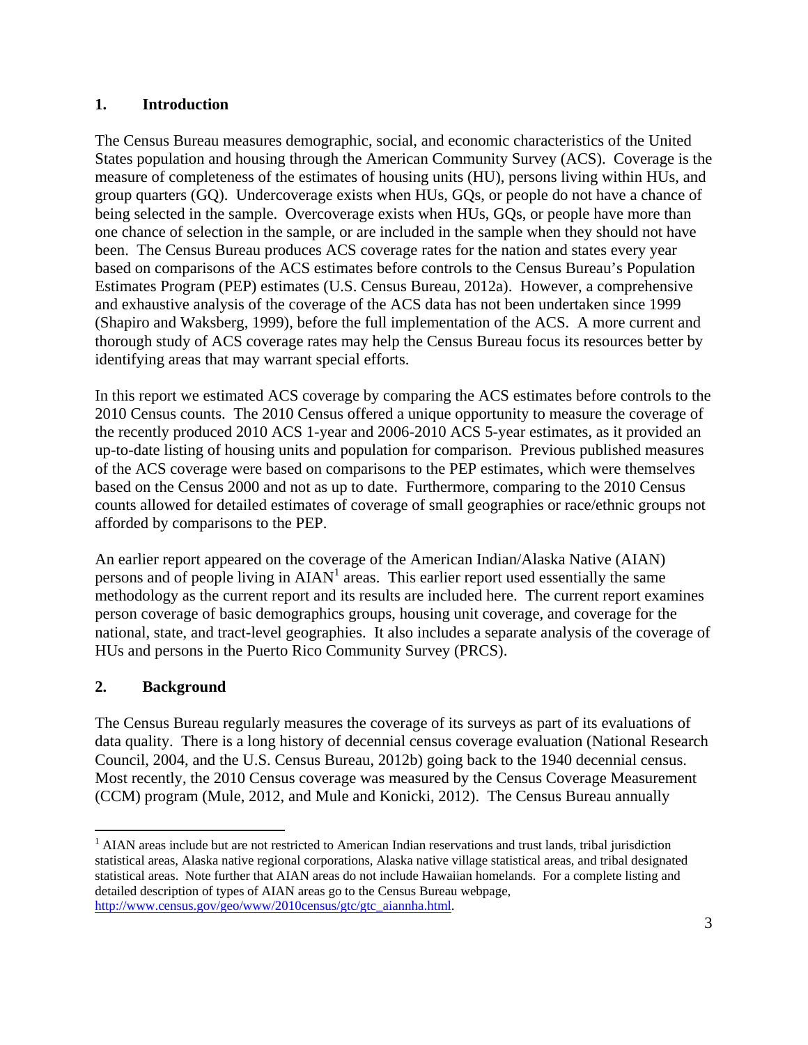## 1. Introduction

The Census Bureau measures demographic, social, and economic characteristics of the United States population and housing through the American Community Survey (ACS). Coverage is the measure of completeness of the estimates of housing units (HU), persons living within HUs, and group quarters (GQ). Undercoverage exists when HUs, GQs, or people do not have a chance of being selected in the sample. Overcoverage exists when HUs, GQs, or people have more than one chance of selection in the sample, or are included in the sample when they should not have been. The Census Bureau produces ACS coverage rates for the nation and states every year based on comparisons of the ACS estimates before controls to the Census Bureau's Population Estimates Program (PEP) estimates (U.S. Census Bureau, 2012a). However, a comprehensive and exhaustive analysis of the coverage of the ACS data has not been undertaken since 1999 (Shapiro and Waksberg, 1999), before the full implementation of the ACS. A more current and thorough study of ACS coverage rates may help the Census Bureau focus its resources better by identifying areas that may warrant special efforts.

In this report we estimated ACS coverage by comparing the ACS estimates before controls to the 2010 Census counts. The 2010 Census offered a unique opportunity to measure the coverage of the recently produced 2010 ACS 1-year and 2006-2010 ACS 5-year estimates, as it provided an up-to-date listing of housing units and population for comparison. Previous published measures of the ACS coverage were based on comparisons to the PEP estimates, which were themselves based on the Census 2000 and not as up to date. Furthermore, comparing to the 2010 Census counts allowed for detailed estimates of coverage of small geographies or race/ethnic groups not afforded by comparisons to the PEP.

An earlier report appeared on the coverage of the American Indian/Alaska Native (AIAN) persons and of people living in AIAN[1] areas. This earlier report used essentially the same methodology as the current report and its results are included here. The current report examines person coverage of basic demographics groups, housing unit coverage, and coverage for the national, state, and tract-level geographies. It also includes a separate analysis of the coverage of HUs and persons in the Puerto Rico Community Survey (PRCS).

## 2. Background

The Census Bureau regularly measures the coverage of its surveys as part of its evaluations of data quality. There is a long history of decennial census coverage evaluation (National Research Council, 2004, and the U.S. Census Bureau, 2012b) going back to the 1940 decennial census. Most recently, the 2010 Census coverage was measured by the Census Coverage Measurement (CCM) program (Mule, 2012, and Mule and Konicki, 2012). The Census Bureau annually

---

[1] AIAN areas include but are not restricted to American Indian reservations and trust lands, tribal jurisdiction statistical areas, Alaska native regional corporations, Alaska native village statistical areas, and tribal designated statistical areas. Note further that AIAN areas do not include Hawaiian homelands. For a complete listing and detailed description of types of AIAN areas go to the Census Bureau webpage, http://www.census.gov/geo/www/2010census/gtc/gtc_aiannha.html.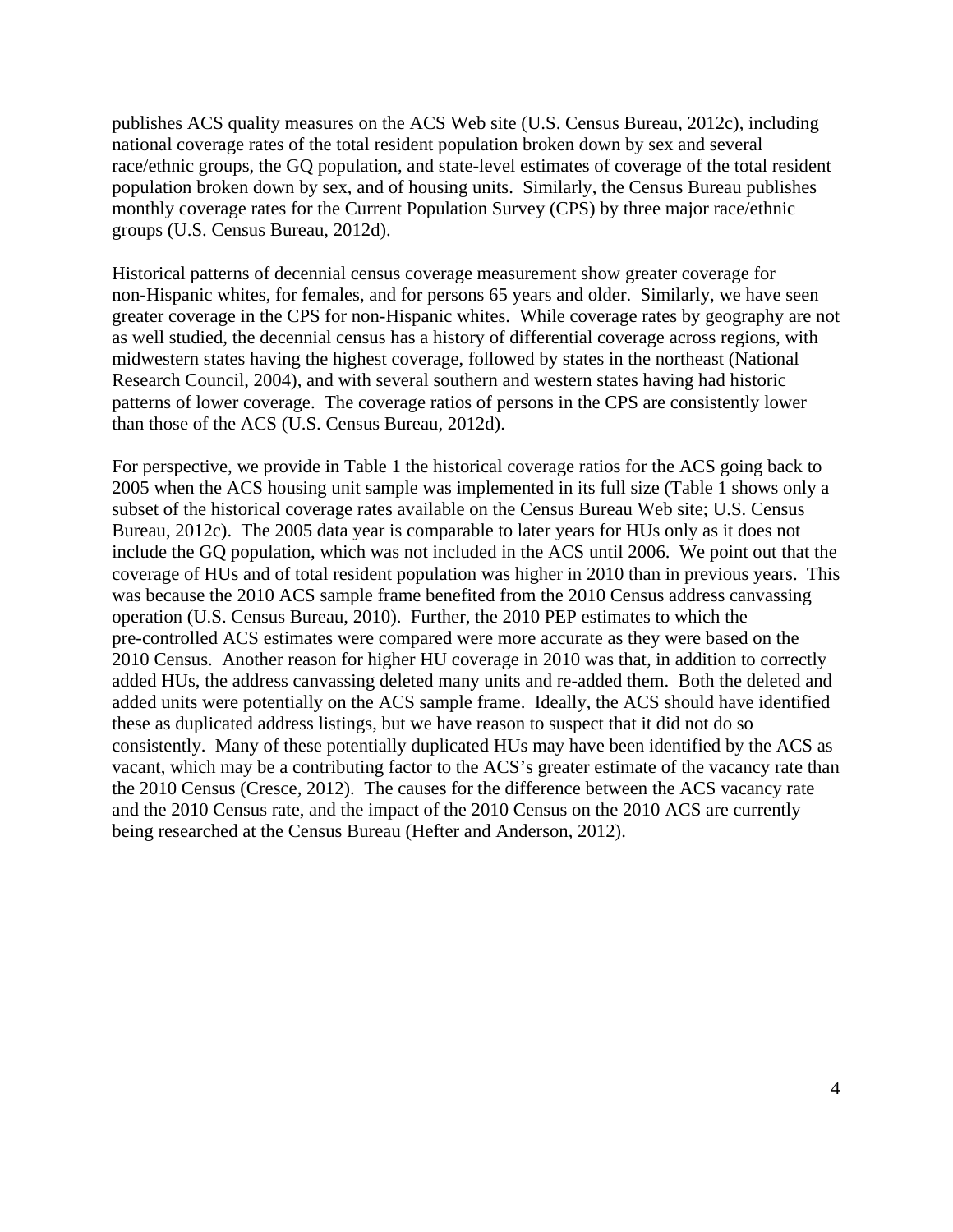publishes ACS quality measures on the ACS Web site (U.S. Census Bureau, 2012c), including national coverage rates of the total resident population broken down by sex and several race/ethnic groups, the GQ population, and state-level estimates of coverage of the total resident population broken down by sex, and of housing units. Similarly, the Census Bureau publishes monthly coverage rates for the Current Population Survey (CPS) by three major race/ethnic groups (U.S. Census Bureau, 2012d).

Historical patterns of decennial census coverage measurement show greater coverage for non-Hispanic whites, for females, and for persons 65 years and older. Similarly, we have seen greater coverage in the CPS for non-Hispanic whites. While coverage rates by geography are not as well studied, the decennial census has a history of differential coverage across regions, with midwestern states having the highest coverage, followed by states in the northeast (National Research Council, 2004), and with several southern and western states having had historic patterns of lower coverage. The coverage ratios of persons in the CPS are consistently lower than those of the ACS (U.S. Census Bureau, 2012d).

For perspective, we provide in Table 1 the historical coverage ratios for the ACS going back to 2005 when the ACS housing unit sample was implemented in its full size (Table 1 shows only a subset of the historical coverage rates available on the Census Bureau Web site; U.S. Census Bureau, 2012c). The 2005 data year is comparable to later years for HUs only as it does not include the GQ population, which was not included in the ACS until 2006. We point out that the coverage of HUs and of total resident population was higher in 2010 than in previous years. This was because the 2010 ACS sample frame benefited from the 2010 Census address canvassing operation (U.S. Census Bureau, 2010). Further, the 2010 PEP estimates to which the pre-controlled ACS estimates were compared were more accurate as they were based on the 2010 Census. Another reason for higher HU coverage in 2010 was that, in addition to correctly added HUs, the address canvassing deleted many units and re-added them. Both the deleted and added units were potentially on the ACS sample frame. Ideally, the ACS should have identified these as duplicated address listings, but we have reason to suspect that it did not do so consistently. Many of these potentially duplicated HUs may have been identified by the ACS as vacant, which may be a contributing factor to the ACS's greater estimate of the vacancy rate than the 2010 Census (Cresce, 2012). The causes for the difference between the ACS vacancy rate and the 2010 Census rate, and the impact of the 2010 Census on the 2010 ACS are currently being researched at the Census Bureau (Hefter and Anderson, 2012).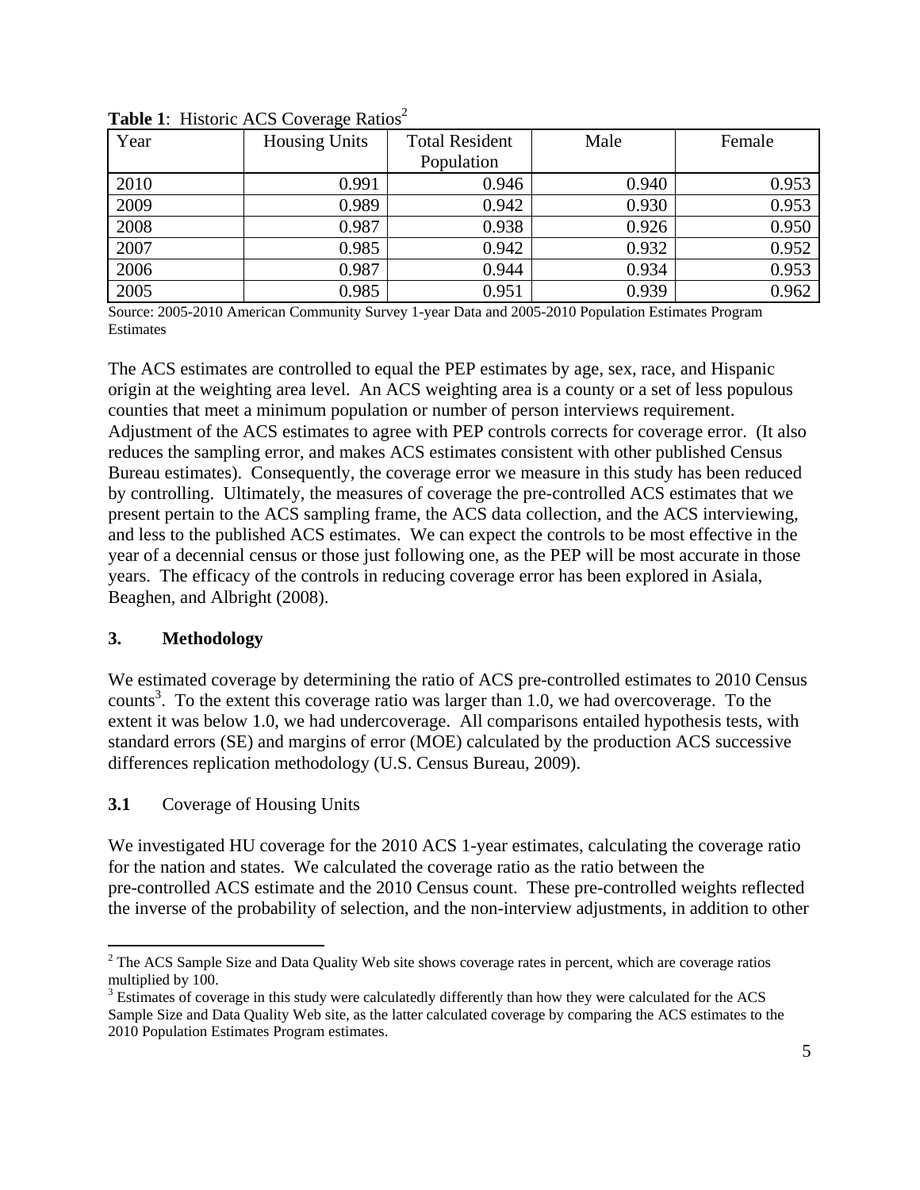**Table 1**: Historic ACS Coverage Ratios[2]

| Year | Housing Units | Total Resident Population | Male | Female |
|---|---|---|---|---|
| 2010 | 0.991 | 0.946 | 0.940 | 0.953 |
| 2009 | 0.989 | 0.942 | 0.930 | 0.953 |
| 2008 | 0.987 | 0.938 | 0.926 | 0.950 |
| 2007 | 0.985 | 0.942 | 0.932 | 0.952 |
| 2006 | 0.987 | 0.944 | 0.934 | 0.953 |
| 2005 | 0.985 | 0.951 | 0.939 | 0.962 |

Source: 2005-2010 American Community Survey 1-year Data and 2005-2010 Population Estimates Program Estimates

The ACS estimates are controlled to equal the PEP estimates by age, sex, race, and Hispanic origin at the weighting area level. An ACS weighting area is a county or a set of less populous counties that meet a minimum population or number of person interviews requirement. Adjustment of the ACS estimates to agree with PEP controls corrects for coverage error. (It also reduces the sampling error, and makes ACS estimates consistent with other published Census Bureau estimates). Consequently, the coverage error we measure in this study has been reduced by controlling. Ultimately, the measures of coverage the pre-controlled ACS estimates that we present pertain to the ACS sampling frame, the ACS data collection, and the ACS interviewing, and less to the published ACS estimates. We can expect the controls to be most effective in the year of a decennial census or those just following one, as the PEP will be most accurate in those years. The efficacy of the controls in reducing coverage error has been explored in Asiala, Beaghen, and Albright (2008).

## 3. Methodology

We estimated coverage by determining the ratio of ACS pre-controlled estimates to 2010 Census counts[3]. To the extent this coverage ratio was larger than 1.0, we had overcoverage. To the extent it was below 1.0, we had undercoverage. All comparisons entailed hypothesis tests, with standard errors (SE) and margins of error (MOE) calculated by the production ACS successive differences replication methodology (U.S. Census Bureau, 2009).

### 3.1 Coverage of Housing Units

We investigated HU coverage for the 2010 ACS 1-year estimates, calculating the coverage ratio for the nation and states. We calculated the coverage ratio as the ratio between the pre-controlled ACS estimate and the 2010 Census count. These pre-controlled weights reflected the inverse of the probability of selection, and the non-interview adjustments, in addition to other

[2] The ACS Sample Size and Data Quality Web site shows coverage rates in percent, which are coverage ratios multiplied by 100.

[3] Estimates of coverage in this study were calculatedly differently than how they were calculated for the ACS Sample Size and Data Quality Web site, as the latter calculated coverage by comparing the ACS estimates to the 2010 Population Estimates Program estimates.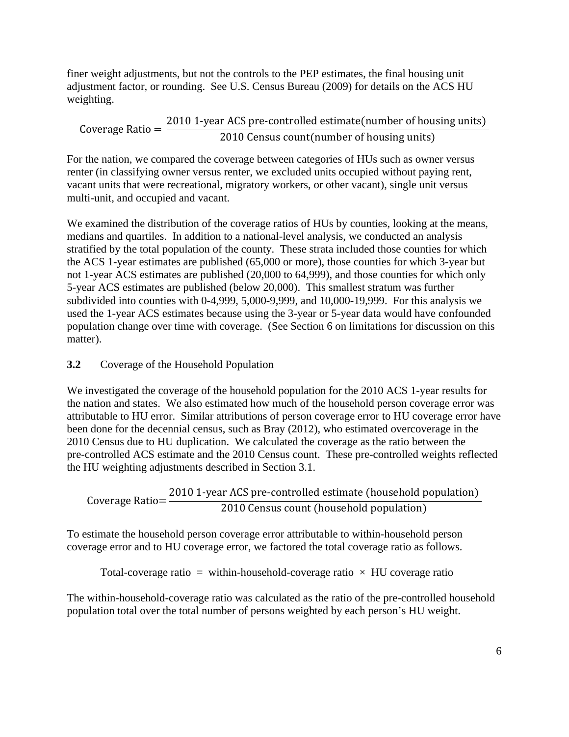finer weight adjustments, but not the controls to the PEP estimates, the final housing unit adjustment factor, or rounding. See U.S. Census Bureau (2009) for details on the ACS HU weighting.

$$\text{Coverage Ratio} = \frac{\text{2010 1-year ACS pre-controlled estimate(number of housing units)}}{\text{2010 Census count(number of housing units)}}$$

For the nation, we compared the coverage between categories of HUs such as owner versus renter (in classifying owner versus renter, we excluded units occupied without paying rent, vacant units that were recreational, migratory workers, or other vacant), single unit versus multi-unit, and occupied and vacant.

We examined the distribution of the coverage ratios of HUs by counties, looking at the means, medians and quartiles. In addition to a national-level analysis, we conducted an analysis stratified by the total population of the county. These strata included those counties for which the ACS 1-year estimates are published (65,000 or more), those counties for which 3-year but not 1-year ACS estimates are published (20,000 to 64,999), and those counties for which only 5-year ACS estimates are published (below 20,000). This smallest stratum was further subdivided into counties with 0-4,999, 5,000-9,999, and 10,000-19,999. For this analysis we used the 1-year ACS estimates because using the 3-year or 5-year data would have confounded population change over time with coverage. (See Section 6 on limitations for discussion on this matter).

### 3.2 Coverage of the Household Population

We investigated the coverage of the household population for the 2010 ACS 1-year results for the nation and states. We also estimated how much of the household person coverage error was attributable to HU error. Similar attributions of person coverage error to HU coverage error have been done for the decennial census, such as Bray (2012), who estimated overcoverage in the 2010 Census due to HU duplication. We calculated the coverage as the ratio between the pre-controlled ACS estimate and the 2010 Census count. These pre-controlled weights reflected the HU weighting adjustments described in Section 3.1.

$$\text{Coverage Ratio} = \frac{\text{2010 1-year ACS pre-controlled estimate (household population)}}{\text{2010 Census count (household population)}}$$

To estimate the household person coverage error attributable to within-household person coverage error and to HU coverage error, we factored the total coverage ratio as follows.

$$\text{Total-coverage ratio} = \text{within-household-coverage ratio} \times \text{HU coverage ratio}$$

The within-household-coverage ratio was calculated as the ratio of the pre-controlled household population total over the total number of persons weighted by each person's HU weight.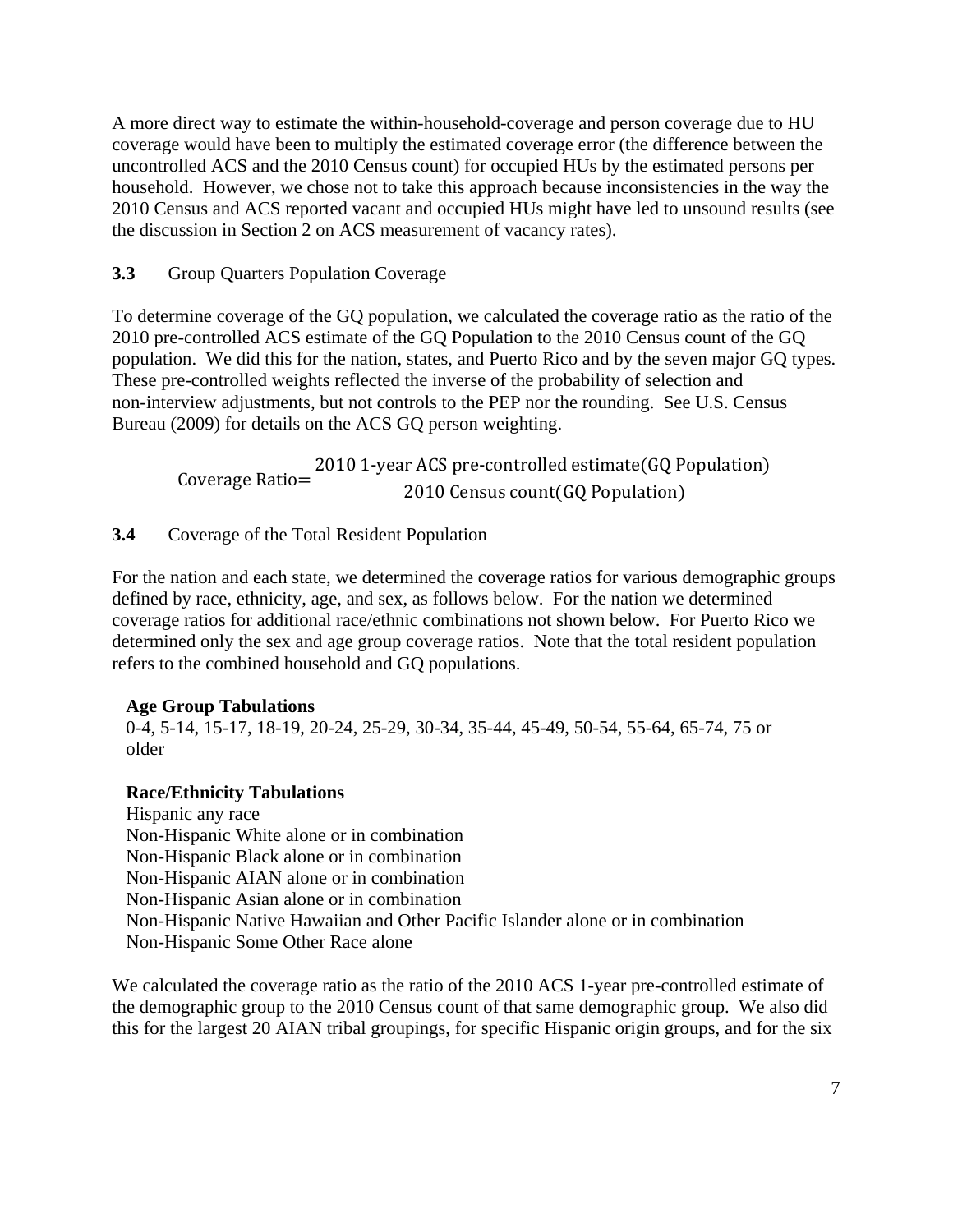A more direct way to estimate the within-household-coverage and person coverage due to HU coverage would have been to multiply the estimated coverage error (the difference between the uncontrolled ACS and the 2010 Census count) for occupied HUs by the estimated persons per household. However, we chose not to take this approach because inconsistencies in the way the 2010 Census and ACS reported vacant and occupied HUs might have led to unsound results (see the discussion in Section 2 on ACS measurement of vacancy rates).

### 3.3 Group Quarters Population Coverage

To determine coverage of the GQ population, we calculated the coverage ratio as the ratio of the 2010 pre-controlled ACS estimate of the GQ Population to the 2010 Census count of the GQ population. We did this for the nation, states, and Puerto Rico and by the seven major GQ types. These pre-controlled weights reflected the inverse of the probability of selection and non-interview adjustments, but not controls to the PEP nor the rounding. See U.S. Census Bureau (2009) for details on the ACS GQ person weighting.

$$\text{Coverage Ratio} = \frac{\text{2010 1-year ACS pre-controlled estimate(GQ Population)}}{\text{2010 Census count(GQ Population)}}$$

### 3.4 Coverage of the Total Resident Population

For the nation and each state, we determined the coverage ratios for various demographic groups defined by race, ethnicity, age, and sex, as follows below. For the nation we determined coverage ratios for additional race/ethnic combinations not shown below. For Puerto Rico we determined only the sex and age group coverage ratios. Note that the total resident population refers to the combined household and GQ populations.

**Age Group Tabulations**
0-4, 5-14, 15-17, 18-19, 20-24, 25-29, 30-34, 35-44, 45-49, 50-54, 55-64, 65-74, 75 or older

**Race/Ethnicity Tabulations**
Hispanic any race
Non-Hispanic White alone or in combination
Non-Hispanic Black alone or in combination
Non-Hispanic AIAN alone or in combination
Non-Hispanic Asian alone or in combination
Non-Hispanic Native Hawaiian and Other Pacific Islander alone or in combination
Non-Hispanic Some Other Race alone

We calculated the coverage ratio as the ratio of the 2010 ACS 1-year pre-controlled estimate of the demographic group to the 2010 Census count of that same demographic group. We also did this for the largest 20 AIAN tribal groupings, for specific Hispanic origin groups, and for the six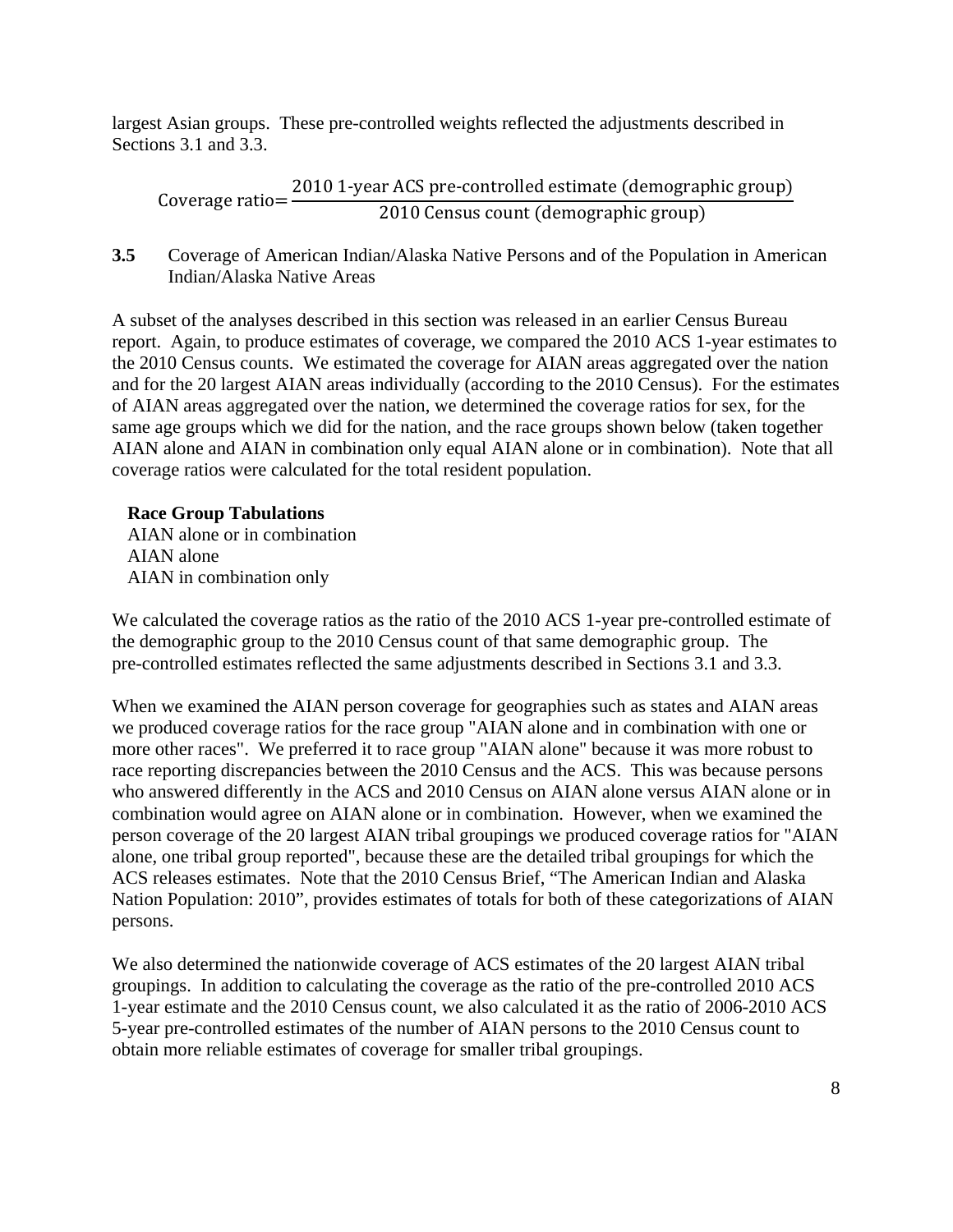largest Asian groups. These pre-controlled weights reflected the adjustments described in Sections 3.1 and 3.3.

$$\text{Coverage ratio} = \frac{\text{2010 1-year ACS pre-controlled estimate (demographic group)}}{\text{2010 Census count (demographic group)}}$$

**3.5** Coverage of American Indian/Alaska Native Persons and of the Population in American Indian/Alaska Native Areas

A subset of the analyses described in this section was released in an earlier Census Bureau report. Again, to produce estimates of coverage, we compared the 2010 ACS 1-year estimates to the 2010 Census counts. We estimated the coverage for AIAN areas aggregated over the nation and for the 20 largest AIAN areas individually (according to the 2010 Census). For the estimates of AIAN areas aggregated over the nation, we determined the coverage ratios for sex, for the same age groups which we did for the nation, and the race groups shown below (taken together AIAN alone and AIAN in combination only equal AIAN alone or in combination). Note that all coverage ratios were calculated for the total resident population.

**Race Group Tabulations**
AIAN alone or in combination
AIAN alone
AIAN in combination only

We calculated the coverage ratios as the ratio of the 2010 ACS 1-year pre-controlled estimate of the demographic group to the 2010 Census count of that same demographic group. The pre-controlled estimates reflected the same adjustments described in Sections 3.1 and 3.3.

When we examined the AIAN person coverage for geographies such as states and AIAN areas we produced coverage ratios for the race group "AIAN alone and in combination with one or more other races". We preferred it to race group "AIAN alone" because it was more robust to race reporting discrepancies between the 2010 Census and the ACS. This was because persons who answered differently in the ACS and 2010 Census on AIAN alone versus AIAN alone or in combination would agree on AIAN alone or in combination. However, when we examined the person coverage of the 20 largest AIAN tribal groupings we produced coverage ratios for "AIAN alone, one tribal group reported", because these are the detailed tribal groupings for which the ACS releases estimates. Note that the 2010 Census Brief, "The American Indian and Alaska Nation Population: 2010", provides estimates of totals for both of these categorizations of AIAN persons.

We also determined the nationwide coverage of ACS estimates of the 20 largest AIAN tribal groupings. In addition to calculating the coverage as the ratio of the pre-controlled 2010 ACS 1-year estimate and the 2010 Census count, we also calculated it as the ratio of 2006-2010 ACS 5-year pre-controlled estimates of the number of AIAN persons to the 2010 Census count to obtain more reliable estimates of coverage for smaller tribal groupings.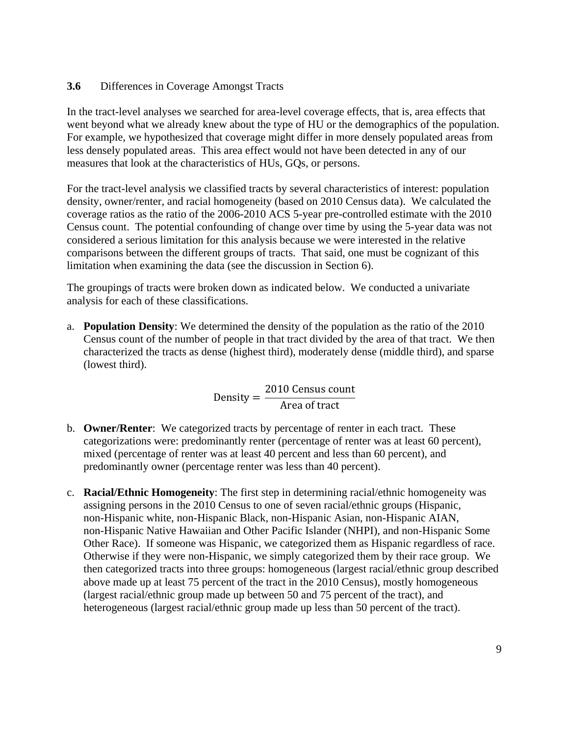### 3.6 Differences in Coverage Amongst Tracts

In the tract-level analyses we searched for area-level coverage effects, that is, area effects that went beyond what we already knew about the type of HU or the demographics of the population. For example, we hypothesized that coverage might differ in more densely populated areas from less densely populated areas. This area effect would not have been detected in any of our measures that look at the characteristics of HUs, GQs, or persons.

For the tract-level analysis we classified tracts by several characteristics of interest: population density, owner/renter, and racial homogeneity (based on 2010 Census data). We calculated the coverage ratios as the ratio of the 2006-2010 ACS 5-year pre-controlled estimate with the 2010 Census count. The potential confounding of change over time by using the 5-year data was not considered a serious limitation for this analysis because we were interested in the relative comparisons between the different groups of tracts. That said, one must be cognizant of this limitation when examining the data (see the discussion in Section 6).

The groupings of tracts were broken down as indicated below. We conducted a univariate analysis for each of these classifications.

a. **Population Density**: We determined the density of the population as the ratio of the 2010 Census count of the number of people in that tract divided by the area of that tract. We then characterized the tracts as dense (highest third), moderately dense (middle third), and sparse (lowest third).

$$\text{Density} = \frac{\text{2010 Census count}}{\text{Area of tract}}$$

b. **Owner/Renter**: We categorized tracts by percentage of renter in each tract. These categorizations were: predominantly renter (percentage of renter was at least 60 percent), mixed (percentage of renter was at least 40 percent and less than 60 percent), and predominantly owner (percentage renter was less than 40 percent).

c. **Racial/Ethnic Homogeneity**: The first step in determining racial/ethnic homogeneity was assigning persons in the 2010 Census to one of seven racial/ethnic groups (Hispanic, non-Hispanic white, non-Hispanic Black, non-Hispanic Asian, non-Hispanic AIAN, non-Hispanic Native Hawaiian and Other Pacific Islander (NHPI), and non-Hispanic Some Other Race). If someone was Hispanic, we categorized them as Hispanic regardless of race. Otherwise if they were non-Hispanic, we simply categorized them by their race group. We then categorized tracts into three groups: homogeneous (largest racial/ethnic group described above made up at least 75 percent of the tract in the 2010 Census), mostly homogeneous (largest racial/ethnic group made up between 50 and 75 percent of the tract), and heterogeneous (largest racial/ethnic group made up less than 50 percent of the tract).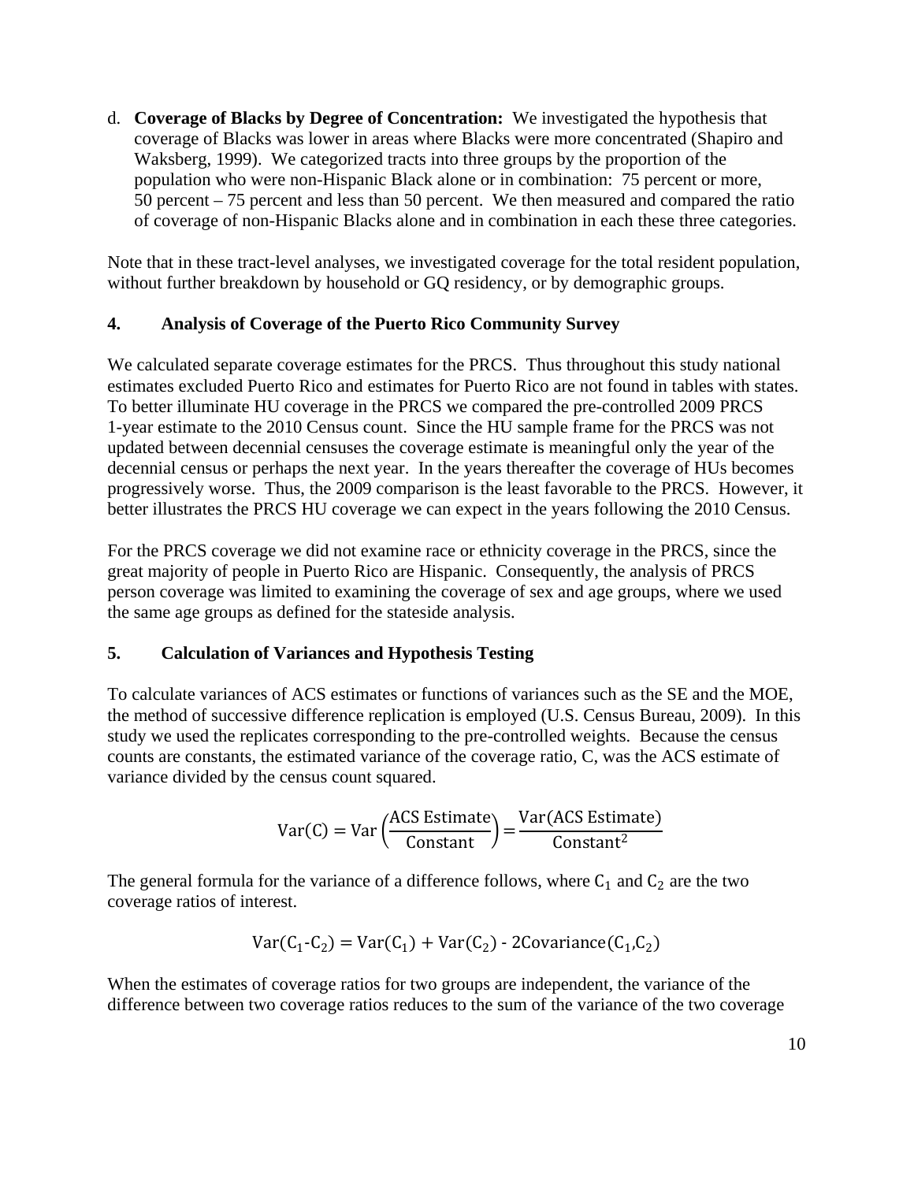d. **Coverage of Blacks by Degree of Concentration:** We investigated the hypothesis that coverage of Blacks was lower in areas where Blacks were more concentrated (Shapiro and Waksberg, 1999). We categorized tracts into three groups by the proportion of the population who were non-Hispanic Black alone or in combination: 75 percent or more, 50 percent – 75 percent and less than 50 percent. We then measured and compared the ratio of coverage of non-Hispanic Blacks alone and in combination in each these three categories.

Note that in these tract-level analyses, we investigated coverage for the total resident population, without further breakdown by household or GQ residency, or by demographic groups.

## 4. Analysis of Coverage of the Puerto Rico Community Survey

We calculated separate coverage estimates for the PRCS. Thus throughout this study national estimates excluded Puerto Rico and estimates for Puerto Rico are not found in tables with states. To better illuminate HU coverage in the PRCS we compared the pre-controlled 2009 PRCS 1-year estimate to the 2010 Census count. Since the HU sample frame for the PRCS was not updated between decennial censuses the coverage estimate is meaningful only the year of the decennial census or perhaps the next year. In the years thereafter the coverage of HUs becomes progressively worse. Thus, the 2009 comparison is the least favorable to the PRCS. However, it better illustrates the PRCS HU coverage we can expect in the years following the 2010 Census.

For the PRCS coverage we did not examine race or ethnicity coverage in the PRCS, since the great majority of people in Puerto Rico are Hispanic. Consequently, the analysis of PRCS person coverage was limited to examining the coverage of sex and age groups, where we used the same age groups as defined for the stateside analysis.

## 5. Calculation of Variances and Hypothesis Testing

To calculate variances of ACS estimates or functions of variances such as the SE and the MOE, the method of successive difference replication is employed (U.S. Census Bureau, 2009). In this study we used the replicates corresponding to the pre-controlled weights. Because the census counts are constants, the estimated variance of the coverage ratio, C, was the ACS estimate of variance divided by the census count squared.

$$\mathrm{Var(C)} = \mathrm{Var}\left(\frac{\text{ACS Estimate}}{\text{Constant}}\right) = \frac{\text{Var(ACS Estimate)}}{\text{Constant}^2}$$

The general formula for the variance of a difference follows, where $C_1$ and $C_2$ are the two coverage ratios of interest.

$$\mathrm{Var}(C_1\text{-}C_2) = \mathrm{Var}(C_1) + \mathrm{Var}(C_2) \text{ - } 2\mathrm{Covariance}(C_1,C_2)$$

When the estimates of coverage ratios for two groups are independent, the variance of the difference between two coverage ratios reduces to the sum of the variance of the two coverage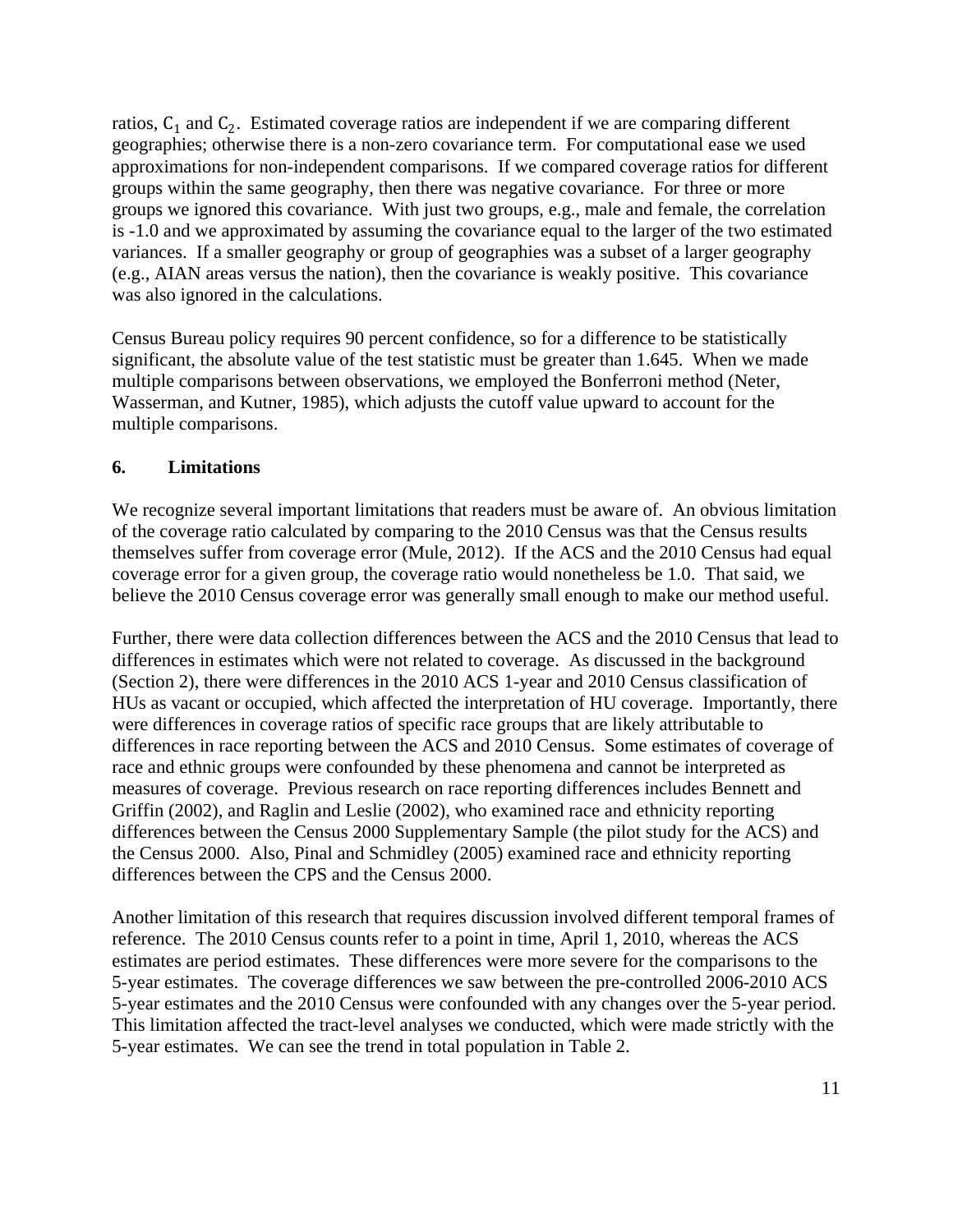ratios, $C_1$ and $C_2$. Estimated coverage ratios are independent if we are comparing different geographies; otherwise there is a non-zero covariance term. For computational ease we used approximations for non-independent comparisons. If we compared coverage ratios for different groups within the same geography, then there was negative covariance. For three or more groups we ignored this covariance. With just two groups, e.g., male and female, the correlation is -1.0 and we approximated by assuming the covariance equal to the larger of the two estimated variances. If a smaller geography or group of geographies was a subset of a larger geography (e.g., AIAN areas versus the nation), then the covariance is weakly positive. This covariance was also ignored in the calculations.

Census Bureau policy requires 90 percent confidence, so for a difference to be statistically significant, the absolute value of the test statistic must be greater than 1.645. When we made multiple comparisons between observations, we employed the Bonferroni method (Neter, Wasserman, and Kutner, 1985), which adjusts the cutoff value upward to account for the multiple comparisons.

## 6. Limitations

We recognize several important limitations that readers must be aware of. An obvious limitation of the coverage ratio calculated by comparing to the 2010 Census was that the Census results themselves suffer from coverage error (Mule, 2012). If the ACS and the 2010 Census had equal coverage error for a given group, the coverage ratio would nonetheless be 1.0. That said, we believe the 2010 Census coverage error was generally small enough to make our method useful.

Further, there were data collection differences between the ACS and the 2010 Census that lead to differences in estimates which were not related to coverage. As discussed in the background (Section 2), there were differences in the 2010 ACS 1-year and 2010 Census classification of HUs as vacant or occupied, which affected the interpretation of HU coverage. Importantly, there were differences in coverage ratios of specific race groups that are likely attributable to differences in race reporting between the ACS and 2010 Census. Some estimates of coverage of race and ethnic groups were confounded by these phenomena and cannot be interpreted as measures of coverage. Previous research on race reporting differences includes Bennett and Griffin (2002), and Raglin and Leslie (2002), who examined race and ethnicity reporting differences between the Census 2000 Supplementary Sample (the pilot study for the ACS) and the Census 2000. Also, Pinal and Schmidley (2005) examined race and ethnicity reporting differences between the CPS and the Census 2000.

Another limitation of this research that requires discussion involved different temporal frames of reference. The 2010 Census counts refer to a point in time, April 1, 2010, whereas the ACS estimates are period estimates. These differences were more severe for the comparisons to the 5-year estimates. The coverage differences we saw between the pre-controlled 2006-2010 ACS 5-year estimates and the 2010 Census were confounded with any changes over the 5-year period. This limitation affected the tract-level analyses we conducted, which were made strictly with the 5-year estimates. We can see the trend in total population in Table 2.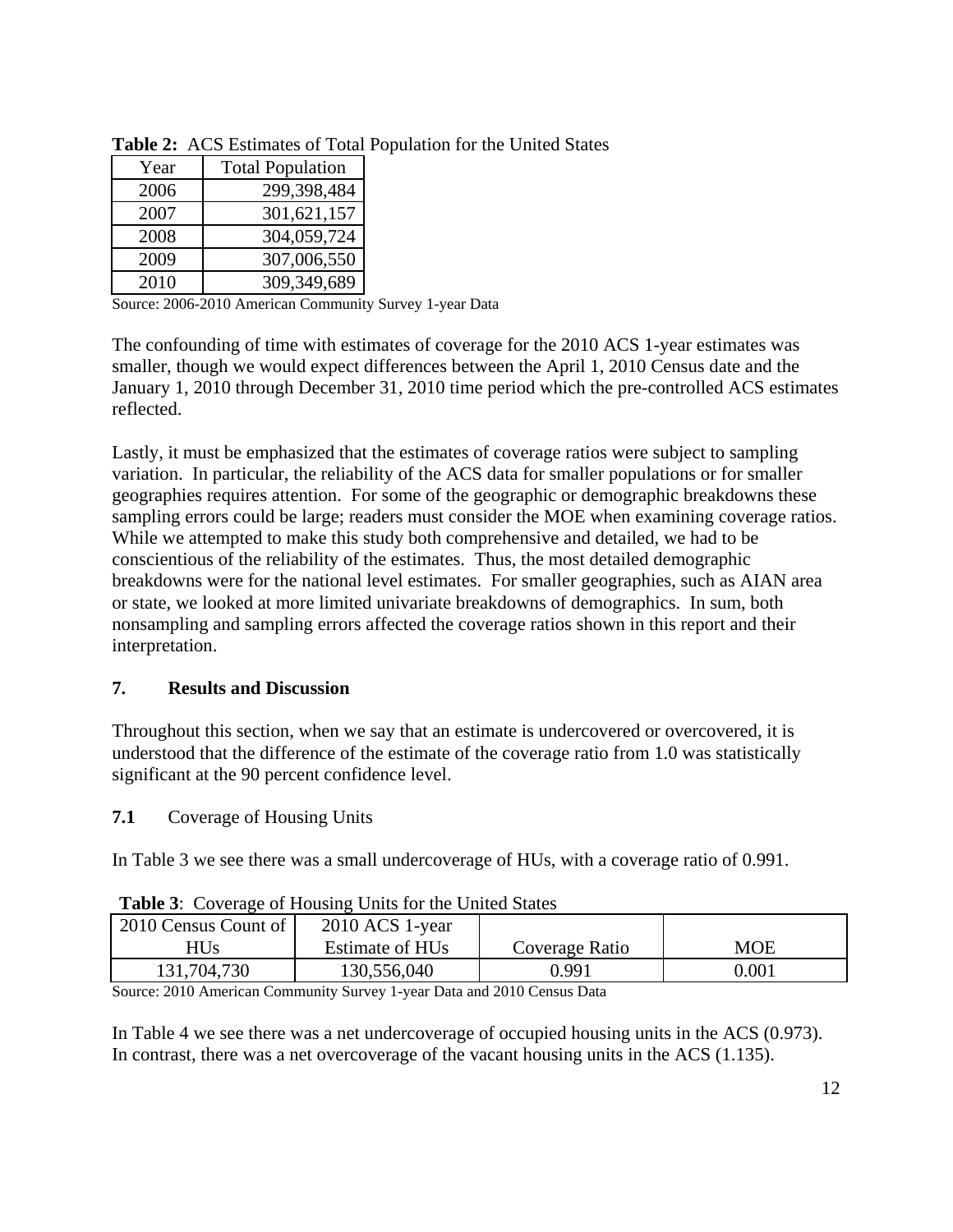**Table 2:** ACS Estimates of Total Population for the United States

| Year | Total Population |
|---|---|
| 2006 | 299,398,484 |
| 2007 | 301,621,157 |
| 2008 | 304,059,724 |
| 2009 | 307,006,550 |
| 2010 | 309,349,689 |

Source: 2006-2010 American Community Survey 1-year Data

The confounding of time with estimates of coverage for the 2010 ACS 1-year estimates was smaller, though we would expect differences between the April 1, 2010 Census date and the January 1, 2010 through December 31, 2010 time period which the pre-controlled ACS estimates reflected.

Lastly, it must be emphasized that the estimates of coverage ratios were subject to sampling variation. In particular, the reliability of the ACS data for smaller populations or for smaller geographies requires attention. For some of the geographic or demographic breakdowns these sampling errors could be large; readers must consider the MOE when examining coverage ratios. While we attempted to make this study both comprehensive and detailed, we had to be conscientious of the reliability of the estimates. Thus, the most detailed demographic breakdowns were for the national level estimates. For smaller geographies, such as AIAN area or state, we looked at more limited univariate breakdowns of demographics. In sum, both nonsampling and sampling errors affected the coverage ratios shown in this report and their interpretation.

## 7. Results and Discussion

Throughout this section, when we say that an estimate is undercovered or overcovered, it is understood that the difference of the estimate of the coverage ratio from 1.0 was statistically significant at the 90 percent confidence level.

### 7.1 Coverage of Housing Units

In Table 3 we see there was a small undercoverage of HUs, with a coverage ratio of 0.991.

**Table 3**: Coverage of Housing Units for the United States

| 2010 Census Count of HUs | 2010 ACS 1-year Estimate of HUs | Coverage Ratio | MOE |
|---|---|---|---|
| 131,704,730 | 130,556,040 | 0.991 | 0.001 |

Source: 2010 American Community Survey 1-year Data and 2010 Census Data

In Table 4 we see there was a net undercoverage of occupied housing units in the ACS (0.973). In contrast, there was a net overcoverage of the vacant housing units in the ACS (1.135).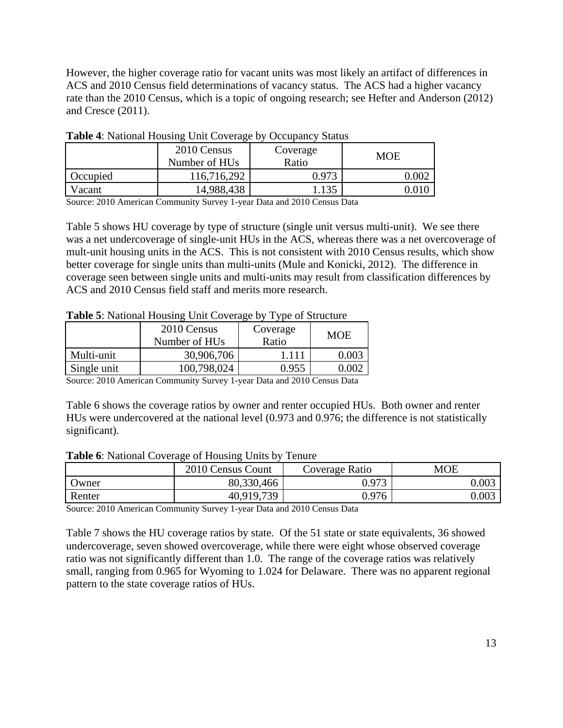However, the higher coverage ratio for vacant units was most likely an artifact of differences in ACS and 2010 Census field determinations of vacancy status. The ACS had a higher vacancy rate than the 2010 Census, which is a topic of ongoing research; see Hefter and Anderson (2012) and Cresce (2011).

**Table 4**: National Housing Unit Coverage by Occupancy Status

| | 2010 Census Number of HUs | Coverage Ratio | MOE |
|---|---|---|---|
| Occupied | 116,716,292 | 0.973 | 0.002 |
| Vacant | 14,988,438 | 1.135 | 0.010 |

Source: 2010 American Community Survey 1-year Data and 2010 Census Data

Table 5 shows HU coverage by type of structure (single unit versus multi-unit). We see there was a net undercoverage of single-unit HUs in the ACS, whereas there was a net overcoverage of mult-unit housing units in the ACS. This is not consistent with 2010 Census results, which show better coverage for single units than multi-units (Mule and Konicki, 2012). The difference in coverage seen between single units and multi-units may result from classification differences by ACS and 2010 Census field staff and merits more research.

**Table 5**: National Housing Unit Coverage by Type of Structure

| | 2010 Census Number of HUs | Coverage Ratio | MOE |
|---|---|---|---|
| Multi-unit | 30,906,706 | 1.111 | 0.003 |
| Single unit | 100,798,024 | 0.955 | 0.002 |

Source: 2010 American Community Survey 1-year Data and 2010 Census Data

Table 6 shows the coverage ratios by owner and renter occupied HUs. Both owner and renter HUs were undercovered at the national level (0.973 and 0.976; the difference is not statistically significant).

**Table 6**: National Coverage of Housing Units by Tenure

| | 2010 Census Count | Coverage Ratio | MOE |
|---|---|---|---|
| Owner | 80,330,466 | 0.973 | 0.003 |
| Renter | 40,919,739 | 0.976 | 0.003 |

Source: 2010 American Community Survey 1-year Data and 2010 Census Data

Table 7 shows the HU coverage ratios by state. Of the 51 state or state equivalents, 36 showed undercoverage, seven showed overcoverage, while there were eight whose observed coverage ratio was not significantly different than 1.0. The range of the coverage ratios was relatively small, ranging from 0.965 for Wyoming to 1.024 for Delaware. There was no apparent regional pattern to the state coverage ratios of HUs.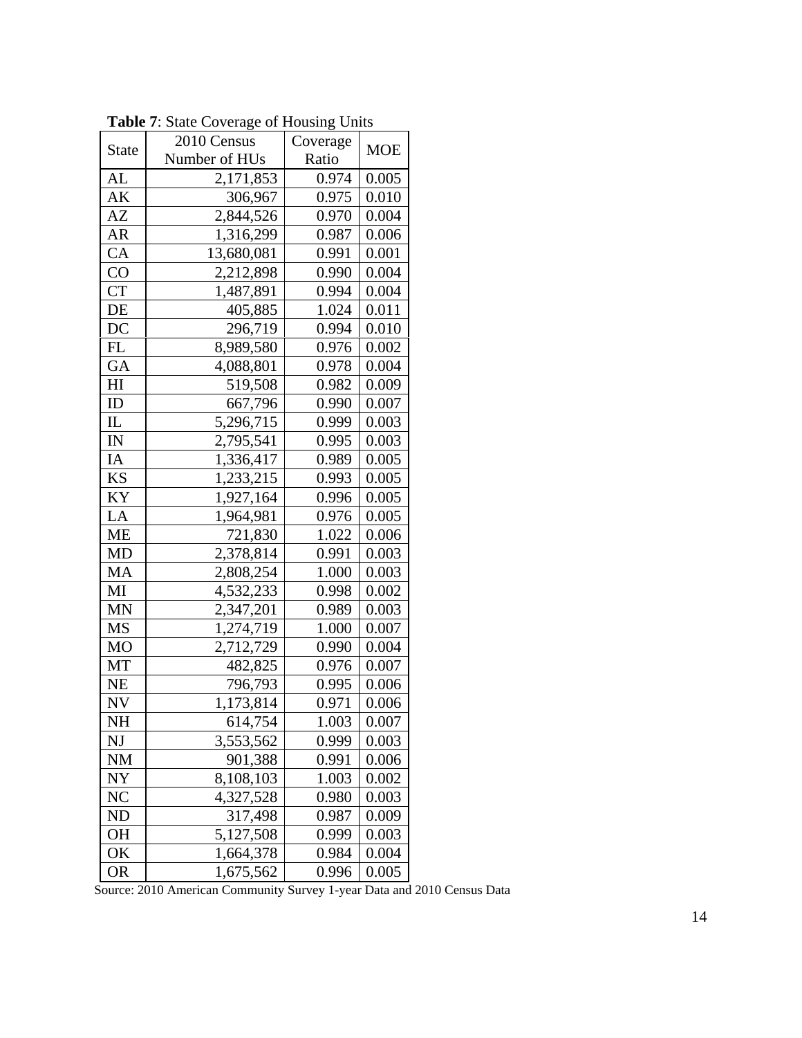**Table 7**: State Coverage of Housing Units

| State | 2010 Census Number of HUs | Coverage Ratio | MOE |
|---|---|---|---|
| AL | 2,171,853 | 0.974 | 0.005 |
| AK | 306,967 | 0.975 | 0.010 |
| AZ | 2,844,526 | 0.970 | 0.004 |
| AR | 1,316,299 | 0.987 | 0.006 |
| CA | 13,680,081 | 0.991 | 0.001 |
| CO | 2,212,898 | 0.990 | 0.004 |
| CT | 1,487,891 | 0.994 | 0.004 |
| DE | 405,885 | 1.024 | 0.011 |
| DC | 296,719 | 0.994 | 0.010 |
| FL | 8,989,580 | 0.976 | 0.002 |
| GA | 4,088,801 | 0.978 | 0.004 |
| HI | 519,508 | 0.982 | 0.009 |
| ID | 667,796 | 0.990 | 0.007 |
| IL | 5,296,715 | 0.999 | 0.003 |
| IN | 2,795,541 | 0.995 | 0.003 |
| IA | 1,336,417 | 0.989 | 0.005 |
| KS | 1,233,215 | 0.993 | 0.005 |
| KY | 1,927,164 | 0.996 | 0.005 |
| LA | 1,964,981 | 0.976 | 0.005 |
| ME | 721,830 | 1.022 | 0.006 |
| MD | 2,378,814 | 0.991 | 0.003 |
| MA | 2,808,254 | 1.000 | 0.003 |
| MI | 4,532,233 | 0.998 | 0.002 |
| MN | 2,347,201 | 0.989 | 0.003 |
| MS | 1,274,719 | 1.000 | 0.007 |
| MO | 2,712,729 | 0.990 | 0.004 |
| MT | 482,825 | 0.976 | 0.007 |
| NE | 796,793 | 0.995 | 0.006 |
| NV | 1,173,814 | 0.971 | 0.006 |
| NH | 614,754 | 1.003 | 0.007 |
| NJ | 3,553,562 | 0.999 | 0.003 |
| NM | 901,388 | 0.991 | 0.006 |
| NY | 8,108,103 | 1.003 | 0.002 |
| NC | 4,327,528 | 0.980 | 0.003 |
| ND | 317,498 | 0.987 | 0.009 |
| OH | 5,127,508 | 0.999 | 0.003 |
| OK | 1,664,378 | 0.984 | 0.004 |
| OR | 1,675,562 | 0.996 | 0.005 |

Source: 2010 American Community Survey 1-year Data and 2010 Census Data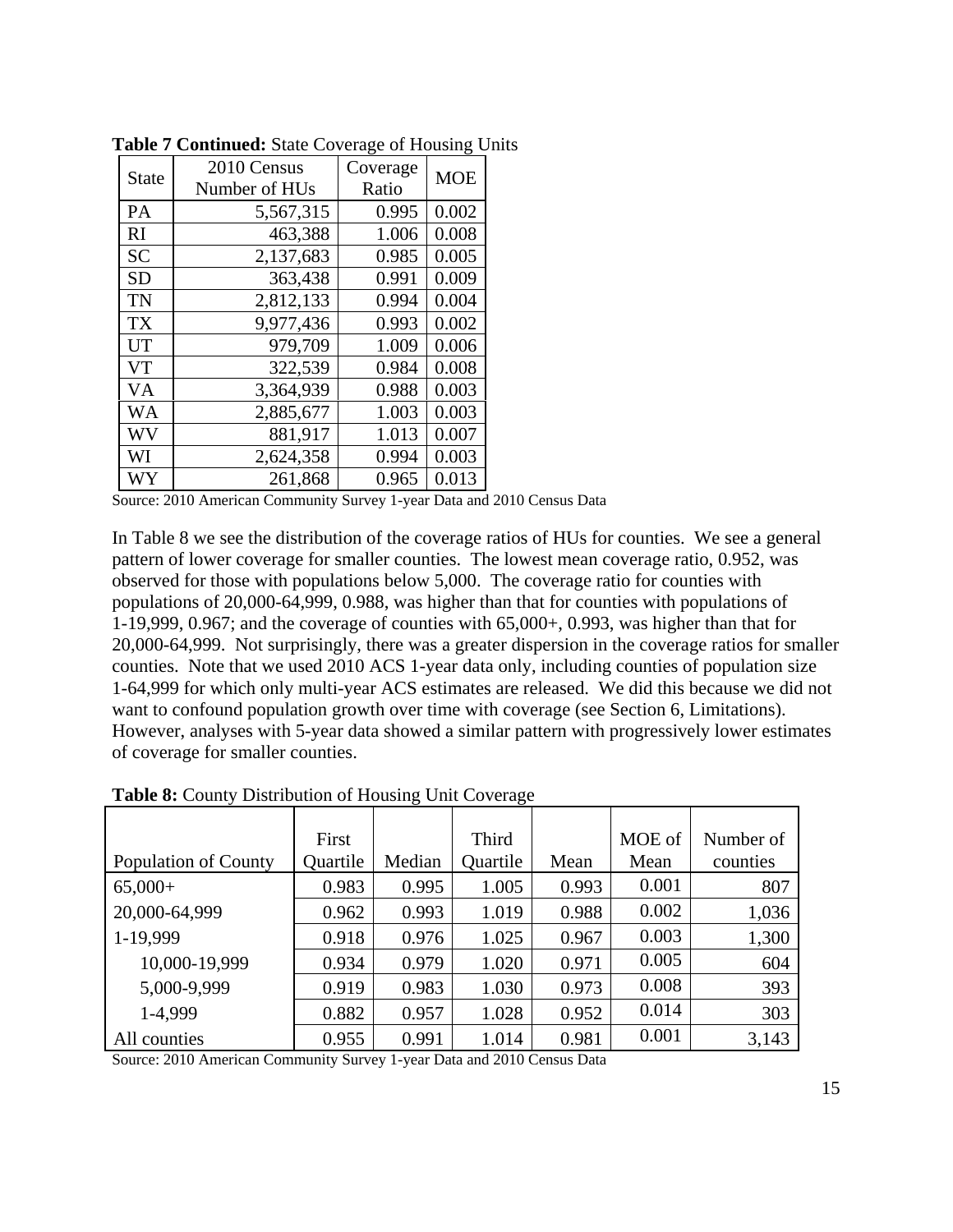**Table 7 Continued:** State Coverage of Housing Units

| State | 2010 Census Number of HUs | Coverage Ratio | MOE |
|---|---|---|---|
| PA | 5,567,315 | 0.995 | 0.002 |
| RI | 463,388 | 1.006 | 0.008 |
| SC | 2,137,683 | 0.985 | 0.005 |
| SD | 363,438 | 0.991 | 0.009 |
| TN | 2,812,133 | 0.994 | 0.004 |
| TX | 9,977,436 | 0.993 | 0.002 |
| UT | 979,709 | 1.009 | 0.006 |
| VT | 322,539 | 0.984 | 0.008 |
| VA | 3,364,939 | 0.988 | 0.003 |
| WA | 2,885,677 | 1.003 | 0.003 |
| WV | 881,917 | 1.013 | 0.007 |
| WI | 2,624,358 | 0.994 | 0.003 |
| WY | 261,868 | 0.965 | 0.013 |

Source: 2010 American Community Survey 1-year Data and 2010 Census Data

In Table 8 we see the distribution of the coverage ratios of HUs for counties. We see a general pattern of lower coverage for smaller counties. The lowest mean coverage ratio, 0.952, was observed for those with populations below 5,000. The coverage ratio for counties with populations of 20,000-64,999, 0.988, was higher than that for counties with populations of 1-19,999, 0.967; and the coverage of counties with 65,000+, 0.993, was higher than that for 20,000-64,999. Not surprisingly, there was a greater dispersion in the coverage ratios for smaller counties. Note that we used 2010 ACS 1-year data only, including counties of population size 1-64,999 for which only multi-year ACS estimates are released. We did this because we did not want to confound population growth over time with coverage (see Section 6, Limitations). However, analyses with 5-year data showed a similar pattern with progressively lower estimates of coverage for smaller counties.

**Table 8:** County Distribution of Housing Unit Coverage

| Population of County | First Quartile | Median | Third Quartile | Mean | MOE of Mean | Number of counties |
|---|---|---|---|---|---|---|
| 65,000+ | 0.983 | 0.995 | 1.005 | 0.993 | 0.001 | 807 |
| 20,000-64,999 | 0.962 | 0.993 | 1.019 | 0.988 | 0.002 | 1,036 |
| 1-19,999 | 0.918 | 0.976 | 1.025 | 0.967 | 0.003 | 1,300 |
| 10,000-19,999 | 0.934 | 0.979 | 1.020 | 0.971 | 0.005 | 604 |
| 5,000-9,999 | 0.919 | 0.983 | 1.030 | 0.973 | 0.008 | 393 |
| 1-4,999 | 0.882 | 0.957 | 1.028 | 0.952 | 0.014 | 303 |
| All counties | 0.955 | 0.991 | 1.014 | 0.981 | 0.001 | 3,143 |

Source: 2010 American Community Survey 1-year Data and 2010 Census Data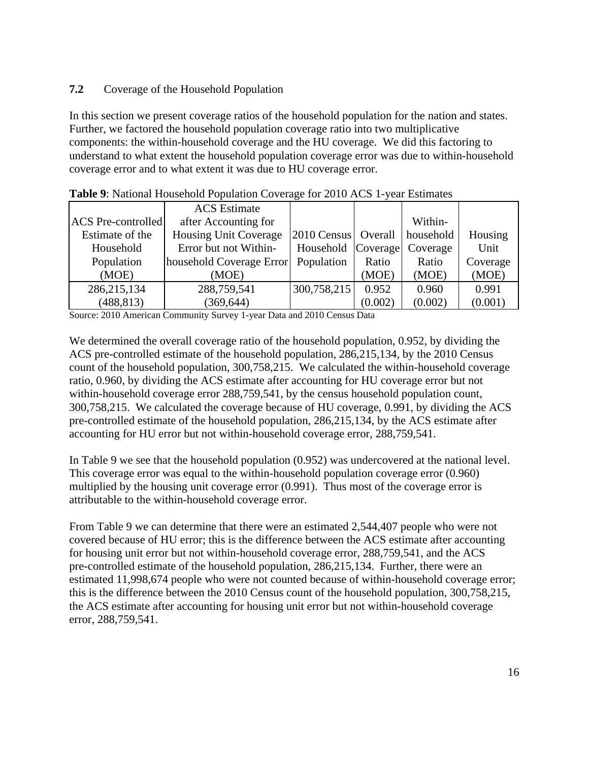## 7.2 Coverage of the Household Population

In this section we present coverage ratios of the household population for the nation and states. Further, we factored the household population coverage ratio into two multiplicative components: the within-household coverage and the HU coverage. We did this factoring to understand to what extent the household population coverage error was due to within-household coverage error and to what extent it was due to HU coverage error.

**Table 9**: National Household Population Coverage for 2010 ACS 1-year Estimates

| ACS Pre-controlled Estimate of the Household Population (MOE) | ACS Estimate after Accounting for Housing Unit Coverage Error but not Within-household Coverage Error (MOE) | 2010 Census Household Population | Overall Coverage Ratio (MOE) | Within-household Coverage Ratio (MOE) | Housing Unit Coverage (MOE) |
|---|---|---|---|---|---|
| 286,215,134 (488,813) | 288,759,541 (369,644) | 300,758,215 | 0.952 (0.002) | 0.960 (0.002) | 0.991 (0.001) |

Source: 2010 American Community Survey 1-year Data and 2010 Census Data

We determined the overall coverage ratio of the household population, 0.952, by dividing the ACS pre-controlled estimate of the household population, 286,215,134, by the 2010 Census count of the household population, 300,758,215. We calculated the within-household coverage ratio, 0.960, by dividing the ACS estimate after accounting for HU coverage error but not within-household coverage error 288,759,541, by the census household population count, 300,758,215. We calculated the coverage because of HU coverage, 0.991, by dividing the ACS pre-controlled estimate of the household population, 286,215,134, by the ACS estimate after accounting for HU error but not within-household coverage error, 288,759,541.

In Table 9 we see that the household population (0.952) was undercovered at the national level. This coverage error was equal to the within-household population coverage error (0.960) multiplied by the housing unit coverage error (0.991). Thus most of the coverage error is attributable to the within-household coverage error.

From Table 9 we can determine that there were an estimated 2,544,407 people who were not covered because of HU error; this is the difference between the ACS estimate after accounting for housing unit error but not within-household coverage error, 288,759,541, and the ACS pre-controlled estimate of the household population, 286,215,134. Further, there were an estimated 11,998,674 people who were not counted because of within-household coverage error; this is the difference between the 2010 Census count of the household population, 300,758,215, the ACS estimate after accounting for housing unit error but not within-household coverage error, 288,759,541.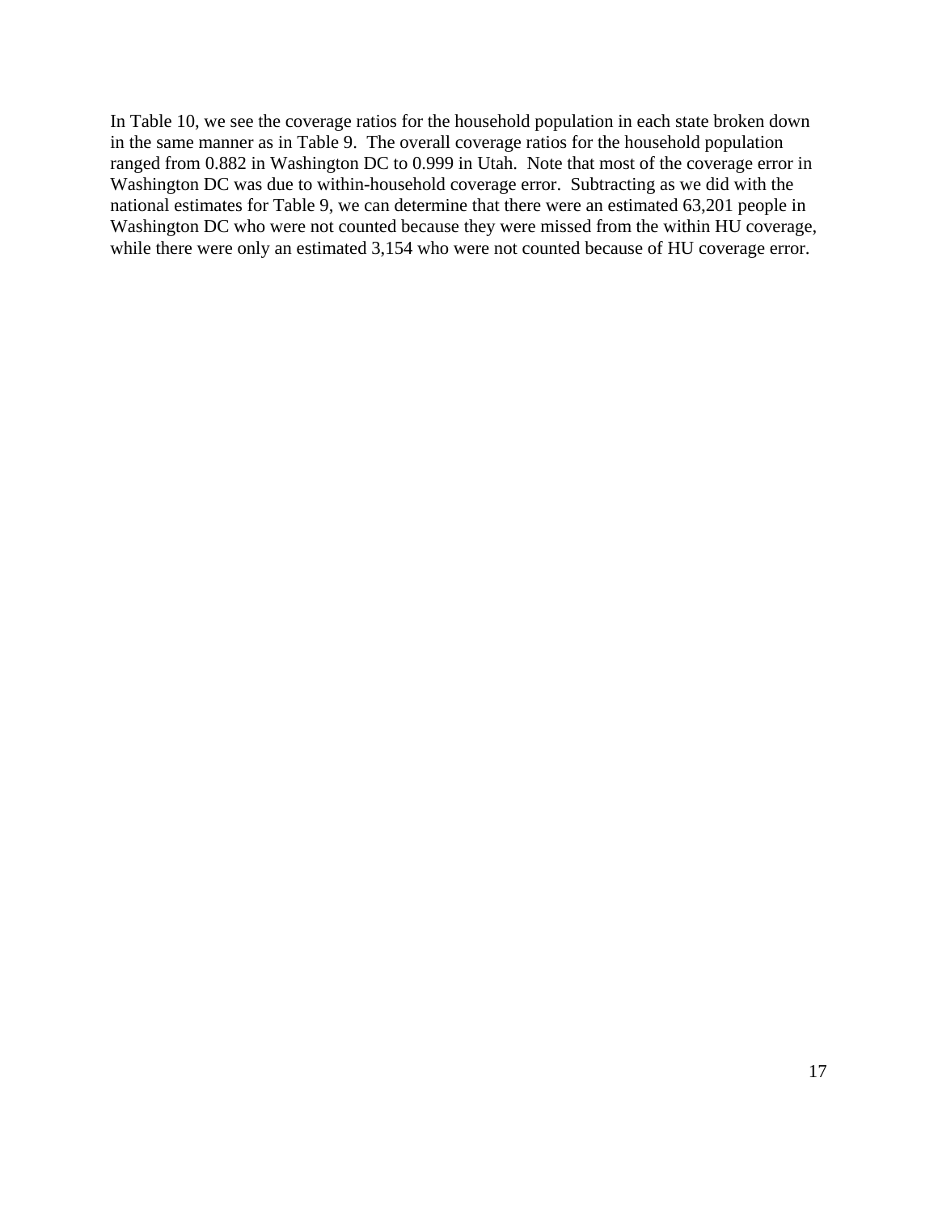In Table 10, we see the coverage ratios for the household population in each state broken down in the same manner as in Table 9. The overall coverage ratios for the household population ranged from 0.882 in Washington DC to 0.999 in Utah. Note that most of the coverage error in Washington DC was due to within-household coverage error. Subtracting as we did with the national estimates for Table 9, we can determine that there were an estimated 63,201 people in Washington DC who were not counted because they were missed from the within HU coverage, while there were only an estimated 3,154 who were not counted because of HU coverage error.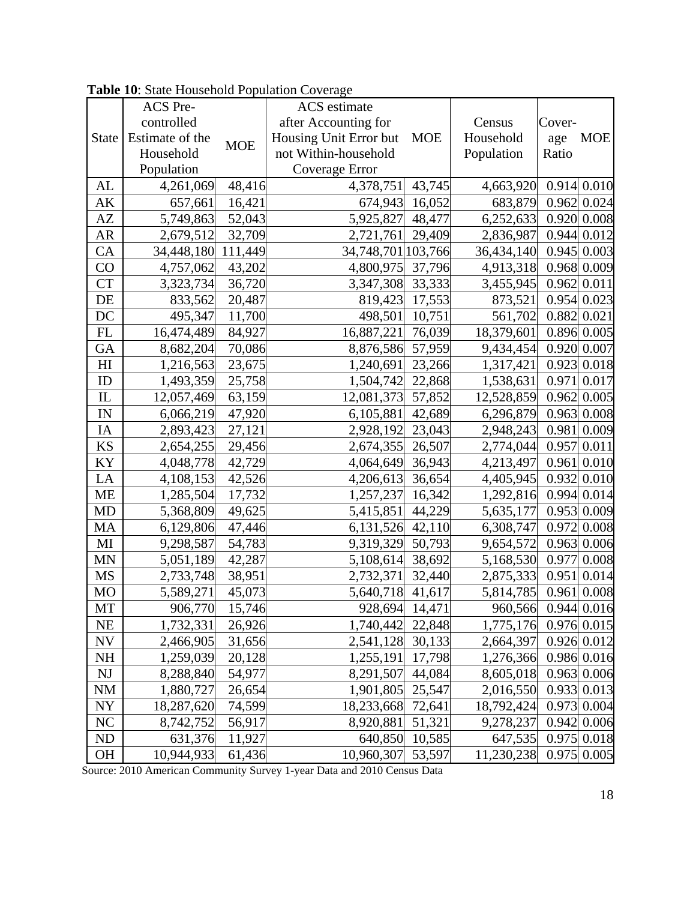**Table 10**: State Household Population Coverage

| State | ACS Pre-controlled Estimate of the Household Population | MOE | ACS estimate after Accounting for Housing Unit Error but not Within-household Coverage Error | MOE | Census Household Population | Cover-age Ratio | MOE |
|---|---|---|---|---|---|---|---|
| AL | 4,261,069 | 48,416 | 4,378,751 | 43,745 | 4,663,920 | 0.914 | 0.010 |
| AK | 657,661 | 16,421 | 674,943 | 16,052 | 683,879 | 0.962 | 0.024 |
| AZ | 5,749,863 | 52,043 | 5,925,827 | 48,477 | 6,252,633 | 0.920 | 0.008 |
| AR | 2,679,512 | 32,709 | 2,721,761 | 29,409 | 2,836,987 | 0.944 | 0.012 |
| CA | 34,448,180 | 111,449 | 34,748,701 | 103,766 | 36,434,140 | 0.945 | 0.003 |
| CO | 4,757,062 | 43,202 | 4,800,975 | 37,796 | 4,913,318 | 0.968 | 0.009 |
| CT | 3,323,734 | 36,720 | 3,347,308 | 33,333 | 3,455,945 | 0.962 | 0.011 |
| DE | 833,562 | 20,487 | 819,423 | 17,553 | 873,521 | 0.954 | 0.023 |
| DC | 495,347 | 11,700 | 498,501 | 10,751 | 561,702 | 0.882 | 0.021 |
| FL | 16,474,489 | 84,927 | 16,887,221 | 76,039 | 18,379,601 | 0.896 | 0.005 |
| GA | 8,682,204 | 70,086 | 8,876,586 | 57,959 | 9,434,454 | 0.920 | 0.007 |
| HI | 1,216,563 | 23,675 | 1,240,691 | 23,266 | 1,317,421 | 0.923 | 0.018 |
| ID | 1,493,359 | 25,758 | 1,504,742 | 22,868 | 1,538,631 | 0.971 | 0.017 |
| IL | 12,057,469 | 63,159 | 12,081,373 | 57,852 | 12,528,859 | 0.962 | 0.005 |
| IN | 6,066,219 | 47,920 | 6,105,881 | 42,689 | 6,296,879 | 0.963 | 0.008 |
| IA | 2,893,423 | 27,121 | 2,928,192 | 23,043 | 2,948,243 | 0.981 | 0.009 |
| KS | 2,654,255 | 29,456 | 2,674,355 | 26,507 | 2,774,044 | 0.957 | 0.011 |
| KY | 4,048,778 | 42,729 | 4,064,649 | 36,943 | 4,213,497 | 0.961 | 0.010 |
| LA | 4,108,153 | 42,526 | 4,206,613 | 36,654 | 4,405,945 | 0.932 | 0.010 |
| ME | 1,285,504 | 17,732 | 1,257,237 | 16,342 | 1,292,816 | 0.994 | 0.014 |
| MD | 5,368,809 | 49,625 | 5,415,851 | 44,229 | 5,635,177 | 0.953 | 0.009 |
| MA | 6,129,806 | 47,446 | 6,131,526 | 42,110 | 6,308,747 | 0.972 | 0.008 |
| MI | 9,298,587 | 54,783 | 9,319,329 | 50,793 | 9,654,572 | 0.963 | 0.006 |
| MN | 5,051,189 | 42,287 | 5,108,614 | 38,692 | 5,168,530 | 0.977 | 0.008 |
| MS | 2,733,748 | 38,951 | 2,732,371 | 32,440 | 2,875,333 | 0.951 | 0.014 |
| MO | 5,589,271 | 45,073 | 5,640,718 | 41,617 | 5,814,785 | 0.961 | 0.008 |
| MT | 906,770 | 15,746 | 928,694 | 14,471 | 960,566 | 0.944 | 0.016 |
| NE | 1,732,331 | 26,926 | 1,740,442 | 22,848 | 1,775,176 | 0.976 | 0.015 |
| NV | 2,466,905 | 31,656 | 2,541,128 | 30,133 | 2,664,397 | 0.926 | 0.012 |
| NH | 1,259,039 | 20,128 | 1,255,191 | 17,798 | 1,276,366 | 0.986 | 0.016 |
| NJ | 8,288,840 | 54,977 | 8,291,507 | 44,084 | 8,605,018 | 0.963 | 0.006 |
| NM | 1,880,727 | 26,654 | 1,901,805 | 25,547 | 2,016,550 | 0.933 | 0.013 |
| NY | 18,287,620 | 74,599 | 18,233,668 | 72,641 | 18,792,424 | 0.973 | 0.004 |
| NC | 8,742,752 | 56,917 | 8,920,881 | 51,321 | 9,278,237 | 0.942 | 0.006 |
| ND | 631,376 | 11,927 | 640,850 | 10,585 | 647,535 | 0.975 | 0.018 |
| OH | 10,944,933 | 61,436 | 10,960,307 | 53,597 | 11,230,238 | 0.975 | 0.005 |

Source: 2010 American Community Survey 1-year Data and 2010 Census Data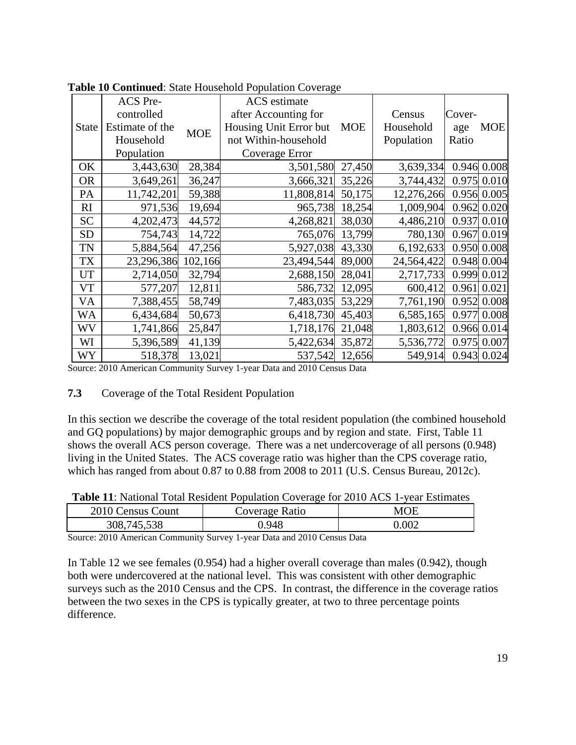**Table 10 Continued**: State Household Population Coverage

| State | ACS Pre-controlled Estimate of the Household Population | MOE | ACS estimate after Accounting for Housing Unit Error but not Within-household Coverage Error | MOE | Census Household Population | Coverage Ratio | MOE |
|---|---|---|---|---|---|---|---|
| OK | 3,443,630 | 28,384 | 3,501,580 | 27,450 | 3,639,334 | 0.946 | 0.008 |
| OR | 3,649,261 | 36,247 | 3,666,321 | 35,226 | 3,744,432 | 0.975 | 0.010 |
| PA | 11,742,201 | 59,388 | 11,808,814 | 50,175 | 12,276,266 | 0.956 | 0.005 |
| RI | 971,536 | 19,694 | 965,738 | 18,254 | 1,009,904 | 0.962 | 0.020 |
| SC | 4,202,473 | 44,572 | 4,268,821 | 38,030 | 4,486,210 | 0.937 | 0.010 |
| SD | 754,743 | 14,722 | 765,076 | 13,799 | 780,130 | 0.967 | 0.019 |
| TN | 5,884,564 | 47,256 | 5,927,038 | 43,330 | 6,192,633 | 0.950 | 0.008 |
| TX | 23,296,386 | 102,166 | 23,494,544 | 89,000 | 24,564,422 | 0.948 | 0.004 |
| UT | 2,714,050 | 32,794 | 2,688,150 | 28,041 | 2,717,733 | 0.999 | 0.012 |
| VT | 577,207 | 12,811 | 586,732 | 12,095 | 600,412 | 0.961 | 0.021 |
| VA | 7,388,455 | 58,749 | 7,483,035 | 53,229 | 7,761,190 | 0.952 | 0.008 |
| WA | 6,434,684 | 50,673 | 6,418,730 | 45,403 | 6,585,165 | 0.977 | 0.008 |
| WV | 1,741,866 | 25,847 | 1,718,176 | 21,048 | 1,803,612 | 0.966 | 0.014 |
| WI | 5,396,589 | 41,139 | 5,422,634 | 35,872 | 5,536,772 | 0.975 | 0.007 |
| WY | 518,378 | 13,021 | 537,542 | 12,656 | 549,914 | 0.943 | 0.024 |

Source: 2010 American Community Survey 1-year Data and 2010 Census Data

### 7.3 Coverage of the Total Resident Population

In this section we describe the coverage of the total resident population (the combined household and GQ populations) by major demographic groups and by region and state. First, Table 11 shows the overall ACS person coverage. There was a net undercoverage of all persons (0.948) living in the United States. The ACS coverage ratio was higher than the CPS coverage ratio, which has ranged from about 0.87 to 0.88 from 2008 to 2011 (U.S. Census Bureau, 2012c).

**Table 11**: National Total Resident Population Coverage for 2010 ACS 1-year Estimates

| 2010 Census Count | Coverage Ratio | MOE |
|---|---|---|
| 308,745,538 | 0.948 | 0.002 |

Source: 2010 American Community Survey 1-year Data and 2010 Census Data

In Table 12 we see females (0.954) had a higher overall coverage than males (0.942), though both were undercovered at the national level. This was consistent with other demographic surveys such as the 2010 Census and the CPS. In contrast, the difference in the coverage ratios between the two sexes in the CPS is typically greater, at two to three percentage points difference.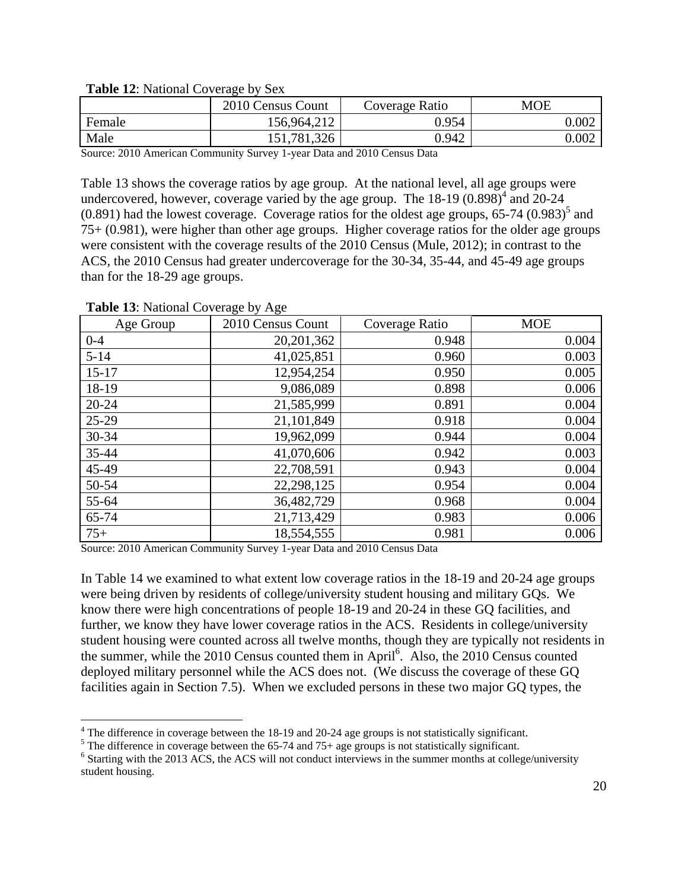**Table 12**: National Coverage by Sex

| | 2010 Census Count | Coverage Ratio | MOE |
|---|---|---|---|
| Female | 156,964,212 | 0.954 | 0.002 |
| Male | 151,781,326 | 0.942 | 0.002 |

Source: 2010 American Community Survey 1-year Data and 2010 Census Data

Table 13 shows the coverage ratios by age group. At the national level, all age groups were undercovered, however, coverage varied by the age group. The 18-19 (0.898)[4] and 20-24 (0.891) had the lowest coverage. Coverage ratios for the oldest age groups, 65-74 (0.983)[5] and 75+ (0.981), were higher than other age groups. Higher coverage ratios for the older age groups were consistent with the coverage results of the 2010 Census (Mule, 2012); in contrast to the ACS, the 2010 Census had greater undercoverage for the 30-34, 35-44, and 45-49 age groups than for the 18-29 age groups.

**Table 13**: National Coverage by Age

| Age Group | 2010 Census Count | Coverage Ratio | MOE |
|---|---|---|---|
| 0-4 | 20,201,362 | 0.948 | 0.004 |
| 5-14 | 41,025,851 | 0.960 | 0.003 |
| 15-17 | 12,954,254 | 0.950 | 0.005 |
| 18-19 | 9,086,089 | 0.898 | 0.006 |
| 20-24 | 21,585,999 | 0.891 | 0.004 |
| 25-29 | 21,101,849 | 0.918 | 0.004 |
| 30-34 | 19,962,099 | 0.944 | 0.004 |
| 35-44 | 41,070,606 | 0.942 | 0.003 |
| 45-49 | 22,708,591 | 0.943 | 0.004 |
| 50-54 | 22,298,125 | 0.954 | 0.004 |
| 55-64 | 36,482,729 | 0.968 | 0.004 |
| 65-74 | 21,713,429 | 0.983 | 0.006 |
| 75+ | 18,554,555 | 0.981 | 0.006 |

Source: 2010 American Community Survey 1-year Data and 2010 Census Data

In Table 14 we examined to what extent low coverage ratios in the 18-19 and 20-24 age groups were being driven by residents of college/university student housing and military GQs. We know there were high concentrations of people 18-19 and 20-24 in these GQ facilities, and further, we know they have lower coverage ratios in the ACS. Residents in college/university student housing were counted across all twelve months, though they are typically not residents in the summer, while the 2010 Census counted them in April[6]. Also, the 2010 Census counted deployed military personnel while the ACS does not. (We discuss the coverage of these GQ facilities again in Section 7.5). When we excluded persons in these two major GQ types, the

[4] The difference in coverage between the 18-19 and 20-24 age groups is not statistically significant.

[5] The difference in coverage between the 65-74 and 75+ age groups is not statistically significant.

[6] Starting with the 2013 ACS, the ACS will not conduct interviews in the summer months at college/university student housing.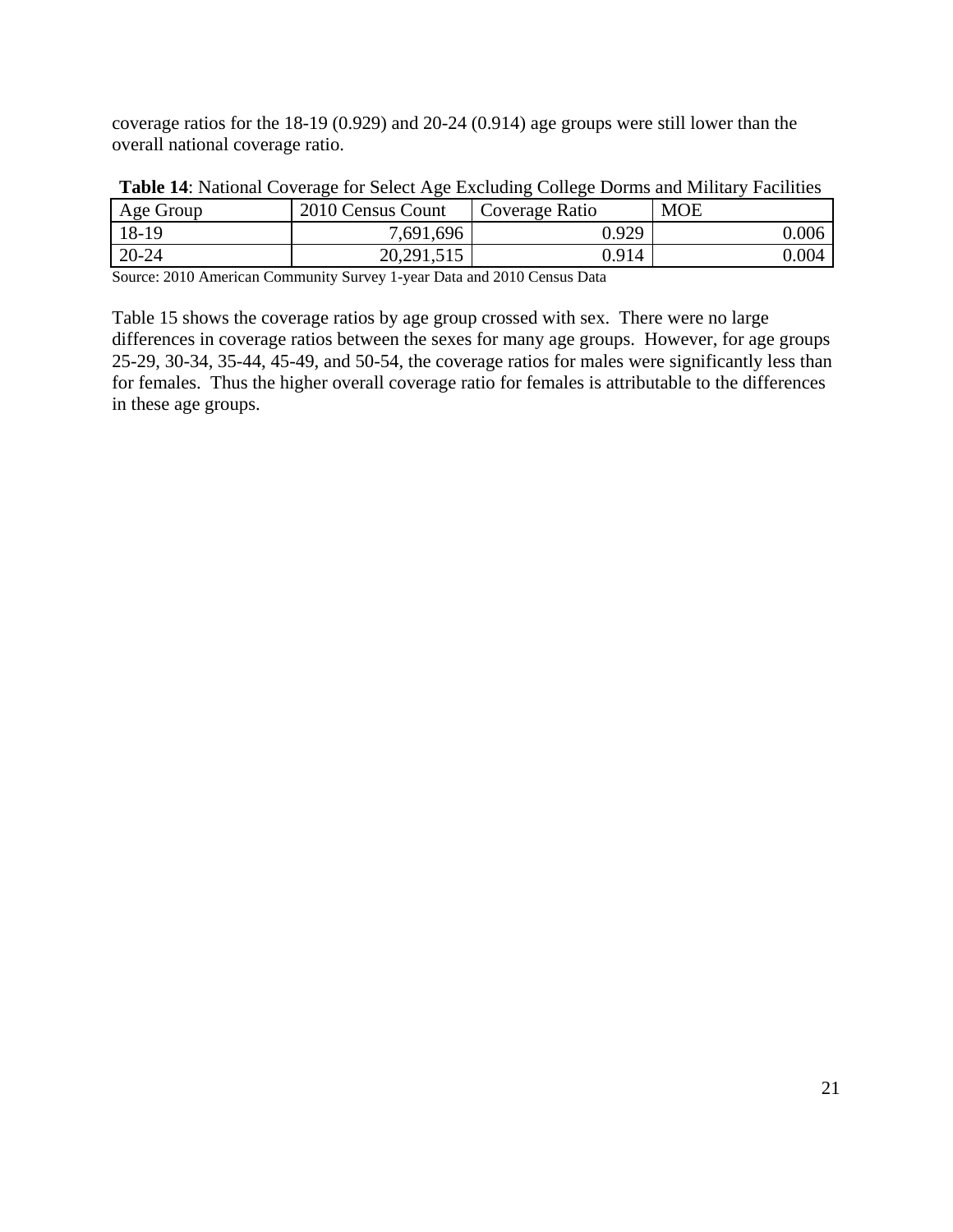coverage ratios for the 18-19 (0.929) and 20-24 (0.914) age groups were still lower than the overall national coverage ratio.

**Table 14**: National Coverage for Select Age Excluding College Dorms and Military Facilities

| Age Group | 2010 Census Count | Coverage Ratio | MOE |
|---|---:|---:|---:|
| 18-19 | 7,691,696 | 0.929 | 0.006 |
| 20-24 | 20,291,515 | 0.914 | 0.004 |

Source: 2010 American Community Survey 1-year Data and 2010 Census Data

Table 15 shows the coverage ratios by age group crossed with sex. There were no large differences in coverage ratios between the sexes for many age groups. However, for age groups 25-29, 30-34, 35-44, 45-49, and 50-54, the coverage ratios for males were significantly less than for females. Thus the higher overall coverage ratio for females is attributable to the differences in these age groups.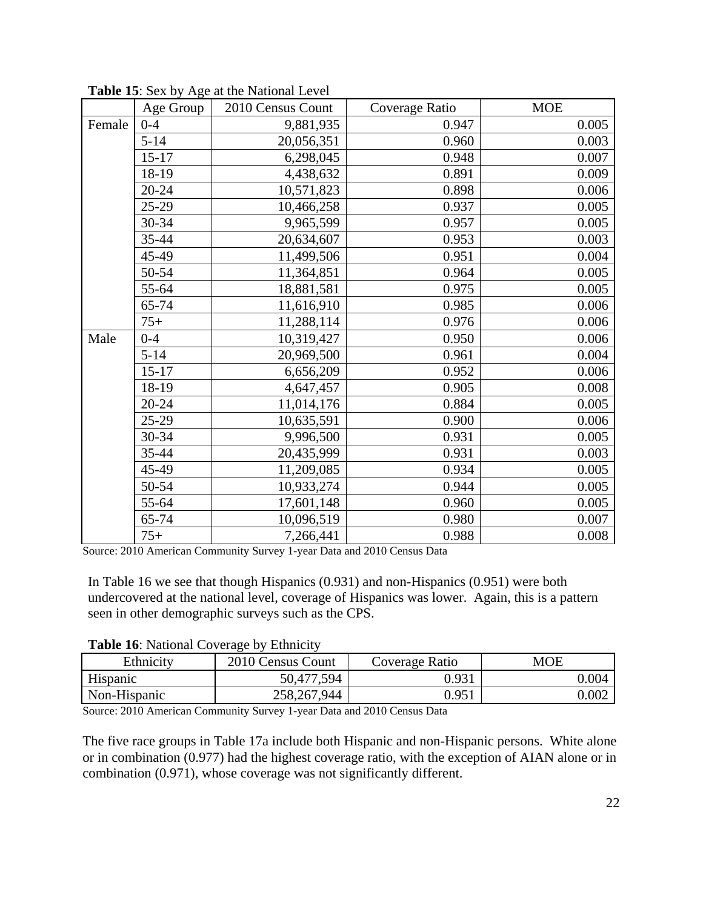**Table 15**: Sex by Age at the National Level

| | Age Group | 2010 Census Count | Coverage Ratio | MOE |
|---|---|---|---|---|
| Female | 0-4 | 9,881,935 | 0.947 | 0.005 |
| | 5-14 | 20,056,351 | 0.960 | 0.003 |
| | 15-17 | 6,298,045 | 0.948 | 0.007 |
| | 18-19 | 4,438,632 | 0.891 | 0.009 |
| | 20-24 | 10,571,823 | 0.898 | 0.006 |
| | 25-29 | 10,466,258 | 0.937 | 0.005 |
| | 30-34 | 9,965,599 | 0.957 | 0.005 |
| | 35-44 | 20,634,607 | 0.953 | 0.003 |
| | 45-49 | 11,499,506 | 0.951 | 0.004 |
| | 50-54 | 11,364,851 | 0.964 | 0.005 |
| | 55-64 | 18,881,581 | 0.975 | 0.005 |
| | 65-74 | 11,616,910 | 0.985 | 0.006 |
| | 75+ | 11,288,114 | 0.976 | 0.006 |
| Male | 0-4 | 10,319,427 | 0.950 | 0.006 |
| | 5-14 | 20,969,500 | 0.961 | 0.004 |
| | 15-17 | 6,656,209 | 0.952 | 0.006 |
| | 18-19 | 4,647,457 | 0.905 | 0.008 |
| | 20-24 | 11,014,176 | 0.884 | 0.005 |
| | 25-29 | 10,635,591 | 0.900 | 0.006 |
| | 30-34 | 9,996,500 | 0.931 | 0.005 |
| | 35-44 | 20,435,999 | 0.931 | 0.003 |
| | 45-49 | 11,209,085 | 0.934 | 0.005 |
| | 50-54 | 10,933,274 | 0.944 | 0.005 |
| | 55-64 | 17,601,148 | 0.960 | 0.005 |
| | 65-74 | 10,096,519 | 0.980 | 0.007 |
| | 75+ | 7,266,441 | 0.988 | 0.008 |

Source: 2010 American Community Survey 1-year Data and 2010 Census Data

In Table 16 we see that though Hispanics (0.931) and non-Hispanics (0.951) were both undercovered at the national level, coverage of Hispanics was lower. Again, this is a pattern seen in other demographic surveys such as the CPS.

**Table 16**: National Coverage by Ethnicity

| Ethnicity | 2010 Census Count | Coverage Ratio | MOE |
|---|---|---|---|
| Hispanic | 50,477,594 | 0.931 | 0.004 |
| Non-Hispanic | 258,267,944 | 0.951 | 0.002 |

Source: 2010 American Community Survey 1-year Data and 2010 Census Data

The five race groups in Table 17a include both Hispanic and non-Hispanic persons. White alone or in combination (0.977) had the highest coverage ratio, with the exception of AIAN alone or in combination (0.971), whose coverage was not significantly different.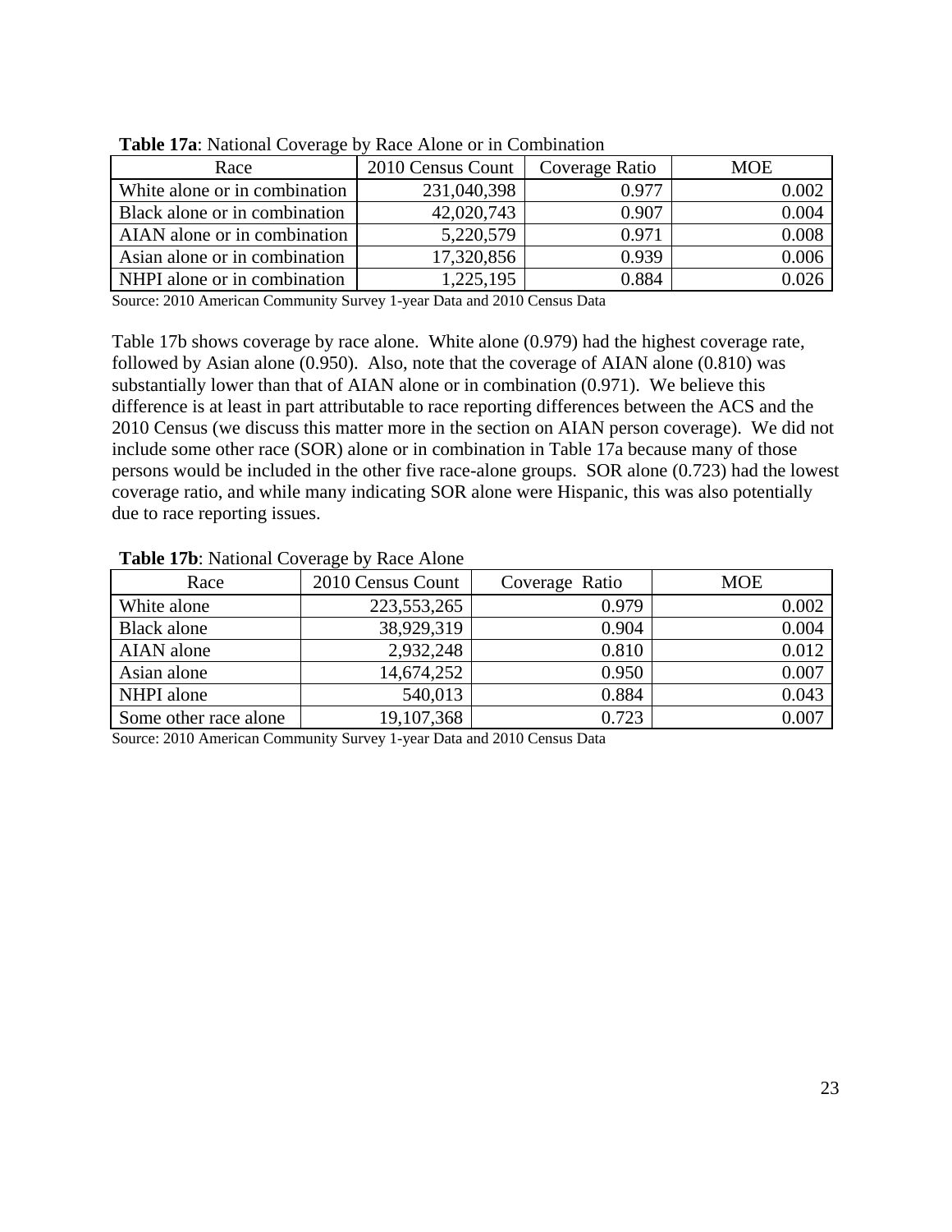**Table 17a**: National Coverage by Race Alone or in Combination

| Race | 2010 Census Count | Coverage Ratio | MOE |
|---|---|---|---|
| White alone or in combination | 231,040,398 | 0.977 | 0.002 |
| Black alone or in combination | 42,020,743 | 0.907 | 0.004 |
| AIAN alone or in combination | 5,220,579 | 0.971 | 0.008 |
| Asian alone or in combination | 17,320,856 | 0.939 | 0.006 |
| NHPI alone or in combination | 1,225,195 | 0.884 | 0.026 |

Source: 2010 American Community Survey 1-year Data and 2010 Census Data

Table 17b shows coverage by race alone. White alone (0.979) had the highest coverage rate, followed by Asian alone (0.950). Also, note that the coverage of AIAN alone (0.810) was substantially lower than that of AIAN alone or in combination (0.971). We believe this difference is at least in part attributable to race reporting differences between the ACS and the 2010 Census (we discuss this matter more in the section on AIAN person coverage). We did not include some other race (SOR) alone or in combination in Table 17a because many of those persons would be included in the other five race-alone groups. SOR alone (0.723) had the lowest coverage ratio, and while many indicating SOR alone were Hispanic, this was also potentially due to race reporting issues.

**Table 17b**: National Coverage by Race Alone

| Race | 2010 Census Count | Coverage Ratio | MOE |
|---|---|---|---|
| White alone | 223,553,265 | 0.979 | 0.002 |
| Black alone | 38,929,319 | 0.904 | 0.004 |
| AIAN alone | 2,932,248 | 0.810 | 0.012 |
| Asian alone | 14,674,252 | 0.950 | 0.007 |
| NHPI alone | 540,013 | 0.884 | 0.043 |
| Some other race alone | 19,107,368 | 0.723 | 0.007 |

Source: 2010 American Community Survey 1-year Data and 2010 Census Data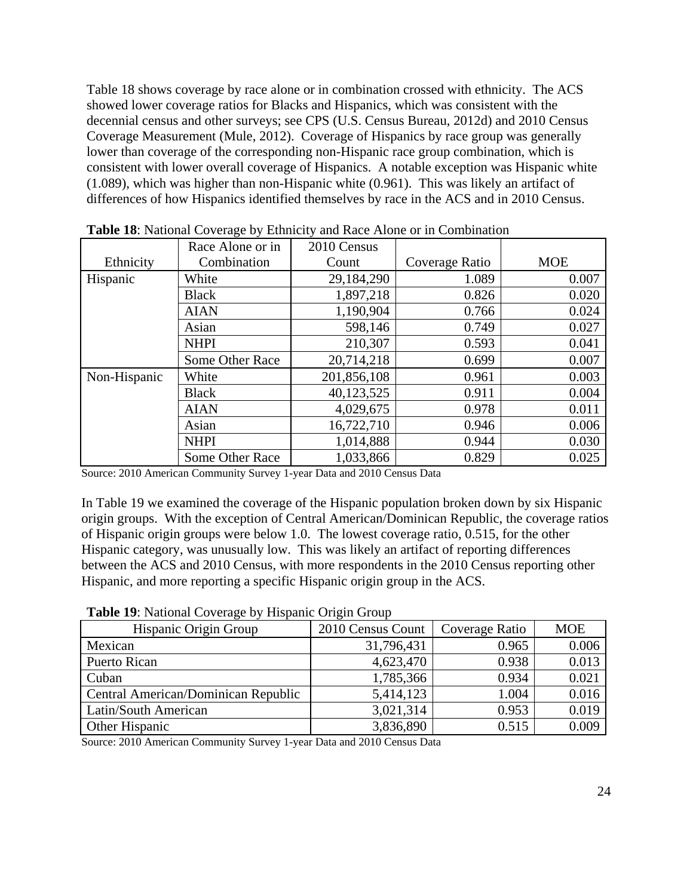Table 18 shows coverage by race alone or in combination crossed with ethnicity. The ACS showed lower coverage ratios for Blacks and Hispanics, which was consistent with the decennial census and other surveys; see CPS (U.S. Census Bureau, 2012d) and 2010 Census Coverage Measurement (Mule, 2012). Coverage of Hispanics by race group was generally lower than coverage of the corresponding non-Hispanic race group combination, which is consistent with lower overall coverage of Hispanics. A notable exception was Hispanic white (1.089), which was higher than non-Hispanic white (0.961). This was likely an artifact of differences of how Hispanics identified themselves by race in the ACS and in 2010 Census.

**Table 18**: National Coverage by Ethnicity and Race Alone or in Combination

| Ethnicity | Race Alone or in Combination | 2010 Census Count | Coverage Ratio | MOE |
|---|---|---|---|---|
| Hispanic | White | 29,184,290 | 1.089 | 0.007 |
| | Black | 1,897,218 | 0.826 | 0.020 |
| | AIAN | 1,190,904 | 0.766 | 0.024 |
| | Asian | 598,146 | 0.749 | 0.027 |
| | NHPI | 210,307 | 0.593 | 0.041 |
| | Some Other Race | 20,714,218 | 0.699 | 0.007 |
| Non-Hispanic | White | 201,856,108 | 0.961 | 0.003 |
| | Black | 40,123,525 | 0.911 | 0.004 |
| | AIAN | 4,029,675 | 0.978 | 0.011 |
| | Asian | 16,722,710 | 0.946 | 0.006 |
| | NHPI | 1,014,888 | 0.944 | 0.030 |
| | Some Other Race | 1,033,866 | 0.829 | 0.025 |

Source: 2010 American Community Survey 1-year Data and 2010 Census Data

In Table 19 we examined the coverage of the Hispanic population broken down by six Hispanic origin groups. With the exception of Central American/Dominican Republic, the coverage ratios of Hispanic origin groups were below 1.0. The lowest coverage ratio, 0.515, for the other Hispanic category, was unusually low. This was likely an artifact of reporting differences between the ACS and 2010 Census, with more respondents in the 2010 Census reporting other Hispanic, and more reporting a specific Hispanic origin group in the ACS.

**Table 19**: National Coverage by Hispanic Origin Group

| Hispanic Origin Group | 2010 Census Count | Coverage Ratio | MOE |
|---|---|---|---|
| Mexican | 31,796,431 | 0.965 | 0.006 |
| Puerto Rican | 4,623,470 | 0.938 | 0.013 |
| Cuban | 1,785,366 | 0.934 | 0.021 |
| Central American/Dominican Republic | 5,414,123 | 1.004 | 0.016 |
| Latin/South American | 3,021,314 | 0.953 | 0.019 |
| Other Hispanic | 3,836,890 | 0.515 | 0.009 |

Source: 2010 American Community Survey 1-year Data and 2010 Census Data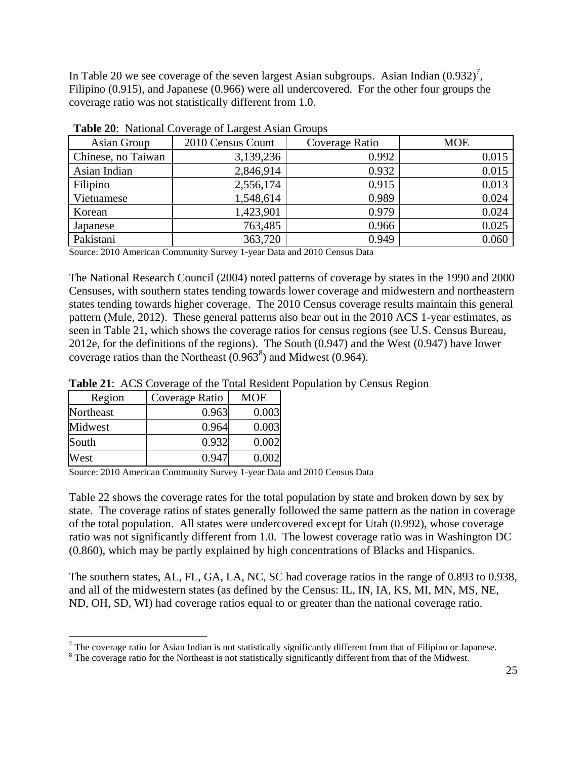In Table 20 we see coverage of the seven largest Asian subgroups. Asian Indian (0.932)[7], Filipino (0.915), and Japanese (0.966) were all undercovered. For the other four groups the coverage ratio was not statistically different from 1.0.

**Table 20**: National Coverage of Largest Asian Groups

| Asian Group | 2010 Census Count | Coverage Ratio | MOE |
|---|---|---|---|
| Chinese, no Taiwan | 3,139,236 | 0.992 | 0.015 |
| Asian Indian | 2,846,914 | 0.932 | 0.015 |
| Filipino | 2,556,174 | 0.915 | 0.013 |
| Vietnamese | 1,548,614 | 0.989 | 0.024 |
| Korean | 1,423,901 | 0.979 | 0.024 |
| Japanese | 763,485 | 0.966 | 0.025 |
| Pakistani | 363,720 | 0.949 | 0.060 |

Source: 2010 American Community Survey 1-year Data and 2010 Census Data

The National Research Council (2004) noted patterns of coverage by states in the 1990 and 2000 Censuses, with southern states tending towards lower coverage and midwestern and northeastern states tending towards higher coverage. The 2010 Census coverage results maintain this general pattern (Mule, 2012). These general patterns also bear out in the 2010 ACS 1-year estimates, as seen in Table 21, which shows the coverage ratios for census regions (see U.S. Census Bureau, 2012e, for the definitions of the regions). The South (0.947) and the West (0.947) have lower coverage ratios than the Northeast (0.963[8]) and Midwest (0.964).

**Table 21**: ACS Coverage of the Total Resident Population by Census Region

| Region | Coverage Ratio | MOE |
|---|---|---|
| Northeast | 0.963 | 0.003 |
| Midwest | 0.964 | 0.003 |
| South | 0.932 | 0.002 |
| West | 0.947 | 0.002 |

Source: 2010 American Community Survey 1-year Data and 2010 Census Data

Table 22 shows the coverage rates for the total population by state and broken down by sex by state. The coverage ratios of states generally followed the same pattern as the nation in coverage of the total population. All states were undercovered except for Utah (0.992), whose coverage ratio was not significantly different from 1.0. The lowest coverage ratio was in Washington DC (0.860), which may be partly explained by high concentrations of Blacks and Hispanics.

The southern states, AL, FL, GA, LA, NC, SC had coverage ratios in the range of 0.893 to 0.938, and all of the midwestern states (as defined by the Census: IL, IN, IA, KS, MI, MN, MS, NE, ND, OH, SD, WI) had coverage ratios equal to or greater than the national coverage ratio.

[7] The coverage ratio for Asian Indian is not statistically significantly different from that of Filipino or Japanese.

[8] The coverage ratio for the Northeast is not statistically significantly different from that of the Midwest.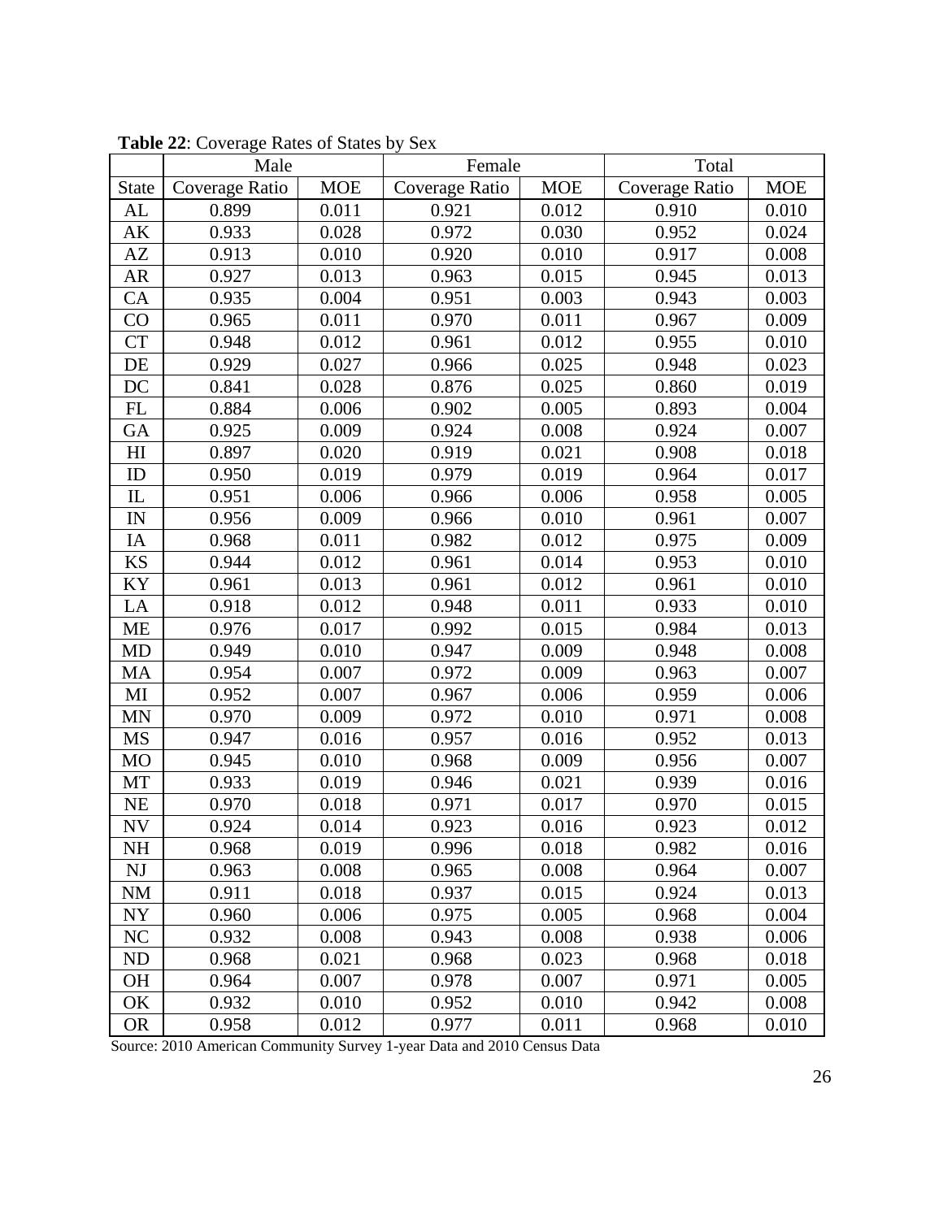**Table 22**: Coverage Rates of States by Sex

| | Male | | Female | | Total | |
|---|---|---|---|---|---|---|
| State | Coverage Ratio | MOE | Coverage Ratio | MOE | Coverage Ratio | MOE |
| AL | 0.899 | 0.011 | 0.921 | 0.012 | 0.910 | 0.010 |
| AK | 0.933 | 0.028 | 0.972 | 0.030 | 0.952 | 0.024 |
| AZ | 0.913 | 0.010 | 0.920 | 0.010 | 0.917 | 0.008 |
| AR | 0.927 | 0.013 | 0.963 | 0.015 | 0.945 | 0.013 |
| CA | 0.935 | 0.004 | 0.951 | 0.003 | 0.943 | 0.003 |
| CO | 0.965 | 0.011 | 0.970 | 0.011 | 0.967 | 0.009 |
| CT | 0.948 | 0.012 | 0.961 | 0.012 | 0.955 | 0.010 |
| DE | 0.929 | 0.027 | 0.966 | 0.025 | 0.948 | 0.023 |
| DC | 0.841 | 0.028 | 0.876 | 0.025 | 0.860 | 0.019 |
| FL | 0.884 | 0.006 | 0.902 | 0.005 | 0.893 | 0.004 |
| GA | 0.925 | 0.009 | 0.924 | 0.008 | 0.924 | 0.007 |
| HI | 0.897 | 0.020 | 0.919 | 0.021 | 0.908 | 0.018 |
| ID | 0.950 | 0.019 | 0.979 | 0.019 | 0.964 | 0.017 |
| IL | 0.951 | 0.006 | 0.966 | 0.006 | 0.958 | 0.005 |
| IN | 0.956 | 0.009 | 0.966 | 0.010 | 0.961 | 0.007 |
| IA | 0.968 | 0.011 | 0.982 | 0.012 | 0.975 | 0.009 |
| KS | 0.944 | 0.012 | 0.961 | 0.014 | 0.953 | 0.010 |
| KY | 0.961 | 0.013 | 0.961 | 0.012 | 0.961 | 0.010 |
| LA | 0.918 | 0.012 | 0.948 | 0.011 | 0.933 | 0.010 |
| ME | 0.976 | 0.017 | 0.992 | 0.015 | 0.984 | 0.013 |
| MD | 0.949 | 0.010 | 0.947 | 0.009 | 0.948 | 0.008 |
| MA | 0.954 | 0.007 | 0.972 | 0.009 | 0.963 | 0.007 |
| MI | 0.952 | 0.007 | 0.967 | 0.006 | 0.959 | 0.006 |
| MN | 0.970 | 0.009 | 0.972 | 0.010 | 0.971 | 0.008 |
| MS | 0.947 | 0.016 | 0.957 | 0.016 | 0.952 | 0.013 |
| MO | 0.945 | 0.010 | 0.968 | 0.009 | 0.956 | 0.007 |
| MT | 0.933 | 0.019 | 0.946 | 0.021 | 0.939 | 0.016 |
| NE | 0.970 | 0.018 | 0.971 | 0.017 | 0.970 | 0.015 |
| NV | 0.924 | 0.014 | 0.923 | 0.016 | 0.923 | 0.012 |
| NH | 0.968 | 0.019 | 0.996 | 0.018 | 0.982 | 0.016 |
| NJ | 0.963 | 0.008 | 0.965 | 0.008 | 0.964 | 0.007 |
| NM | 0.911 | 0.018 | 0.937 | 0.015 | 0.924 | 0.013 |
| NY | 0.960 | 0.006 | 0.975 | 0.005 | 0.968 | 0.004 |
| NC | 0.932 | 0.008 | 0.943 | 0.008 | 0.938 | 0.006 |
| ND | 0.968 | 0.021 | 0.968 | 0.023 | 0.968 | 0.018 |
| OH | 0.964 | 0.007 | 0.978 | 0.007 | 0.971 | 0.005 |
| OK | 0.932 | 0.010 | 0.952 | 0.010 | 0.942 | 0.008 |
| OR | 0.958 | 0.012 | 0.977 | 0.011 | 0.968 | 0.010 |

Source: 2010 American Community Survey 1-year Data and 2010 Census Data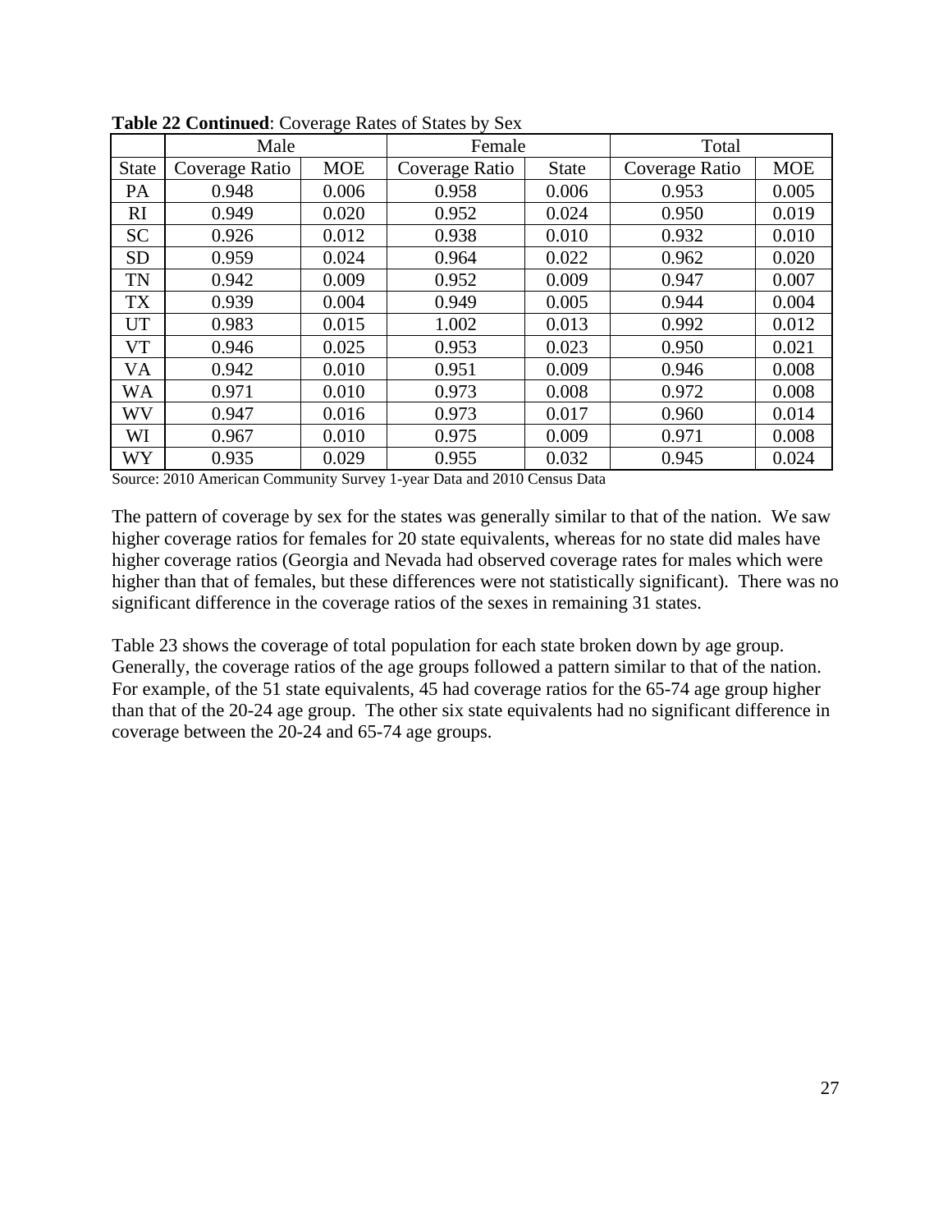**Table 22 Continued**: Coverage Rates of States by Sex

| | Male | | Female | | Total | |
|---|---|---|---|---|---|---|
| State | Coverage Ratio | MOE | Coverage Ratio | State | Coverage Ratio | MOE |
| PA | 0.948 | 0.006 | 0.958 | 0.006 | 0.953 | 0.005 |
| RI | 0.949 | 0.020 | 0.952 | 0.024 | 0.950 | 0.019 |
| SC | 0.926 | 0.012 | 0.938 | 0.010 | 0.932 | 0.010 |
| SD | 0.959 | 0.024 | 0.964 | 0.022 | 0.962 | 0.020 |
| TN | 0.942 | 0.009 | 0.952 | 0.009 | 0.947 | 0.007 |
| TX | 0.939 | 0.004 | 0.949 | 0.005 | 0.944 | 0.004 |
| UT | 0.983 | 0.015 | 1.002 | 0.013 | 0.992 | 0.012 |
| VT | 0.946 | 0.025 | 0.953 | 0.023 | 0.950 | 0.021 |
| VA | 0.942 | 0.010 | 0.951 | 0.009 | 0.946 | 0.008 |
| WA | 0.971 | 0.010 | 0.973 | 0.008 | 0.972 | 0.008 |
| WV | 0.947 | 0.016 | 0.973 | 0.017 | 0.960 | 0.014 |
| WI | 0.967 | 0.010 | 0.975 | 0.009 | 0.971 | 0.008 |
| WY | 0.935 | 0.029 | 0.955 | 0.032 | 0.945 | 0.024 |

Source: 2010 American Community Survey 1-year Data and 2010 Census Data

The pattern of coverage by sex for the states was generally similar to that of the nation. We saw higher coverage ratios for females for 20 state equivalents, whereas for no state did males have higher coverage ratios (Georgia and Nevada had observed coverage rates for males which were higher than that of females, but these differences were not statistically significant). There was no significant difference in the coverage ratios of the sexes in remaining 31 states.

Table 23 shows the coverage of total population for each state broken down by age group. Generally, the coverage ratios of the age groups followed a pattern similar to that of the nation. For example, of the 51 state equivalents, 45 had coverage ratios for the 65-74 age group higher than that of the 20-24 age group. The other six state equivalents had no significant difference in coverage between the 20-24 and 65-74 age groups.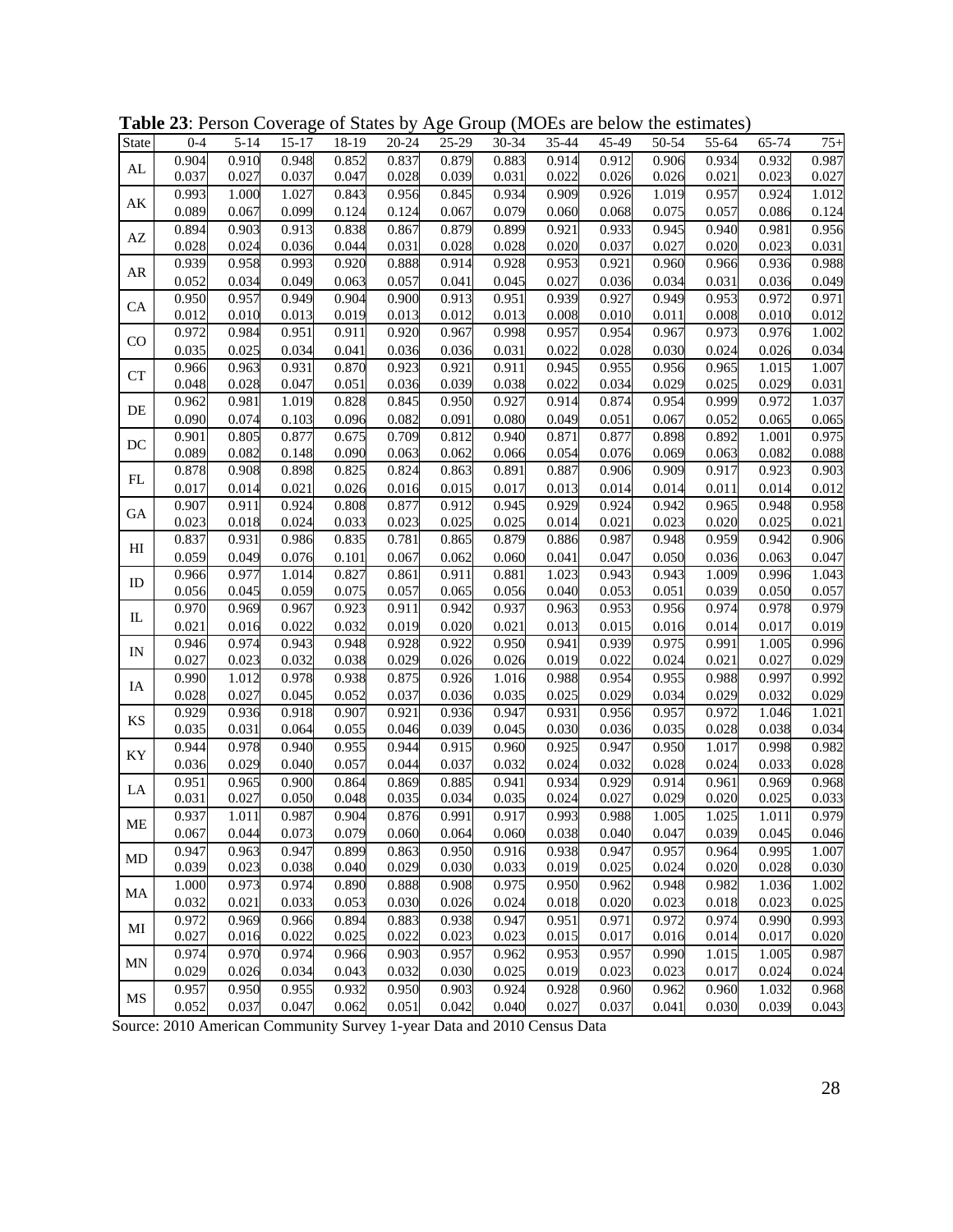**Table 23**: Person Coverage of States by Age Group (MOEs are below the estimates)

| State | 0-4 | 5-14 | 15-17 | 18-19 | 20-24 | 25-29 | 30-34 | 35-44 | 45-49 | 50-54 | 55-64 | 65-74 | 75+ |
|---|---|---|---|---|---|---|---|---|---|---|---|---|---|
| AL | 0.904 | 0.910 | 0.948 | 0.852 | 0.837 | 0.879 | 0.883 | 0.914 | 0.912 | 0.906 | 0.934 | 0.932 | 0.987 |
| | 0.037 | 0.027 | 0.037 | 0.047 | 0.028 | 0.039 | 0.031 | 0.022 | 0.026 | 0.026 | 0.021 | 0.023 | 0.027 |
| AK | 0.993 | 1.000 | 1.027 | 0.843 | 0.956 | 0.845 | 0.934 | 0.909 | 0.926 | 1.019 | 0.957 | 0.924 | 1.012 |
| | 0.089 | 0.067 | 0.099 | 0.124 | 0.124 | 0.067 | 0.079 | 0.060 | 0.068 | 0.075 | 0.057 | 0.086 | 0.124 |
| AZ | 0.894 | 0.903 | 0.913 | 0.838 | 0.867 | 0.879 | 0.899 | 0.921 | 0.933 | 0.945 | 0.940 | 0.981 | 0.956 |
| | 0.028 | 0.024 | 0.036 | 0.044 | 0.031 | 0.028 | 0.028 | 0.020 | 0.037 | 0.027 | 0.020 | 0.023 | 0.031 |
| AR | 0.939 | 0.958 | 0.993 | 0.920 | 0.888 | 0.914 | 0.928 | 0.953 | 0.921 | 0.960 | 0.966 | 0.936 | 0.988 |
| | 0.052 | 0.034 | 0.049 | 0.063 | 0.057 | 0.041 | 0.045 | 0.027 | 0.036 | 0.034 | 0.031 | 0.036 | 0.049 |
| CA | 0.950 | 0.957 | 0.949 | 0.904 | 0.900 | 0.913 | 0.951 | 0.939 | 0.927 | 0.949 | 0.953 | 0.972 | 0.971 |
| | 0.012 | 0.010 | 0.013 | 0.019 | 0.013 | 0.012 | 0.013 | 0.008 | 0.010 | 0.011 | 0.008 | 0.010 | 0.012 |
| CO | 0.972 | 0.984 | 0.951 | 0.911 | 0.920 | 0.967 | 0.998 | 0.957 | 0.954 | 0.967 | 0.973 | 0.976 | 1.002 |
| | 0.035 | 0.025 | 0.034 | 0.041 | 0.036 | 0.036 | 0.031 | 0.022 | 0.028 | 0.030 | 0.024 | 0.026 | 0.034 |
| CT | 0.966 | 0.963 | 0.931 | 0.870 | 0.923 | 0.921 | 0.911 | 0.945 | 0.955 | 0.956 | 0.965 | 1.015 | 1.007 |
| | 0.048 | 0.028 | 0.047 | 0.051 | 0.036 | 0.039 | 0.038 | 0.022 | 0.034 | 0.029 | 0.025 | 0.029 | 0.031 |
| DE | 0.962 | 0.981 | 1.019 | 0.828 | 0.845 | 0.950 | 0.927 | 0.914 | 0.874 | 0.954 | 0.999 | 0.972 | 1.037 |
| | 0.090 | 0.074 | 0.103 | 0.096 | 0.082 | 0.091 | 0.080 | 0.049 | 0.051 | 0.067 | 0.052 | 0.065 | 0.065 |
| DC | 0.901 | 0.805 | 0.877 | 0.675 | 0.709 | 0.812 | 0.940 | 0.871 | 0.877 | 0.898 | 0.892 | 1.001 | 0.975 |
| | 0.089 | 0.082 | 0.148 | 0.090 | 0.063 | 0.062 | 0.066 | 0.054 | 0.076 | 0.069 | 0.063 | 0.082 | 0.088 |
| FL | 0.878 | 0.908 | 0.898 | 0.825 | 0.824 | 0.863 | 0.891 | 0.887 | 0.906 | 0.909 | 0.917 | 0.923 | 0.903 |
| | 0.017 | 0.014 | 0.021 | 0.026 | 0.016 | 0.015 | 0.017 | 0.013 | 0.014 | 0.014 | 0.011 | 0.014 | 0.012 |
| GA | 0.907 | 0.911 | 0.924 | 0.808 | 0.877 | 0.912 | 0.945 | 0.929 | 0.924 | 0.942 | 0.965 | 0.948 | 0.958 |
| | 0.023 | 0.018 | 0.024 | 0.033 | 0.023 | 0.025 | 0.025 | 0.014 | 0.021 | 0.023 | 0.020 | 0.025 | 0.021 |
| HI | 0.837 | 0.931 | 0.986 | 0.835 | 0.781 | 0.865 | 0.879 | 0.886 | 0.987 | 0.948 | 0.959 | 0.942 | 0.906 |
| | 0.059 | 0.049 | 0.076 | 0.101 | 0.067 | 0.062 | 0.060 | 0.041 | 0.047 | 0.050 | 0.036 | 0.063 | 0.047 |
| ID | 0.966 | 0.977 | 1.014 | 0.827 | 0.861 | 0.911 | 0.881 | 1.023 | 0.943 | 0.943 | 1.009 | 0.996 | 1.043 |
| | 0.056 | 0.045 | 0.059 | 0.075 | 0.057 | 0.065 | 0.056 | 0.040 | 0.053 | 0.051 | 0.039 | 0.050 | 0.057 |
| IL | 0.970 | 0.969 | 0.967 | 0.923 | 0.911 | 0.942 | 0.937 | 0.963 | 0.953 | 0.956 | 0.974 | 0.978 | 0.979 |
| | 0.021 | 0.016 | 0.022 | 0.032 | 0.019 | 0.020 | 0.021 | 0.013 | 0.015 | 0.016 | 0.014 | 0.017 | 0.019 |
| IN | 0.946 | 0.974 | 0.943 | 0.948 | 0.928 | 0.922 | 0.950 | 0.941 | 0.939 | 0.975 | 0.991 | 1.005 | 0.996 |
| | 0.027 | 0.023 | 0.032 | 0.038 | 0.029 | 0.026 | 0.026 | 0.019 | 0.022 | 0.024 | 0.021 | 0.027 | 0.029 |
| IA | 0.990 | 1.012 | 0.978 | 0.938 | 0.875 | 0.926 | 1.016 | 0.988 | 0.954 | 0.955 | 0.988 | 0.997 | 0.992 |
| | 0.028 | 0.027 | 0.045 | 0.052 | 0.037 | 0.036 | 0.035 | 0.025 | 0.029 | 0.034 | 0.029 | 0.032 | 0.029 |
| KS | 0.929 | 0.936 | 0.918 | 0.907 | 0.921 | 0.936 | 0.947 | 0.931 | 0.956 | 0.957 | 0.972 | 1.046 | 1.021 |
| | 0.035 | 0.031 | 0.064 | 0.055 | 0.046 | 0.039 | 0.045 | 0.030 | 0.036 | 0.035 | 0.028 | 0.038 | 0.034 |
| KY | 0.944 | 0.978 | 0.940 | 0.955 | 0.944 | 0.915 | 0.960 | 0.925 | 0.947 | 0.950 | 1.017 | 0.998 | 0.982 |
| | 0.036 | 0.029 | 0.040 | 0.057 | 0.044 | 0.037 | 0.032 | 0.024 | 0.032 | 0.028 | 0.024 | 0.033 | 0.028 |
| LA | 0.951 | 0.965 | 0.900 | 0.864 | 0.869 | 0.885 | 0.941 | 0.934 | 0.929 | 0.914 | 0.961 | 0.969 | 0.968 |
| | 0.031 | 0.027 | 0.050 | 0.048 | 0.035 | 0.034 | 0.035 | 0.024 | 0.027 | 0.029 | 0.020 | 0.025 | 0.033 |
| ME | 0.937 | 1.011 | 0.987 | 0.904 | 0.876 | 0.991 | 0.917 | 0.993 | 0.988 | 1.005 | 1.025 | 1.011 | 0.979 |
| | 0.067 | 0.044 | 0.073 | 0.079 | 0.060 | 0.064 | 0.060 | 0.038 | 0.040 | 0.047 | 0.039 | 0.045 | 0.046 |
| MD | 0.947 | 0.963 | 0.947 | 0.899 | 0.863 | 0.950 | 0.916 | 0.938 | 0.947 | 0.957 | 0.964 | 0.995 | 1.007 |
| | 0.039 | 0.023 | 0.038 | 0.040 | 0.029 | 0.030 | 0.033 | 0.019 | 0.025 | 0.024 | 0.020 | 0.028 | 0.030 |
| MA | 1.000 | 0.973 | 0.974 | 0.890 | 0.888 | 0.908 | 0.975 | 0.950 | 0.962 | 0.948 | 0.982 | 1.036 | 1.002 |
| | 0.032 | 0.021 | 0.033 | 0.053 | 0.030 | 0.026 | 0.024 | 0.018 | 0.020 | 0.023 | 0.018 | 0.023 | 0.025 |
| MI | 0.972 | 0.969 | 0.966 | 0.894 | 0.883 | 0.938 | 0.947 | 0.951 | 0.971 | 0.972 | 0.974 | 0.990 | 0.993 |
| | 0.027 | 0.016 | 0.022 | 0.025 | 0.022 | 0.023 | 0.023 | 0.015 | 0.017 | 0.016 | 0.014 | 0.017 | 0.020 |
| MN | 0.974 | 0.970 | 0.974 | 0.966 | 0.903 | 0.957 | 0.962 | 0.953 | 0.957 | 0.990 | 1.015 | 1.005 | 0.987 |
| | 0.029 | 0.026 | 0.034 | 0.043 | 0.032 | 0.030 | 0.025 | 0.019 | 0.023 | 0.023 | 0.017 | 0.024 | 0.024 |
| MS | 0.957 | 0.950 | 0.955 | 0.932 | 0.950 | 0.903 | 0.924 | 0.928 | 0.960 | 0.962 | 0.960 | 1.032 | 0.968 |
| | 0.052 | 0.037 | 0.047 | 0.062 | 0.051 | 0.042 | 0.040 | 0.027 | 0.037 | 0.041 | 0.030 | 0.039 | 0.043 |

Source: 2010 American Community Survey 1-year Data and 2010 Census Data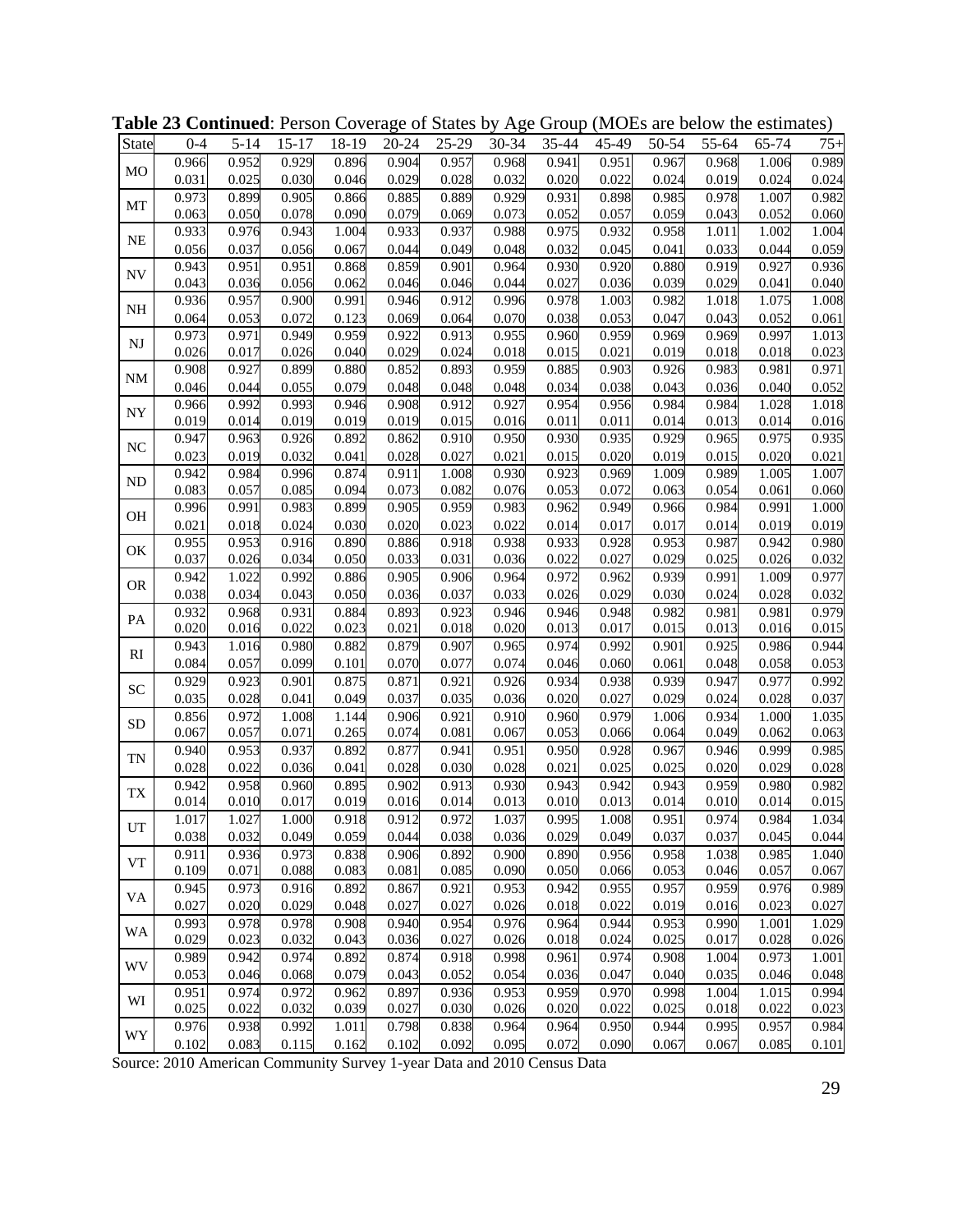**Table 23 Continued**: Person Coverage of States by Age Group (MOEs are below the estimates)

| State | 0-4 | 5-14 | 15-17 | 18-19 | 20-24 | 25-29 | 30-34 | 35-44 | 45-49 | 50-54 | 55-64 | 65-74 | 75+ |
|---|---|---|---|---|---|---|---|---|---|---|---|---|---|
| MO | 0.966 | 0.952 | 0.929 | 0.896 | 0.904 | 0.957 | 0.968 | 0.941 | 0.951 | 0.967 | 0.968 | 1.006 | 0.989 |
| | 0.031 | 0.025 | 0.030 | 0.046 | 0.029 | 0.028 | 0.032 | 0.020 | 0.022 | 0.024 | 0.019 | 0.024 | 0.024 |
| MT | 0.973 | 0.899 | 0.905 | 0.866 | 0.885 | 0.889 | 0.929 | 0.931 | 0.898 | 0.985 | 0.978 | 1.007 | 0.982 |
| | 0.063 | 0.050 | 0.078 | 0.090 | 0.079 | 0.069 | 0.073 | 0.052 | 0.057 | 0.059 | 0.043 | 0.052 | 0.060 |
| NE | 0.933 | 0.976 | 0.943 | 1.004 | 0.933 | 0.937 | 0.988 | 0.975 | 0.932 | 0.958 | 1.011 | 1.002 | 1.004 |
| | 0.056 | 0.037 | 0.056 | 0.067 | 0.044 | 0.049 | 0.048 | 0.032 | 0.045 | 0.041 | 0.033 | 0.044 | 0.059 |
| NV | 0.943 | 0.951 | 0.951 | 0.868 | 0.859 | 0.901 | 0.964 | 0.930 | 0.920 | 0.880 | 0.919 | 0.927 | 0.936 |
| | 0.043 | 0.036 | 0.056 | 0.062 | 0.046 | 0.046 | 0.044 | 0.027 | 0.036 | 0.039 | 0.029 | 0.041 | 0.040 |
| NH | 0.936 | 0.957 | 0.900 | 0.991 | 0.946 | 0.912 | 0.996 | 0.978 | 1.003 | 0.982 | 1.018 | 1.075 | 1.008 |
| | 0.064 | 0.053 | 0.072 | 0.123 | 0.069 | 0.064 | 0.070 | 0.038 | 0.053 | 0.047 | 0.043 | 0.052 | 0.061 |
| NJ | 0.973 | 0.971 | 0.949 | 0.959 | 0.922 | 0.913 | 0.955 | 0.960 | 0.959 | 0.969 | 0.969 | 0.997 | 1.013 |
| | 0.026 | 0.017 | 0.026 | 0.040 | 0.029 | 0.024 | 0.018 | 0.015 | 0.021 | 0.019 | 0.018 | 0.018 | 0.023 |
| NM | 0.908 | 0.927 | 0.899 | 0.880 | 0.852 | 0.893 | 0.959 | 0.885 | 0.903 | 0.926 | 0.983 | 0.981 | 0.971 |
| | 0.046 | 0.044 | 0.055 | 0.079 | 0.048 | 0.048 | 0.048 | 0.034 | 0.038 | 0.043 | 0.036 | 0.040 | 0.052 |
| NY | 0.966 | 0.992 | 0.993 | 0.946 | 0.908 | 0.912 | 0.927 | 0.954 | 0.956 | 0.984 | 0.984 | 1.028 | 1.018 |
| | 0.019 | 0.014 | 0.019 | 0.019 | 0.019 | 0.015 | 0.016 | 0.011 | 0.011 | 0.014 | 0.013 | 0.014 | 0.016 |
| NC | 0.947 | 0.963 | 0.926 | 0.892 | 0.862 | 0.910 | 0.950 | 0.930 | 0.935 | 0.929 | 0.965 | 0.975 | 0.935 |
| | 0.023 | 0.019 | 0.032 | 0.041 | 0.028 | 0.027 | 0.021 | 0.015 | 0.020 | 0.019 | 0.015 | 0.020 | 0.021 |
| ND | 0.942 | 0.984 | 0.996 | 0.874 | 0.911 | 1.008 | 0.930 | 0.923 | 0.969 | 1.009 | 0.989 | 1.005 | 1.007 |
| | 0.083 | 0.057 | 0.085 | 0.094 | 0.073 | 0.082 | 0.076 | 0.053 | 0.072 | 0.063 | 0.054 | 0.061 | 0.060 |
| OH | 0.996 | 0.991 | 0.983 | 0.899 | 0.905 | 0.959 | 0.983 | 0.962 | 0.949 | 0.966 | 0.984 | 0.991 | 1.000 |
| | 0.021 | 0.018 | 0.024 | 0.030 | 0.020 | 0.023 | 0.022 | 0.014 | 0.017 | 0.017 | 0.014 | 0.019 | 0.019 |
| OK | 0.955 | 0.953 | 0.916 | 0.890 | 0.886 | 0.918 | 0.938 | 0.933 | 0.928 | 0.953 | 0.987 | 0.942 | 0.980 |
| | 0.037 | 0.026 | 0.034 | 0.050 | 0.033 | 0.031 | 0.036 | 0.022 | 0.027 | 0.029 | 0.025 | 0.026 | 0.032 |
| OR | 0.942 | 1.022 | 0.992 | 0.886 | 0.905 | 0.906 | 0.964 | 0.972 | 0.962 | 0.939 | 0.991 | 1.009 | 0.977 |
| | 0.038 | 0.034 | 0.043 | 0.050 | 0.036 | 0.037 | 0.033 | 0.026 | 0.029 | 0.030 | 0.024 | 0.028 | 0.032 |
| PA | 0.932 | 0.968 | 0.931 | 0.884 | 0.893 | 0.923 | 0.946 | 0.946 | 0.948 | 0.982 | 0.981 | 0.981 | 0.979 |
| | 0.020 | 0.016 | 0.022 | 0.023 | 0.021 | 0.018 | 0.020 | 0.013 | 0.017 | 0.015 | 0.013 | 0.016 | 0.015 |
| RI | 0.943 | 1.016 | 0.980 | 0.882 | 0.879 | 0.907 | 0.965 | 0.974 | 0.992 | 0.901 | 0.925 | 0.986 | 0.944 |
| | 0.084 | 0.057 | 0.099 | 0.101 | 0.070 | 0.077 | 0.074 | 0.046 | 0.060 | 0.061 | 0.048 | 0.058 | 0.053 |
| SC | 0.929 | 0.923 | 0.901 | 0.875 | 0.871 | 0.921 | 0.926 | 0.934 | 0.938 | 0.939 | 0.947 | 0.977 | 0.992 |
| | 0.035 | 0.028 | 0.041 | 0.049 | 0.037 | 0.035 | 0.036 | 0.020 | 0.027 | 0.029 | 0.024 | 0.028 | 0.037 |
| SD | 0.856 | 0.972 | 1.008 | 1.144 | 0.906 | 0.921 | 0.910 | 0.960 | 0.979 | 1.006 | 0.934 | 1.000 | 1.035 |
| | 0.067 | 0.057 | 0.071 | 0.265 | 0.074 | 0.081 | 0.067 | 0.053 | 0.066 | 0.064 | 0.049 | 0.062 | 0.063 |
| TN | 0.940 | 0.953 | 0.937 | 0.892 | 0.877 | 0.941 | 0.951 | 0.950 | 0.928 | 0.967 | 0.946 | 0.999 | 0.985 |
| | 0.028 | 0.022 | 0.036 | 0.041 | 0.028 | 0.030 | 0.028 | 0.021 | 0.025 | 0.025 | 0.020 | 0.029 | 0.028 |
| TX | 0.942 | 0.958 | 0.960 | 0.895 | 0.902 | 0.913 | 0.930 | 0.943 | 0.942 | 0.943 | 0.959 | 0.980 | 0.982 |
| | 0.014 | 0.010 | 0.017 | 0.019 | 0.016 | 0.014 | 0.013 | 0.010 | 0.013 | 0.014 | 0.010 | 0.014 | 0.015 |
| UT | 1.017 | 1.027 | 1.000 | 0.918 | 0.912 | 0.972 | 1.037 | 0.995 | 1.008 | 0.951 | 0.974 | 0.984 | 1.034 |
| | 0.038 | 0.032 | 0.049 | 0.059 | 0.044 | 0.038 | 0.036 | 0.029 | 0.049 | 0.037 | 0.037 | 0.045 | 0.044 |
| VT | 0.911 | 0.936 | 0.973 | 0.838 | 0.906 | 0.892 | 0.900 | 0.890 | 0.956 | 0.958 | 1.038 | 0.985 | 1.040 |
| | 0.109 | 0.071 | 0.088 | 0.083 | 0.081 | 0.085 | 0.090 | 0.050 | 0.066 | 0.053 | 0.046 | 0.057 | 0.067 |
| VA | 0.945 | 0.973 | 0.916 | 0.892 | 0.867 | 0.921 | 0.953 | 0.942 | 0.955 | 0.957 | 0.959 | 0.976 | 0.989 |
| | 0.027 | 0.020 | 0.029 | 0.048 | 0.027 | 0.027 | 0.026 | 0.018 | 0.022 | 0.019 | 0.016 | 0.023 | 0.027 |
| WA | 0.993 | 0.978 | 0.978 | 0.908 | 0.940 | 0.954 | 0.976 | 0.964 | 0.944 | 0.953 | 0.990 | 1.001 | 1.029 |
| | 0.029 | 0.023 | 0.032 | 0.043 | 0.036 | 0.027 | 0.026 | 0.018 | 0.024 | 0.025 | 0.017 | 0.028 | 0.026 |
| WV | 0.989 | 0.942 | 0.974 | 0.892 | 0.874 | 0.918 | 0.998 | 0.961 | 0.974 | 0.908 | 1.004 | 0.973 | 1.001 |
| | 0.053 | 0.046 | 0.068 | 0.079 | 0.043 | 0.052 | 0.054 | 0.036 | 0.047 | 0.040 | 0.035 | 0.046 | 0.048 |
| WI | 0.951 | 0.974 | 0.972 | 0.962 | 0.897 | 0.936 | 0.953 | 0.959 | 0.970 | 0.998 | 1.004 | 1.015 | 0.994 |
| | 0.025 | 0.022 | 0.032 | 0.039 | 0.027 | 0.030 | 0.026 | 0.020 | 0.022 | 0.025 | 0.018 | 0.022 | 0.023 |
| WY | 0.976 | 0.938 | 0.992 | 1.011 | 0.798 | 0.838 | 0.964 | 0.964 | 0.950 | 0.944 | 0.995 | 0.957 | 0.984 |
| | 0.102 | 0.083 | 0.115 | 0.162 | 0.102 | 0.092 | 0.095 | 0.072 | 0.090 | 0.067 | 0.067 | 0.085 | 0.101 |

Source: 2010 American Community Survey 1-year Data and 2010 Census Data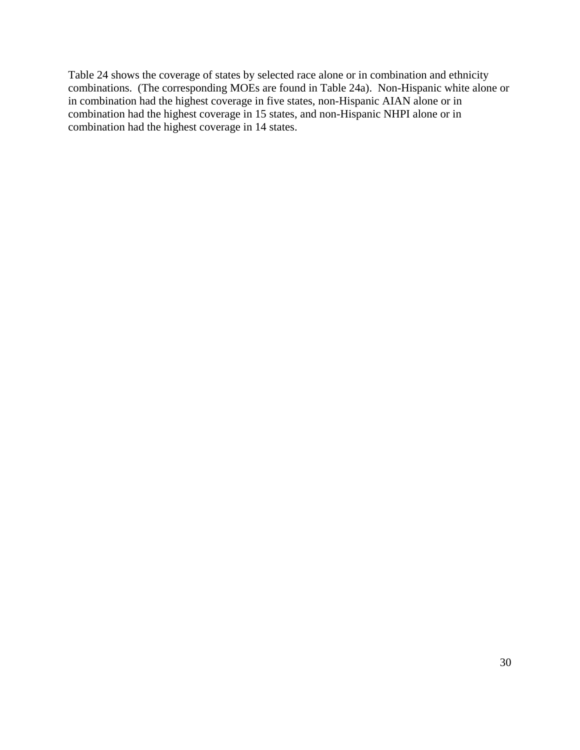Table 24 shows the coverage of states by selected race alone or in combination and ethnicity combinations. (The corresponding MOEs are found in Table 24a). Non-Hispanic white alone or in combination had the highest coverage in five states, non-Hispanic AIAN alone or in combination had the highest coverage in 15 states, and non-Hispanic NHPI alone or in combination had the highest coverage in 14 states.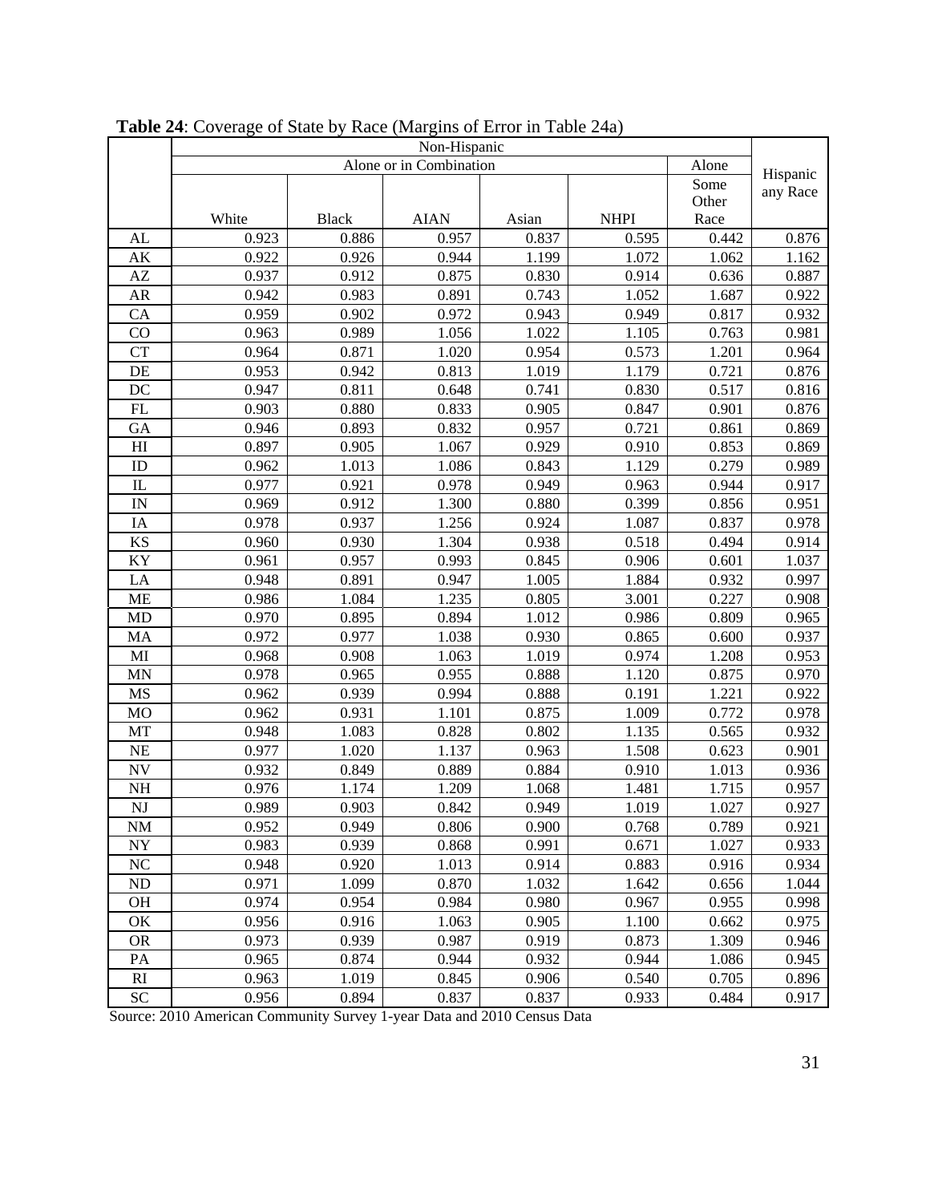**Table 24**: Coverage of State by Race (Margins of Error in Table 24a)

| | Non-Hispanic | | | | | | Hispanic any Race |
|---|---|---|---|---|---|---|---|
| | Alone or in Combination | | | | | Alone | |
| | White | Black | AIAN | Asian | NHPI | Some Other Race | |
| AL | 0.923 | 0.886 | 0.957 | 0.837 | 0.595 | 0.442 | 0.876 |
| AK | 0.922 | 0.926 | 0.944 | 1.199 | 1.072 | 1.062 | 1.162 |
| AZ | 0.937 | 0.912 | 0.875 | 0.830 | 0.914 | 0.636 | 0.887 |
| AR | 0.942 | 0.983 | 0.891 | 0.743 | 1.052 | 1.687 | 0.922 |
| CA | 0.959 | 0.902 | 0.972 | 0.943 | 0.949 | 0.817 | 0.932 |
| CO | 0.963 | 0.989 | 1.056 | 1.022 | 1.105 | 0.763 | 0.981 |
| CT | 0.964 | 0.871 | 1.020 | 0.954 | 0.573 | 1.201 | 0.964 |
| DE | 0.953 | 0.942 | 0.813 | 1.019 | 1.179 | 0.721 | 0.876 |
| DC | 0.947 | 0.811 | 0.648 | 0.741 | 0.830 | 0.517 | 0.816 |
| FL | 0.903 | 0.880 | 0.833 | 0.905 | 0.847 | 0.901 | 0.876 |
| GA | 0.946 | 0.893 | 0.832 | 0.957 | 0.721 | 0.861 | 0.869 |
| HI | 0.897 | 0.905 | 1.067 | 0.929 | 0.910 | 0.853 | 0.869 |
| ID | 0.962 | 1.013 | 1.086 | 0.843 | 1.129 | 0.279 | 0.989 |
| IL | 0.977 | 0.921 | 0.978 | 0.949 | 0.963 | 0.944 | 0.917 |
| IN | 0.969 | 0.912 | 1.300 | 0.880 | 0.399 | 0.856 | 0.951 |
| IA | 0.978 | 0.937 | 1.256 | 0.924 | 1.087 | 0.837 | 0.978 |
| KS | 0.960 | 0.930 | 1.304 | 0.938 | 0.518 | 0.494 | 0.914 |
| KY | 0.961 | 0.957 | 0.993 | 0.845 | 0.906 | 0.601 | 1.037 |
| LA | 0.948 | 0.891 | 0.947 | 1.005 | 1.884 | 0.932 | 0.997 |
| ME | 0.986 | 1.084 | 1.235 | 0.805 | 3.001 | 0.227 | 0.908 |
| MD | 0.970 | 0.895 | 0.894 | 1.012 | 0.986 | 0.809 | 0.965 |
| MA | 0.972 | 0.977 | 1.038 | 0.930 | 0.865 | 0.600 | 0.937 |
| MI | 0.968 | 0.908 | 1.063 | 1.019 | 0.974 | 1.208 | 0.953 |
| MN | 0.978 | 0.965 | 0.955 | 0.888 | 1.120 | 0.875 | 0.970 |
| MS | 0.962 | 0.939 | 0.994 | 0.888 | 0.191 | 1.221 | 0.922 |
| MO | 0.962 | 0.931 | 1.101 | 0.875 | 1.009 | 0.772 | 0.978 |
| MT | 0.948 | 1.083 | 0.828 | 0.802 | 1.135 | 0.565 | 0.932 |
| NE | 0.977 | 1.020 | 1.137 | 0.963 | 1.508 | 0.623 | 0.901 |
| NV | 0.932 | 0.849 | 0.889 | 0.884 | 0.910 | 1.013 | 0.936 |
| NH | 0.976 | 1.174 | 1.209 | 1.068 | 1.481 | 1.715 | 0.957 |
| NJ | 0.989 | 0.903 | 0.842 | 0.949 | 1.019 | 1.027 | 0.927 |
| NM | 0.952 | 0.949 | 0.806 | 0.900 | 0.768 | 0.789 | 0.921 |
| NY | 0.983 | 0.939 | 0.868 | 0.991 | 0.671 | 1.027 | 0.933 |
| NC | 0.948 | 0.920 | 1.013 | 0.914 | 0.883 | 0.916 | 0.934 |
| ND | 0.971 | 1.099 | 0.870 | 1.032 | 1.642 | 0.656 | 1.044 |
| OH | 0.974 | 0.954 | 0.984 | 0.980 | 0.967 | 0.955 | 0.998 |
| OK | 0.956 | 0.916 | 1.063 | 0.905 | 1.100 | 0.662 | 0.975 |
| OR | 0.973 | 0.939 | 0.987 | 0.919 | 0.873 | 1.309 | 0.946 |
| PA | 0.965 | 0.874 | 0.944 | 0.932 | 0.944 | 1.086 | 0.945 |
| RI | 0.963 | 1.019 | 0.845 | 0.906 | 0.540 | 0.705 | 0.896 |
| SC | 0.956 | 0.894 | 0.837 | 0.837 | 0.933 | 0.484 | 0.917 |

Source: 2010 American Community Survey 1-year Data and 2010 Census Data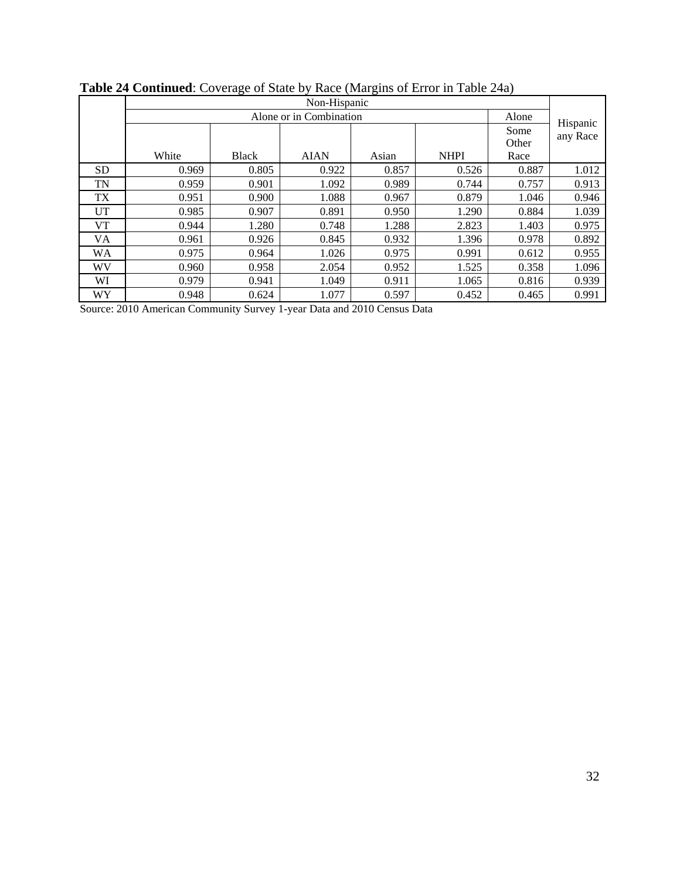**Table 24 Continued**: Coverage of State by Race (Margins of Error in Table 24a)

| | Non-Hispanic | | | | | | Hispanic any Race |
|---|---|---|---|---|---|---|---|
| | Alone or in Combination | | | | | Alone | |
| | White | Black | AIAN | Asian | NHPI | Some Other Race | |
| SD | 0.969 | 0.805 | 0.922 | 0.857 | 0.526 | 0.887 | 1.012 |
| TN | 0.959 | 0.901 | 1.092 | 0.989 | 0.744 | 0.757 | 0.913 |
| TX | 0.951 | 0.900 | 1.088 | 0.967 | 0.879 | 1.046 | 0.946 |
| UT | 0.985 | 0.907 | 0.891 | 0.950 | 1.290 | 0.884 | 1.039 |
| VT | 0.944 | 1.280 | 0.748 | 1.288 | 2.823 | 1.403 | 0.975 |
| VA | 0.961 | 0.926 | 0.845 | 0.932 | 1.396 | 0.978 | 0.892 |
| WA | 0.975 | 0.964 | 1.026 | 0.975 | 0.991 | 0.612 | 0.955 |
| WV | 0.960 | 0.958 | 2.054 | 0.952 | 1.525 | 0.358 | 1.096 |
| WI | 0.979 | 0.941 | 1.049 | 0.911 | 1.065 | 0.816 | 0.939 |
| WY | 0.948 | 0.624 | 1.077 | 0.597 | 0.452 | 0.465 | 0.991 |

Source: 2010 American Community Survey 1-year Data and 2010 Census Data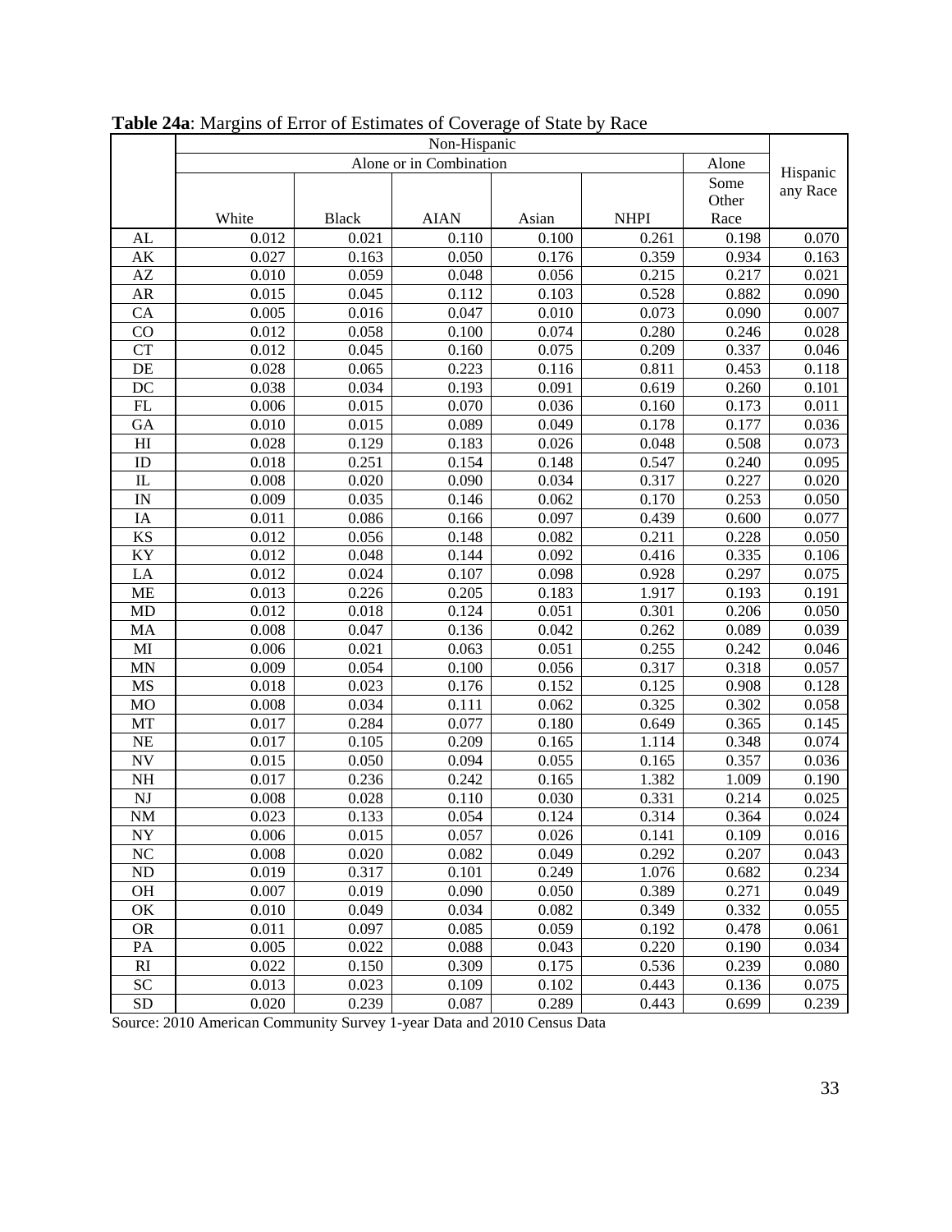**Table 24a**: Margins of Error of Estimates of Coverage of State by Race

| | Non-Hispanic | | | | | | Hispanic any Race |
|---|---|---|---|---|---|---|---|
| | Alone or in Combination | | | | | Alone | |
| | White | Black | AIAN | Asian | NHPI | Some Other Race | |
| AL | 0.012 | 0.021 | 0.110 | 0.100 | 0.261 | 0.198 | 0.070 |
| AK | 0.027 | 0.163 | 0.050 | 0.176 | 0.359 | 0.934 | 0.163 |
| AZ | 0.010 | 0.059 | 0.048 | 0.056 | 0.215 | 0.217 | 0.021 |
| AR | 0.015 | 0.045 | 0.112 | 0.103 | 0.528 | 0.882 | 0.090 |
| CA | 0.005 | 0.016 | 0.047 | 0.010 | 0.073 | 0.090 | 0.007 |
| CO | 0.012 | 0.058 | 0.100 | 0.074 | 0.280 | 0.246 | 0.028 |
| CT | 0.012 | 0.045 | 0.160 | 0.075 | 0.209 | 0.337 | 0.046 |
| DE | 0.028 | 0.065 | 0.223 | 0.116 | 0.811 | 0.453 | 0.118 |
| DC | 0.038 | 0.034 | 0.193 | 0.091 | 0.619 | 0.260 | 0.101 |
| FL | 0.006 | 0.015 | 0.070 | 0.036 | 0.160 | 0.173 | 0.011 |
| GA | 0.010 | 0.015 | 0.089 | 0.049 | 0.178 | 0.177 | 0.036 |
| HI | 0.028 | 0.129 | 0.183 | 0.026 | 0.048 | 0.508 | 0.073 |
| ID | 0.018 | 0.251 | 0.154 | 0.148 | 0.547 | 0.240 | 0.095 |
| IL | 0.008 | 0.020 | 0.090 | 0.034 | 0.317 | 0.227 | 0.020 |
| IN | 0.009 | 0.035 | 0.146 | 0.062 | 0.170 | 0.253 | 0.050 |
| IA | 0.011 | 0.086 | 0.166 | 0.097 | 0.439 | 0.600 | 0.077 |
| KS | 0.012 | 0.056 | 0.148 | 0.082 | 0.211 | 0.228 | 0.050 |
| KY | 0.012 | 0.048 | 0.144 | 0.092 | 0.416 | 0.335 | 0.106 |
| LA | 0.012 | 0.024 | 0.107 | 0.098 | 0.928 | 0.297 | 0.075 |
| ME | 0.013 | 0.226 | 0.205 | 0.183 | 1.917 | 0.193 | 0.191 |
| MD | 0.012 | 0.018 | 0.124 | 0.051 | 0.301 | 0.206 | 0.050 |
| MA | 0.008 | 0.047 | 0.136 | 0.042 | 0.262 | 0.089 | 0.039 |
| MI | 0.006 | 0.021 | 0.063 | 0.051 | 0.255 | 0.242 | 0.046 |
| MN | 0.009 | 0.054 | 0.100 | 0.056 | 0.317 | 0.318 | 0.057 |
| MS | 0.018 | 0.023 | 0.176 | 0.152 | 0.125 | 0.908 | 0.128 |
| MO | 0.008 | 0.034 | 0.111 | 0.062 | 0.325 | 0.302 | 0.058 |
| MT | 0.017 | 0.284 | 0.077 | 0.180 | 0.649 | 0.365 | 0.145 |
| NE | 0.017 | 0.105 | 0.209 | 0.165 | 1.114 | 0.348 | 0.074 |
| NV | 0.015 | 0.050 | 0.094 | 0.055 | 0.165 | 0.357 | 0.036 |
| NH | 0.017 | 0.236 | 0.242 | 0.165 | 1.382 | 1.009 | 0.190 |
| NJ | 0.008 | 0.028 | 0.110 | 0.030 | 0.331 | 0.214 | 0.025 |
| NM | 0.023 | 0.133 | 0.054 | 0.124 | 0.314 | 0.364 | 0.024 |
| NY | 0.006 | 0.015 | 0.057 | 0.026 | 0.141 | 0.109 | 0.016 |
| NC | 0.008 | 0.020 | 0.082 | 0.049 | 0.292 | 0.207 | 0.043 |
| ND | 0.019 | 0.317 | 0.101 | 0.249 | 1.076 | 0.682 | 0.234 |
| OH | 0.007 | 0.019 | 0.090 | 0.050 | 0.389 | 0.271 | 0.049 |
| OK | 0.010 | 0.049 | 0.034 | 0.082 | 0.349 | 0.332 | 0.055 |
| OR | 0.011 | 0.097 | 0.085 | 0.059 | 0.192 | 0.478 | 0.061 |
| PA | 0.005 | 0.022 | 0.088 | 0.043 | 0.220 | 0.190 | 0.034 |
| RI | 0.022 | 0.150 | 0.309 | 0.175 | 0.536 | 0.239 | 0.080 |
| SC | 0.013 | 0.023 | 0.109 | 0.102 | 0.443 | 0.136 | 0.075 |
| SD | 0.020 | 0.239 | 0.087 | 0.289 | 0.443 | 0.699 | 0.239 |

Source: 2010 American Community Survey 1-year Data and 2010 Census Data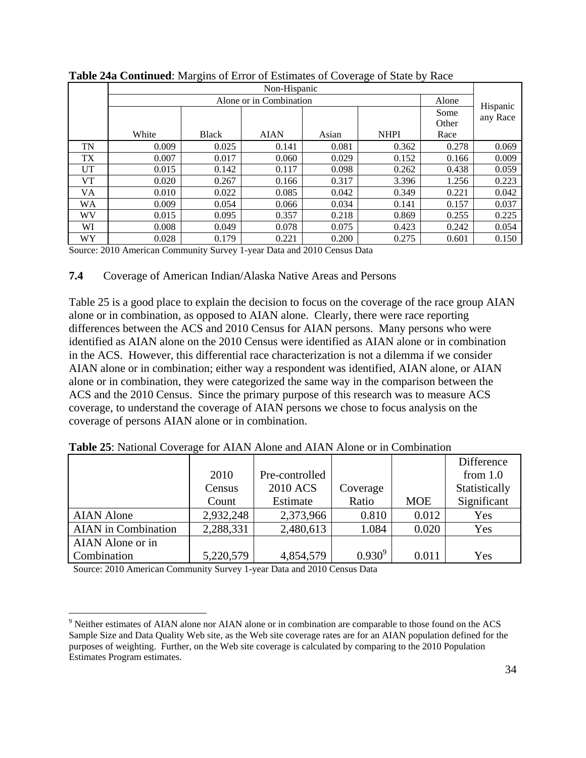**Table 24a Continued**: Margins of Error of Estimates of Coverage of State by Race

| | Non-Hispanic | | | | | | Hispanic any Race |
|---|---|---|---|---|---|---|---|
| | Alone or in Combination | | | | | Alone | |
| | White | Black | AIAN | Asian | NHPI | Some Other Race | |
| TN | 0.009 | 0.025 | 0.141 | 0.081 | 0.362 | 0.278 | 0.069 |
| TX | 0.007 | 0.017 | 0.060 | 0.029 | 0.152 | 0.166 | 0.009 |
| UT | 0.015 | 0.142 | 0.117 | 0.098 | 0.262 | 0.438 | 0.059 |
| VT | 0.020 | 0.267 | 0.166 | 0.317 | 3.396 | 1.256 | 0.223 |
| VA | 0.010 | 0.022 | 0.085 | 0.042 | 0.349 | 0.221 | 0.042 |
| WA | 0.009 | 0.054 | 0.066 | 0.034 | 0.141 | 0.157 | 0.037 |
| WV | 0.015 | 0.095 | 0.357 | 0.218 | 0.869 | 0.255 | 0.225 |
| WI | 0.008 | 0.049 | 0.078 | 0.075 | 0.423 | 0.242 | 0.054 |
| WY | 0.028 | 0.179 | 0.221 | 0.200 | 0.275 | 0.601 | 0.150 |

Source: 2010 American Community Survey 1-year Data and 2010 Census Data

## 7.4 Coverage of American Indian/Alaska Native Areas and Persons

Table 25 is a good place to explain the decision to focus on the coverage of the race group AIAN alone or in combination, as opposed to AIAN alone. Clearly, there were race reporting differences between the ACS and 2010 Census for AIAN persons. Many persons who were identified as AIAN alone on the 2010 Census were identified as AIAN alone or in combination in the ACS. However, this differential race characterization is not a dilemma if we consider AIAN alone or in combination; either way a respondent was identified, AIAN alone, or AIAN alone or in combination, they were categorized the same way in the comparison between the ACS and the 2010 Census. Since the primary purpose of this research was to measure ACS coverage, to understand the coverage of AIAN persons we chose to focus analysis on the coverage of persons AIAN alone or in combination.

**Table 25**: National Coverage for AIAN Alone and AIAN Alone or in Combination

| | 2010 Census Count | Pre-controlled 2010 ACS Estimate | Coverage Ratio | MOE | Difference from 1.0 Statistically Significant |
|---|---|---|---|---|---|
| AIAN Alone | 2,932,248 | 2,373,966 | 0.810 | 0.012 | Yes |
| AIAN in Combination | 2,288,331 | 2,480,613 | 1.084 | 0.020 | Yes |
| AIAN Alone or in Combination | 5,220,579 | 4,854,579 | 0.930[9] | 0.011 | Yes |

Source: 2010 American Community Survey 1-year Data and 2010 Census Data

[9] Neither estimates of AIAN alone nor AIAN alone or in combination are comparable to those found on the ACS Sample Size and Data Quality Web site, as the Web site coverage rates are for an AIAN population defined for the purposes of weighting. Further, on the Web site coverage is calculated by comparing to the 2010 Population Estimates Program estimates.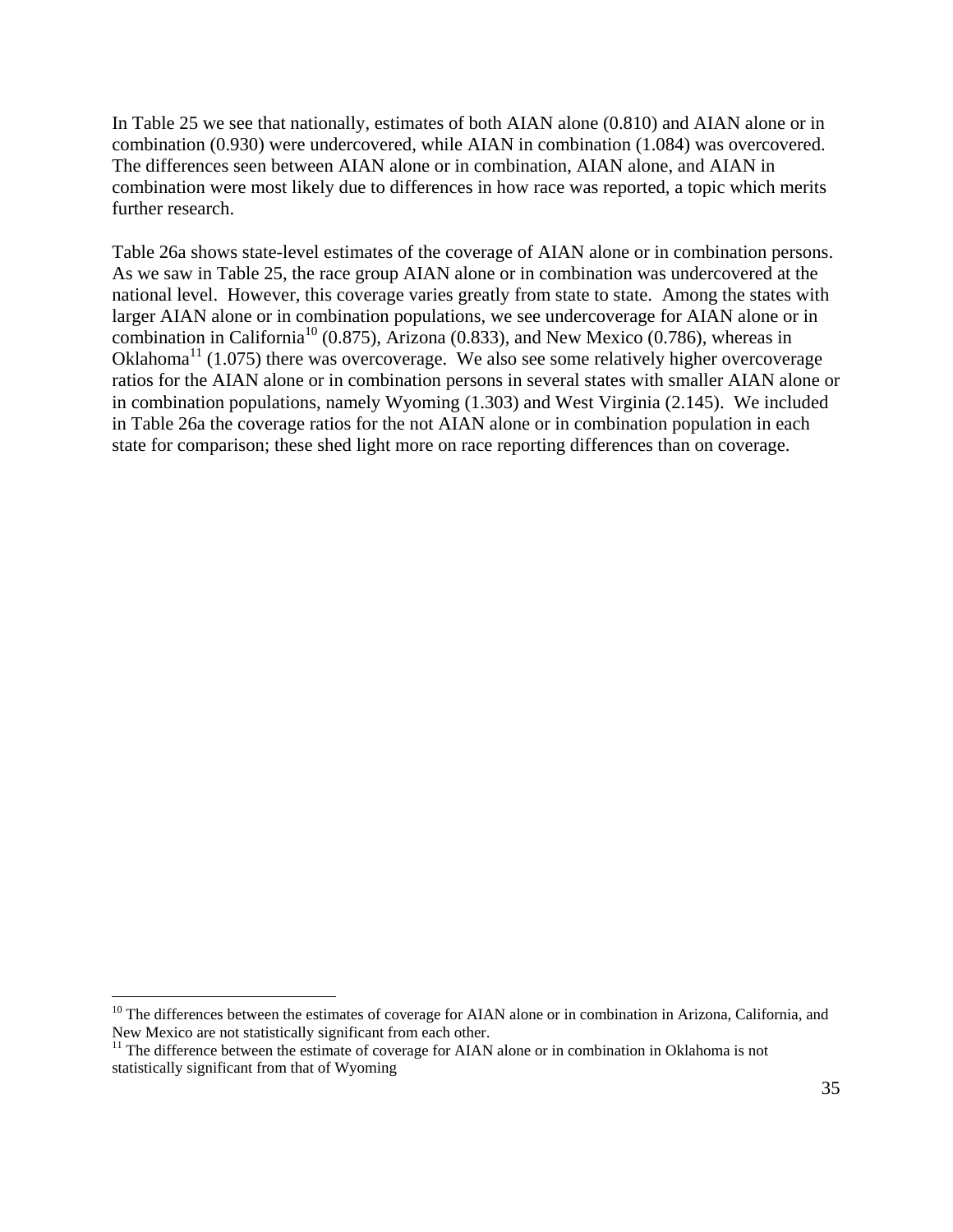In Table 25 we see that nationally, estimates of both AIAN alone (0.810) and AIAN alone or in combination (0.930) were undercovered, while AIAN in combination (1.084) was overcovered. The differences seen between AIAN alone or in combination, AIAN alone, and AIAN in combination were most likely due to differences in how race was reported, a topic which merits further research.

Table 26a shows state-level estimates of the coverage of AIAN alone or in combination persons. As we saw in Table 25, the race group AIAN alone or in combination was undercovered at the national level. However, this coverage varies greatly from state to state. Among the states with larger AIAN alone or in combination populations, we see undercoverage for AIAN alone or in combination in California[10] (0.875), Arizona (0.833), and New Mexico (0.786), whereas in Oklahoma[11] (1.075) there was overcoverage. We also see some relatively higher overcoverage ratios for the AIAN alone or in combination persons in several states with smaller AIAN alone or in combination populations, namely Wyoming (1.303) and West Virginia (2.145). We included in Table 26a the coverage ratios for the not AIAN alone or in combination population in each state for comparison; these shed light more on race reporting differences than on coverage.

---

[10] The differences between the estimates of coverage for AIAN alone or in combination in Arizona, California, and New Mexico are not statistically significant from each other.

[11] The difference between the estimate of coverage for AIAN alone or in combination in Oklahoma is not statistically significant from that of Wyoming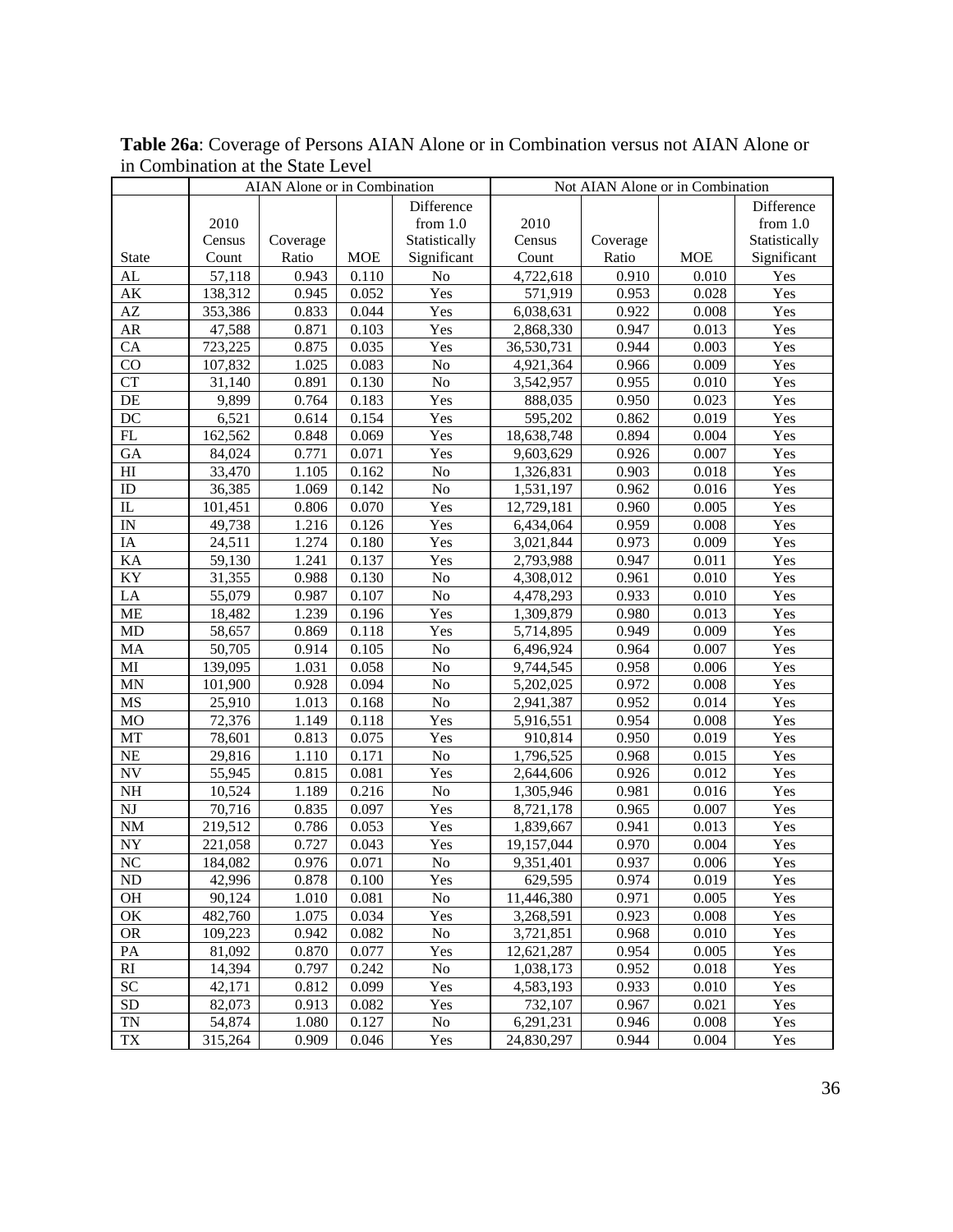**Table 26a**: Coverage of Persons AIAN Alone or in Combination versus not AIAN Alone or in Combination at the State Level

| | AIAN Alone or in Combination | | | | Not AIAN Alone or in Combination | | | |
|---|---|---|---|---|---|---|---|---|
| State | 2010 Census Count | Coverage Ratio | MOE | Difference from 1.0 Statistically Significant | 2010 Census Count | Coverage Ratio | MOE | Difference from 1.0 Statistically Significant |
| AL | 57,118 | 0.943 | 0.110 | No | 4,722,618 | 0.910 | 0.010 | Yes |
| AK | 138,312 | 0.945 | 0.052 | Yes | 571,919 | 0.953 | 0.028 | Yes |
| AZ | 353,386 | 0.833 | 0.044 | Yes | 6,038,631 | 0.922 | 0.008 | Yes |
| AR | 47,588 | 0.871 | 0.103 | Yes | 2,868,330 | 0.947 | 0.013 | Yes |
| CA | 723,225 | 0.875 | 0.035 | Yes | 36,530,731 | 0.944 | 0.003 | Yes |
| CO | 107,832 | 1.025 | 0.083 | No | 4,921,364 | 0.966 | 0.009 | Yes |
| CT | 31,140 | 0.891 | 0.130 | No | 3,542,957 | 0.955 | 0.010 | Yes |
| DE | 9,899 | 0.764 | 0.183 | Yes | 888,035 | 0.950 | 0.023 | Yes |
| DC | 6,521 | 0.614 | 0.154 | Yes | 595,202 | 0.862 | 0.019 | Yes |
| FL | 162,562 | 0.848 | 0.069 | Yes | 18,638,748 | 0.894 | 0.004 | Yes |
| GA | 84,024 | 0.771 | 0.071 | Yes | 9,603,629 | 0.926 | 0.007 | Yes |
| HI | 33,470 | 1.105 | 0.162 | No | 1,326,831 | 0.903 | 0.018 | Yes |
| ID | 36,385 | 1.069 | 0.142 | No | 1,531,197 | 0.962 | 0.016 | Yes |
| IL | 101,451 | 0.806 | 0.070 | Yes | 12,729,181 | 0.960 | 0.005 | Yes |
| IN | 49,738 | 1.216 | 0.126 | Yes | 6,434,064 | 0.959 | 0.008 | Yes |
| IA | 24,511 | 1.274 | 0.180 | Yes | 3,021,844 | 0.973 | 0.009 | Yes |
| KA | 59,130 | 1.241 | 0.137 | Yes | 2,793,988 | 0.947 | 0.011 | Yes |
| KY | 31,355 | 0.988 | 0.130 | No | 4,308,012 | 0.961 | 0.010 | Yes |
| LA | 55,079 | 0.987 | 0.107 | No | 4,478,293 | 0.933 | 0.010 | Yes |
| ME | 18,482 | 1.239 | 0.196 | Yes | 1,309,879 | 0.980 | 0.013 | Yes |
| MD | 58,657 | 0.869 | 0.118 | Yes | 5,714,895 | 0.949 | 0.009 | Yes |
| MA | 50,705 | 0.914 | 0.105 | No | 6,496,924 | 0.964 | 0.007 | Yes |
| MI | 139,095 | 1.031 | 0.058 | No | 9,744,545 | 0.958 | 0.006 | Yes |
| MN | 101,900 | 0.928 | 0.094 | No | 5,202,025 | 0.972 | 0.008 | Yes |
| MS | 25,910 | 1.013 | 0.168 | No | 2,941,387 | 0.952 | 0.014 | Yes |
| MO | 72,376 | 1.149 | 0.118 | Yes | 5,916,551 | 0.954 | 0.008 | Yes |
| MT | 78,601 | 0.813 | 0.075 | Yes | 910,814 | 0.950 | 0.019 | Yes |
| NE | 29,816 | 1.110 | 0.171 | No | 1,796,525 | 0.968 | 0.015 | Yes |
| NV | 55,945 | 0.815 | 0.081 | Yes | 2,644,606 | 0.926 | 0.012 | Yes |
| NH | 10,524 | 1.189 | 0.216 | No | 1,305,946 | 0.981 | 0.016 | Yes |
| NJ | 70,716 | 0.835 | 0.097 | Yes | 8,721,178 | 0.965 | 0.007 | Yes |
| NM | 219,512 | 0.786 | 0.053 | Yes | 1,839,667 | 0.941 | 0.013 | Yes |
| NY | 221,058 | 0.727 | 0.043 | Yes | 19,157,044 | 0.970 | 0.004 | Yes |
| NC | 184,082 | 0.976 | 0.071 | No | 9,351,401 | 0.937 | 0.006 | Yes |
| ND | 42,996 | 0.878 | 0.100 | Yes | 629,595 | 0.974 | 0.019 | Yes |
| OH | 90,124 | 1.010 | 0.081 | No | 11,446,380 | 0.971 | 0.005 | Yes |
| OK | 482,760 | 1.075 | 0.034 | Yes | 3,268,591 | 0.923 | 0.008 | Yes |
| OR | 109,223 | 0.942 | 0.082 | No | 3,721,851 | 0.968 | 0.010 | Yes |
| PA | 81,092 | 0.870 | 0.077 | Yes | 12,621,287 | 0.954 | 0.005 | Yes |
| RI | 14,394 | 0.797 | 0.242 | No | 1,038,173 | 0.952 | 0.018 | Yes |
| SC | 42,171 | 0.812 | 0.099 | Yes | 4,583,193 | 0.933 | 0.010 | Yes |
| SD | 82,073 | 0.913 | 0.082 | Yes | 732,107 | 0.967 | 0.021 | Yes |
| TN | 54,874 | 1.080 | 0.127 | No | 6,291,231 | 0.946 | 0.008 | Yes |
| TX | 315,264 | 0.909 | 0.046 | Yes | 24,830,297 | 0.944 | 0.004 | Yes |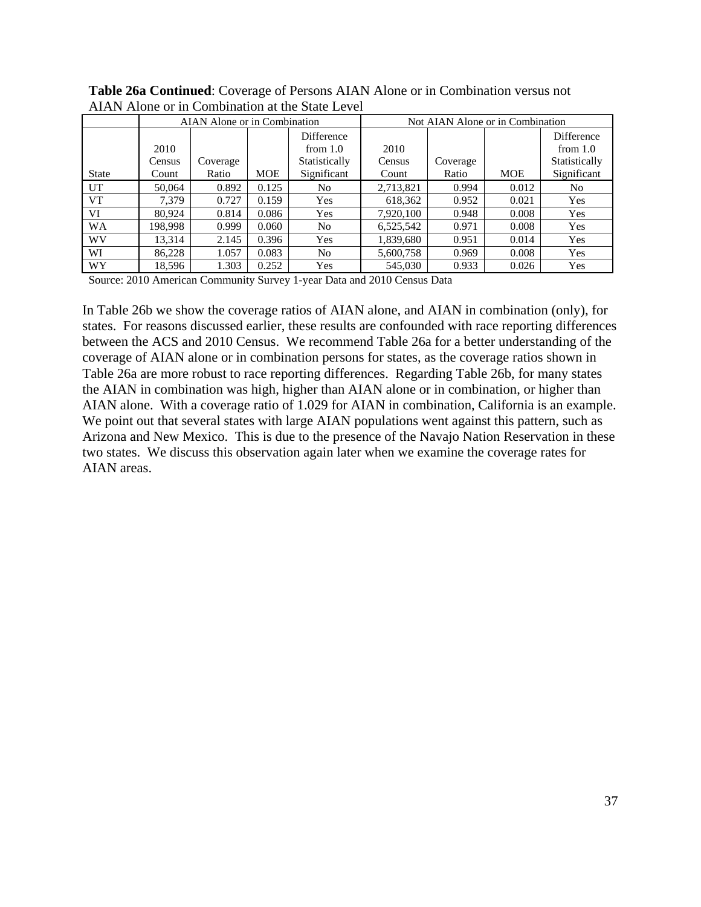**Table 26a Continued**: Coverage of Persons AIAN Alone or in Combination versus not AIAN Alone or in Combination at the State Level

| | AIAN Alone or in Combination | | | | Not AIAN Alone or in Combination | | | |
|---|---|---|---|---|---|---|---|---|
| State | 2010 Census Count | Coverage Ratio | MOE | Difference from 1.0 Statistically Significant | 2010 Census Count | Coverage Ratio | MOE | Difference from 1.0 Statistically Significant |
| UT | 50,064 | 0.892 | 0.125 | No | 2,713,821 | 0.994 | 0.012 | No |
| VT | 7,379 | 0.727 | 0.159 | Yes | 618,362 | 0.952 | 0.021 | Yes |
| VI | 80,924 | 0.814 | 0.086 | Yes | 7,920,100 | 0.948 | 0.008 | Yes |
| WA | 198,998 | 0.999 | 0.060 | No | 6,525,542 | 0.971 | 0.008 | Yes |
| WV | 13,314 | 2.145 | 0.396 | Yes | 1,839,680 | 0.951 | 0.014 | Yes |
| WI | 86,228 | 1.057 | 0.083 | No | 5,600,758 | 0.969 | 0.008 | Yes |
| WY | 18,596 | 1.303 | 0.252 | Yes | 545,030 | 0.933 | 0.026 | Yes |

Source: 2010 American Community Survey 1-year Data and 2010 Census Data

In Table 26b we show the coverage ratios of AIAN alone, and AIAN in combination (only), for states. For reasons discussed earlier, these results are confounded with race reporting differences between the ACS and 2010 Census. We recommend Table 26a for a better understanding of the coverage of AIAN alone or in combination persons for states, as the coverage ratios shown in Table 26a are more robust to race reporting differences. Regarding Table 26b, for many states the AIAN in combination was high, higher than AIAN alone or in combination, or higher than AIAN alone. With a coverage ratio of 1.029 for AIAN in combination, California is an example. We point out that several states with large AIAN populations went against this pattern, such as Arizona and New Mexico. This is due to the presence of the Navajo Nation Reservation in these two states. We discuss this observation again later when we examine the coverage rates for AIAN areas.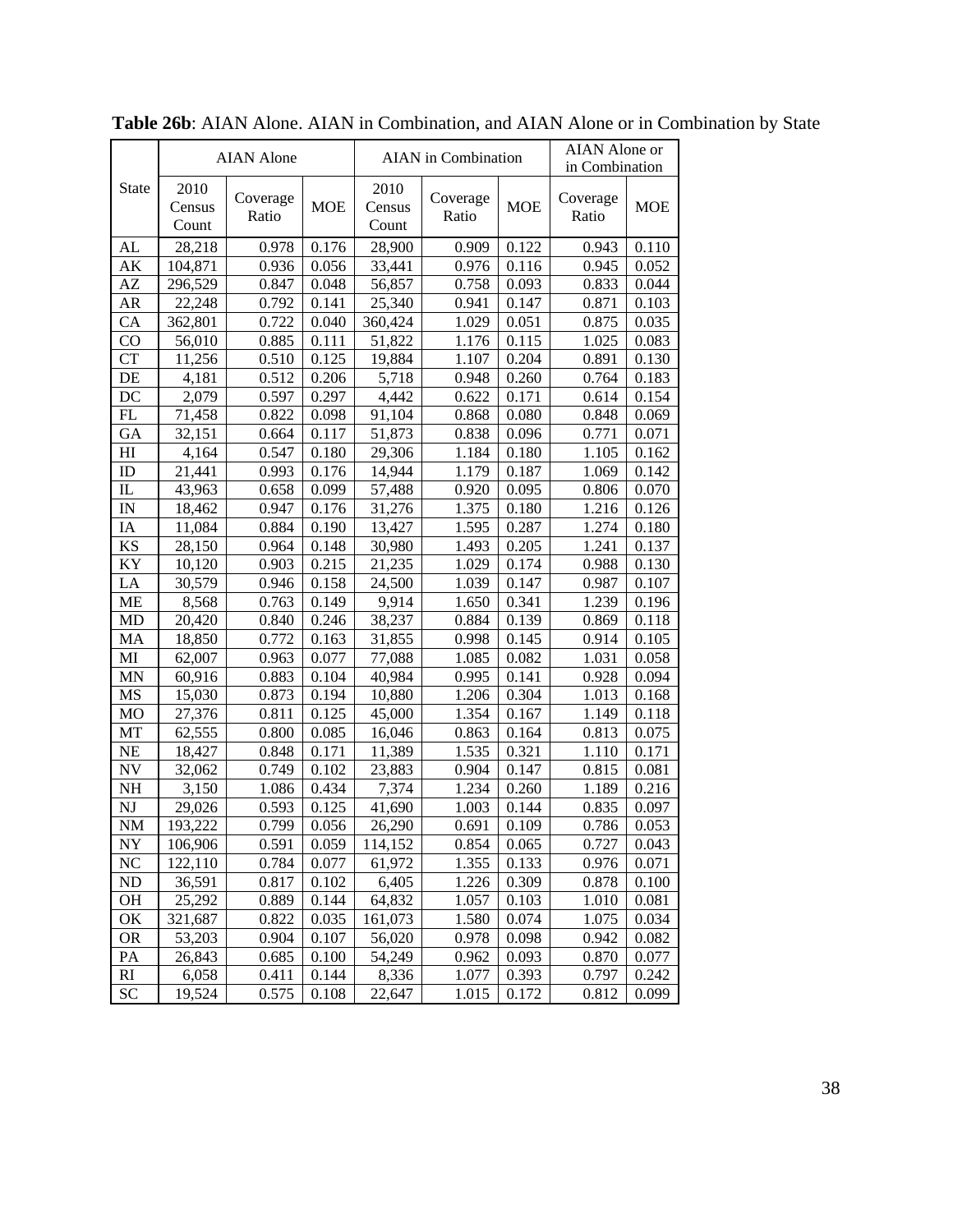**Table 26b**: AIAN Alone. AIAN in Combination, and AIAN Alone or in Combination by State

| State | AIAN Alone | | | AIAN in Combination | | | AIAN Alone or in Combination | |
|---|---|---|---|---|---|---|---|---|
| | 2010 Census Count | Coverage Ratio | MOE | 2010 Census Count | Coverage Ratio | MOE | Coverage Ratio | MOE |
| AL | 28,218 | 0.978 | 0.176 | 28,900 | 0.909 | 0.122 | 0.943 | 0.110 |
| AK | 104,871 | 0.936 | 0.056 | 33,441 | 0.976 | 0.116 | 0.945 | 0.052 |
| AZ | 296,529 | 0.847 | 0.048 | 56,857 | 0.758 | 0.093 | 0.833 | 0.044 |
| AR | 22,248 | 0.792 | 0.141 | 25,340 | 0.941 | 0.147 | 0.871 | 0.103 |
| CA | 362,801 | 0.722 | 0.040 | 360,424 | 1.029 | 0.051 | 0.875 | 0.035 |
| CO | 56,010 | 0.885 | 0.111 | 51,822 | 1.176 | 0.115 | 1.025 | 0.083 |
| CT | 11,256 | 0.510 | 0.125 | 19,884 | 1.107 | 0.204 | 0.891 | 0.130 |
| DE | 4,181 | 0.512 | 0.206 | 5,718 | 0.948 | 0.260 | 0.764 | 0.183 |
| DC | 2,079 | 0.597 | 0.297 | 4,442 | 0.622 | 0.171 | 0.614 | 0.154 |
| FL | 71,458 | 0.822 | 0.098 | 91,104 | 0.868 | 0.080 | 0.848 | 0.069 |
| GA | 32,151 | 0.664 | 0.117 | 51,873 | 0.838 | 0.096 | 0.771 | 0.071 |
| HI | 4,164 | 0.547 | 0.180 | 29,306 | 1.184 | 0.180 | 1.105 | 0.162 |
| ID | 21,441 | 0.993 | 0.176 | 14,944 | 1.179 | 0.187 | 1.069 | 0.142 |
| IL | 43,963 | 0.658 | 0.099 | 57,488 | 0.920 | 0.095 | 0.806 | 0.070 |
| IN | 18,462 | 0.947 | 0.176 | 31,276 | 1.375 | 0.180 | 1.216 | 0.126 |
| IA | 11,084 | 0.884 | 0.190 | 13,427 | 1.595 | 0.287 | 1.274 | 0.180 |
| KS | 28,150 | 0.964 | 0.148 | 30,980 | 1.493 | 0.205 | 1.241 | 0.137 |
| KY | 10,120 | 0.903 | 0.215 | 21,235 | 1.029 | 0.174 | 0.988 | 0.130 |
| LA | 30,579 | 0.946 | 0.158 | 24,500 | 1.039 | 0.147 | 0.987 | 0.107 |
| ME | 8,568 | 0.763 | 0.149 | 9,914 | 1.650 | 0.341 | 1.239 | 0.196 |
| MD | 20,420 | 0.840 | 0.246 | 38,237 | 0.884 | 0.139 | 0.869 | 0.118 |
| MA | 18,850 | 0.772 | 0.163 | 31,855 | 0.998 | 0.145 | 0.914 | 0.105 |
| MI | 62,007 | 0.963 | 0.077 | 77,088 | 1.085 | 0.082 | 1.031 | 0.058 |
| MN | 60,916 | 0.883 | 0.104 | 40,984 | 0.995 | 0.141 | 0.928 | 0.094 |
| MS | 15,030 | 0.873 | 0.194 | 10,880 | 1.206 | 0.304 | 1.013 | 0.168 |
| MO | 27,376 | 0.811 | 0.125 | 45,000 | 1.354 | 0.167 | 1.149 | 0.118 |
| MT | 62,555 | 0.800 | 0.085 | 16,046 | 0.863 | 0.164 | 0.813 | 0.075 |
| NE | 18,427 | 0.848 | 0.171 | 11,389 | 1.535 | 0.321 | 1.110 | 0.171 |
| NV | 32,062 | 0.749 | 0.102 | 23,883 | 0.904 | 0.147 | 0.815 | 0.081 |
| NH | 3,150 | 1.086 | 0.434 | 7,374 | 1.234 | 0.260 | 1.189 | 0.216 |
| NJ | 29,026 | 0.593 | 0.125 | 41,690 | 1.003 | 0.144 | 0.835 | 0.097 |
| NM | 193,222 | 0.799 | 0.056 | 26,290 | 0.691 | 0.109 | 0.786 | 0.053 |
| NY | 106,906 | 0.591 | 0.059 | 114,152 | 0.854 | 0.065 | 0.727 | 0.043 |
| NC | 122,110 | 0.784 | 0.077 | 61,972 | 1.355 | 0.133 | 0.976 | 0.071 |
| ND | 36,591 | 0.817 | 0.102 | 6,405 | 1.226 | 0.309 | 0.878 | 0.100 |
| OH | 25,292 | 0.889 | 0.144 | 64,832 | 1.057 | 0.103 | 1.010 | 0.081 |
| OK | 321,687 | 0.822 | 0.035 | 161,073 | 1.580 | 0.074 | 1.075 | 0.034 |
| OR | 53,203 | 0.904 | 0.107 | 56,020 | 0.978 | 0.098 | 0.942 | 0.082 |
| PA | 26,843 | 0.685 | 0.100 | 54,249 | 0.962 | 0.093 | 0.870 | 0.077 |
| RI | 6,058 | 0.411 | 0.144 | 8,336 | 1.077 | 0.393 | 0.797 | 0.242 |
| SC | 19,524 | 0.575 | 0.108 | 22,647 | 1.015 | 0.172 | 0.812 | 0.099 |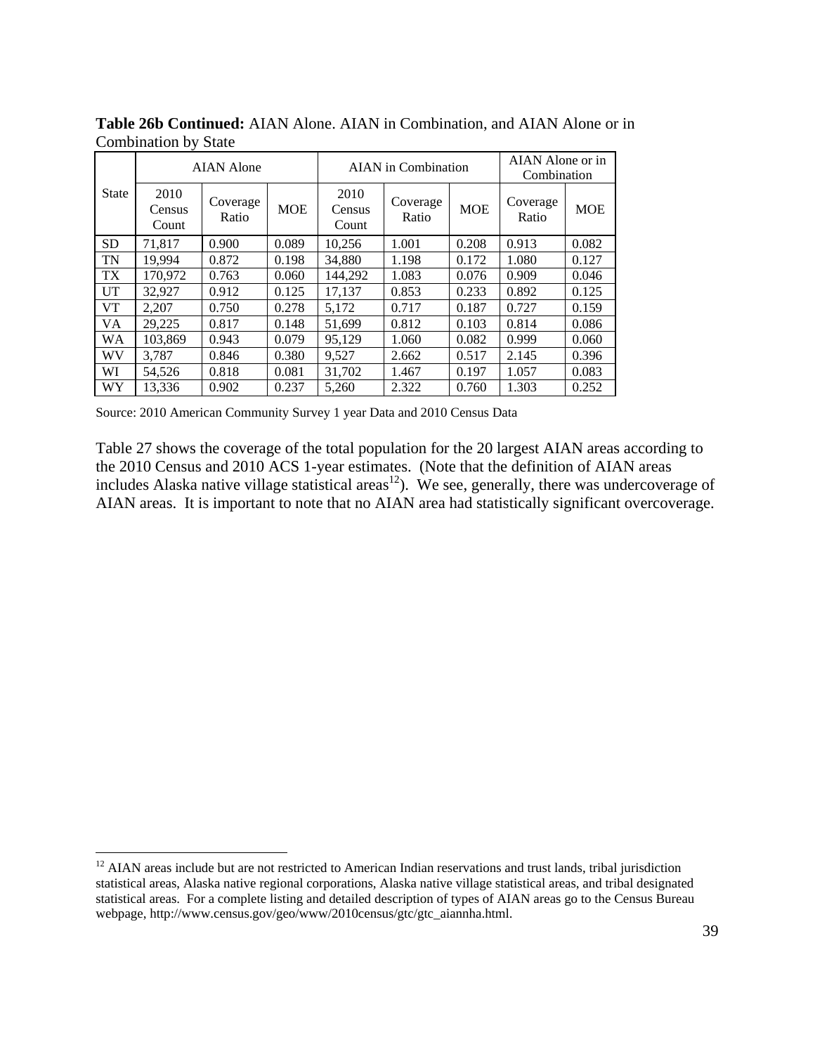**Table 26b Continued:** AIAN Alone. AIAN in Combination, and AIAN Alone or in Combination by State

| State | AIAN Alone | | | AIAN in Combination | | | AIAN Alone or in Combination | |
|---|---|---|---|---|---|---|---|---|
| | 2010 Census Count | Coverage Ratio | MOE | 2010 Census Count | Coverage Ratio | MOE | Coverage Ratio | MOE |
| SD | 71,817 | 0.900 | 0.089 | 10,256 | 1.001 | 0.208 | 0.913 | 0.082 |
| TN | 19,994 | 0.872 | 0.198 | 34,880 | 1.198 | 0.172 | 1.080 | 0.127 |
| TX | 170,972 | 0.763 | 0.060 | 144,292 | 1.083 | 0.076 | 0.909 | 0.046 |
| UT | 32,927 | 0.912 | 0.125 | 17,137 | 0.853 | 0.233 | 0.892 | 0.125 |
| VT | 2,207 | 0.750 | 0.278 | 5,172 | 0.717 | 0.187 | 0.727 | 0.159 |
| VA | 29,225 | 0.817 | 0.148 | 51,699 | 0.812 | 0.103 | 0.814 | 0.086 |
| WA | 103,869 | 0.943 | 0.079 | 95,129 | 1.060 | 0.082 | 0.999 | 0.060 |
| WV | 3,787 | 0.846 | 0.380 | 9,527 | 2.662 | 0.517 | 2.145 | 0.396 |
| WI | 54,526 | 0.818 | 0.081 | 31,702 | 1.467 | 0.197 | 1.057 | 0.083 |
| WY | 13,336 | 0.902 | 0.237 | 5,260 | 2.322 | 0.760 | 1.303 | 0.252 |

Source: 2010 American Community Survey 1 year Data and 2010 Census Data

Table 27 shows the coverage of the total population for the 20 largest AIAN areas according to the 2010 Census and 2010 ACS 1-year estimates. (Note that the definition of AIAN areas includes Alaska native village statistical areas[12]). We see, generally, there was undercoverage of AIAN areas. It is important to note that no AIAN area had statistically significant overcoverage.

[12] AIAN areas include but are not restricted to American Indian reservations and trust lands, tribal jurisdiction statistical areas, Alaska native regional corporations, Alaska native village statistical areas, and tribal designated statistical areas. For a complete listing and detailed description of types of AIAN areas go to the Census Bureau webpage, http://www.census.gov/geo/www/2010census/gtc/gtc_aiannha.html.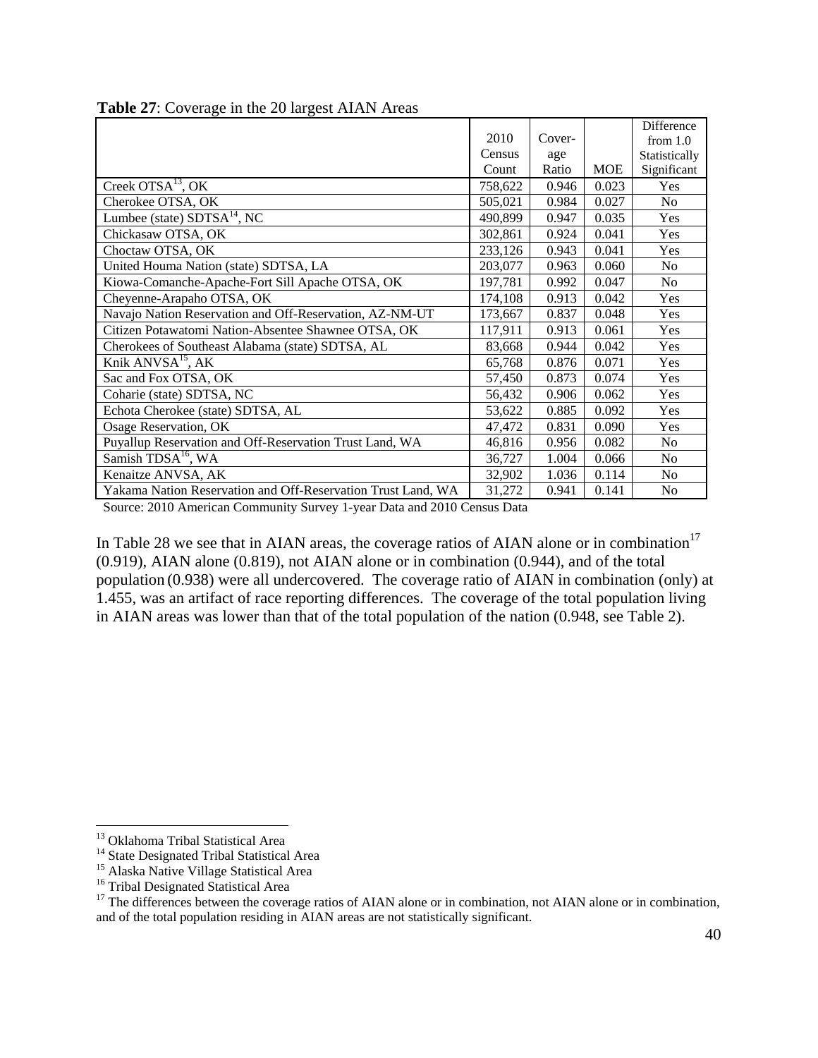**Table 27**: Coverage in the 20 largest AIAN Areas

| | 2010 Census Count | Coverage Ratio | MOE | Difference from 1.0 Statistically Significant |
|---|---|---|---|---|
| Creek OTSA[13], OK | 758,622 | 0.946 | 0.023 | Yes |
| Cherokee OTSA, OK | 505,021 | 0.984 | 0.027 | No |
| Lumbee (state) SDTSA[14], NC | 490,899 | 0.947 | 0.035 | Yes |
| Chickasaw OTSA, OK | 302,861 | 0.924 | 0.041 | Yes |
| Choctaw OTSA, OK | 233,126 | 0.943 | 0.041 | Yes |
| United Houma Nation (state) SDTSA, LA | 203,077 | 0.963 | 0.060 | No |
| Kiowa-Comanche-Apache-Fort Sill Apache OTSA, OK | 197,781 | 0.992 | 0.047 | No |
| Cheyenne-Arapaho OTSA, OK | 174,108 | 0.913 | 0.042 | Yes |
| Navajo Nation Reservation and Off-Reservation, AZ-NM-UT | 173,667 | 0.837 | 0.048 | Yes |
| Citizen Potawatomi Nation-Absentee Shawnee OTSA, OK | 117,911 | 0.913 | 0.061 | Yes |
| Cherokees of Southeast Alabama (state) SDTSA, AL | 83,668 | 0.944 | 0.042 | Yes |
| Knik ANVSA[15], AK | 65,768 | 0.876 | 0.071 | Yes |
| Sac and Fox OTSA, OK | 57,450 | 0.873 | 0.074 | Yes |
| Coharie (state) SDTSA, NC | 56,432 | 0.906 | 0.062 | Yes |
| Echota Cherokee (state) SDTSA, AL | 53,622 | 0.885 | 0.092 | Yes |
| Osage Reservation, OK | 47,472 | 0.831 | 0.090 | Yes |
| Puyallup Reservation and Off-Reservation Trust Land, WA | 46,816 | 0.956 | 0.082 | No |
| Samish TDSA[16], WA | 36,727 | 1.004 | 0.066 | No |
| Kenaitze ANVSA, AK | 32,902 | 1.036 | 0.114 | No |
| Yakama Nation Reservation and Off-Reservation Trust Land, WA | 31,272 | 0.941 | 0.141 | No |

Source: 2010 American Community Survey 1-year Data and 2010 Census Data

In Table 28 we see that in AIAN areas, the coverage ratios of AIAN alone or in combination[17] (0.919), AIAN alone (0.819), not AIAN alone or in combination (0.944), and of the total population (0.938) were all undercovered. The coverage ratio of AIAN in combination (only) at 1.455, was an artifact of race reporting differences. The coverage of the total population living in AIAN areas was lower than that of the total population of the nation (0.948, see Table 2).

---

[13] Oklahoma Tribal Statistical Area

[14] State Designated Tribal Statistical Area

[15] Alaska Native Village Statistical Area

[16] Tribal Designated Statistical Area

[17] The differences between the coverage ratios of AIAN alone or in combination, not AIAN alone or in combination, and of the total population residing in AIAN areas are not statistically significant.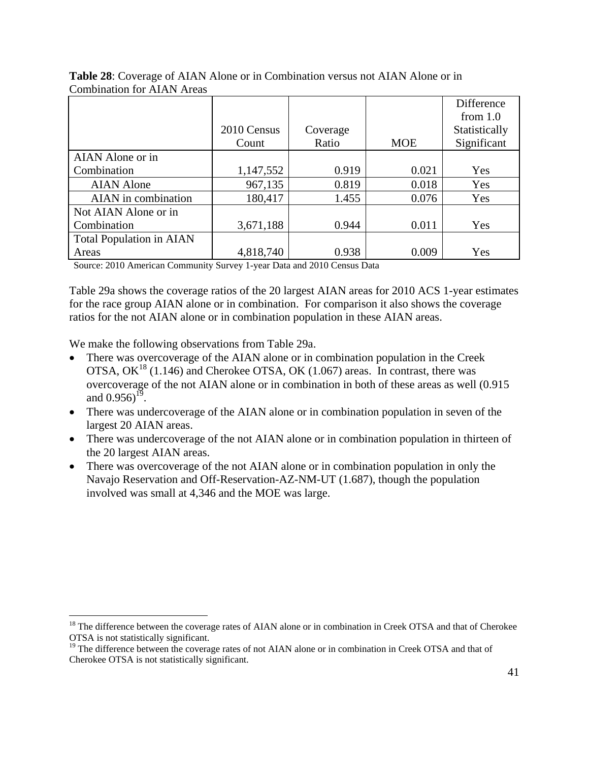**Table 28**: Coverage of AIAN Alone or in Combination versus not AIAN Alone or in Combination for AIAN Areas

| | 2010 Census Count | Coverage Ratio | MOE | Difference from 1.0 Statistically Significant |
|---|---|---|---|---|
| AIAN Alone or in Combination | 1,147,552 | 0.919 | 0.021 | Yes |
| AIAN Alone | 967,135 | 0.819 | 0.018 | Yes |
| AIAN in combination | 180,417 | 1.455 | 0.076 | Yes |
| Not AIAN Alone or in Combination | 3,671,188 | 0.944 | 0.011 | Yes |
| Total Population in AIAN Areas | 4,818,740 | 0.938 | 0.009 | Yes |

Source: 2010 American Community Survey 1-year Data and 2010 Census Data

Table 29a shows the coverage ratios of the 20 largest AIAN areas for 2010 ACS 1-year estimates for the race group AIAN alone or in combination. For comparison it also shows the coverage ratios for the not AIAN alone or in combination population in these AIAN areas.

We make the following observations from Table 29a.

- There was overcoverage of the AIAN alone or in combination population in the Creek OTSA, OK[18] (1.146) and Cherokee OTSA, OK (1.067) areas. In contrast, there was overcoverage of the not AIAN alone or in combination in both of these areas as well (0.915 and 0.956)[19].
- There was undercoverage of the AIAN alone or in combination population in seven of the largest 20 AIAN areas.
- There was undercoverage of the not AIAN alone or in combination population in thirteen of the 20 largest AIAN areas.
- There was overcoverage of the not AIAN alone or in combination population in only the Navajo Reservation and Off-Reservation-AZ-NM-UT (1.687), though the population involved was small at 4,346 and the MOE was large.

---

[18] The difference between the coverage rates of AIAN alone or in combination in Creek OTSA and that of Cherokee OTSA is not statistically significant.

[19] The difference between the coverage rates of not AIAN alone or in combination in Creek OTSA and that of Cherokee OTSA is not statistically significant.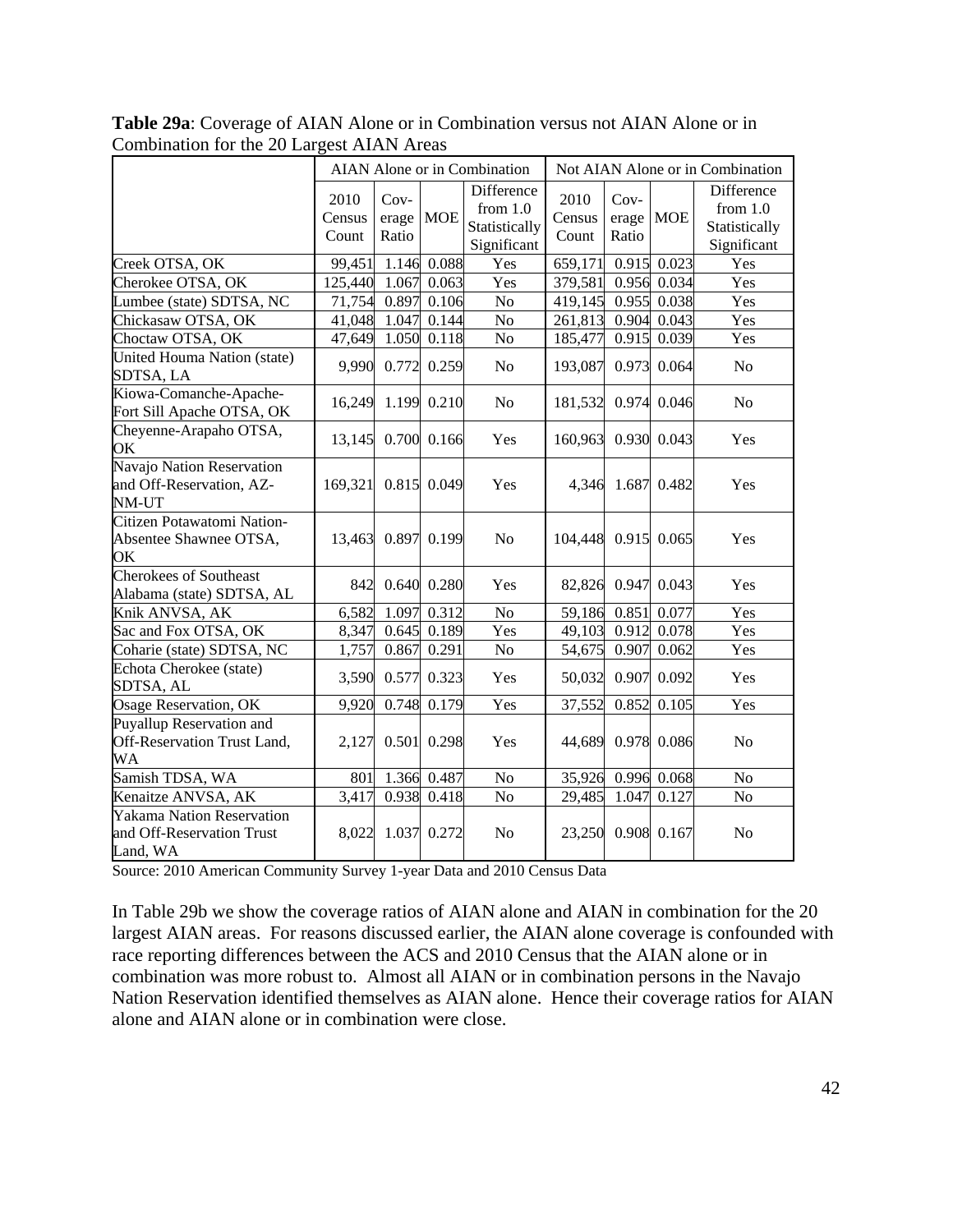**Table 29a**: Coverage of AIAN Alone or in Combination versus not AIAN Alone or in Combination for the 20 Largest AIAN Areas

| | AIAN Alone or in Combination | | | | Not AIAN Alone or in Combination | | | |
|---|---|---|---|---|---|---|---|---|
| | 2010 Census Count | Cov-erage Ratio | MOE | Difference from 1.0 Statistically Significant | 2010 Census Count | Cov-erage Ratio | MOE | Difference from 1.0 Statistically Significant |
| Creek OTSA, OK | 99,451 | 1.146 | 0.088 | Yes | 659,171 | 0.915 | 0.023 | Yes |
| Cherokee OTSA, OK | 125,440 | 1.067 | 0.063 | Yes | 379,581 | 0.956 | 0.034 | Yes |
| Lumbee (state) SDTSA, NC | 71,754 | 0.897 | 0.106 | No | 419,145 | 0.955 | 0.038 | Yes |
| Chickasaw OTSA, OK | 41,048 | 1.047 | 0.144 | No | 261,813 | 0.904 | 0.043 | Yes |
| Choctaw OTSA, OK | 47,649 | 1.050 | 0.118 | No | 185,477 | 0.915 | 0.039 | Yes |
| United Houma Nation (state) SDTSA, LA | 9,990 | 0.772 | 0.259 | No | 193,087 | 0.973 | 0.064 | No |
| Kiowa-Comanche-Apache-Fort Sill Apache OTSA, OK | 16,249 | 1.199 | 0.210 | No | 181,532 | 0.974 | 0.046 | No |
| Cheyenne-Arapaho OTSA, OK | 13,145 | 0.700 | 0.166 | Yes | 160,963 | 0.930 | 0.043 | Yes |
| Navajo Nation Reservation and Off-Reservation, AZ-NM-UT | 169,321 | 0.815 | 0.049 | Yes | 4,346 | 1.687 | 0.482 | Yes |
| Citizen Potawatomi Nation-Absentee Shawnee OTSA, OK | 13,463 | 0.897 | 0.199 | No | 104,448 | 0.915 | 0.065 | Yes |
| Cherokees of Southeast Alabama (state) SDTSA, AL | 842 | 0.640 | 0.280 | Yes | 82,826 | 0.947 | 0.043 | Yes |
| Knik ANVSA, AK | 6,582 | 1.097 | 0.312 | No | 59,186 | 0.851 | 0.077 | Yes |
| Sac and Fox OTSA, OK | 8,347 | 0.645 | 0.189 | Yes | 49,103 | 0.912 | 0.078 | Yes |
| Coharie (state) SDTSA, NC | 1,757 | 0.867 | 0.291 | No | 54,675 | 0.907 | 0.062 | Yes |
| Echota Cherokee (state) SDTSA, AL | 3,590 | 0.577 | 0.323 | Yes | 50,032 | 0.907 | 0.092 | Yes |
| Osage Reservation, OK | 9,920 | 0.748 | 0.179 | Yes | 37,552 | 0.852 | 0.105 | Yes |
| Puyallup Reservation and Off-Reservation Trust Land, WA | 2,127 | 0.501 | 0.298 | Yes | 44,689 | 0.978 | 0.086 | No |
| Samish TDSA, WA | 801 | 1.366 | 0.487 | No | 35,926 | 0.996 | 0.068 | No |
| Kenaitze ANVSA, AK | 3,417 | 0.938 | 0.418 | No | 29,485 | 1.047 | 0.127 | No |
| Yakama Nation Reservation and Off-Reservation Trust Land, WA | 8,022 | 1.037 | 0.272 | No | 23,250 | 0.908 | 0.167 | No |

Source: 2010 American Community Survey 1-year Data and 2010 Census Data

In Table 29b we show the coverage ratios of AIAN alone and AIAN in combination for the 20 largest AIAN areas. For reasons discussed earlier, the AIAN alone coverage is confounded with race reporting differences between the ACS and 2010 Census that the AIAN alone or in combination was more robust to. Almost all AIAN or in combination persons in the Navajo Nation Reservation identified themselves as AIAN alone. Hence their coverage ratios for AIAN alone and AIAN alone or in combination were close.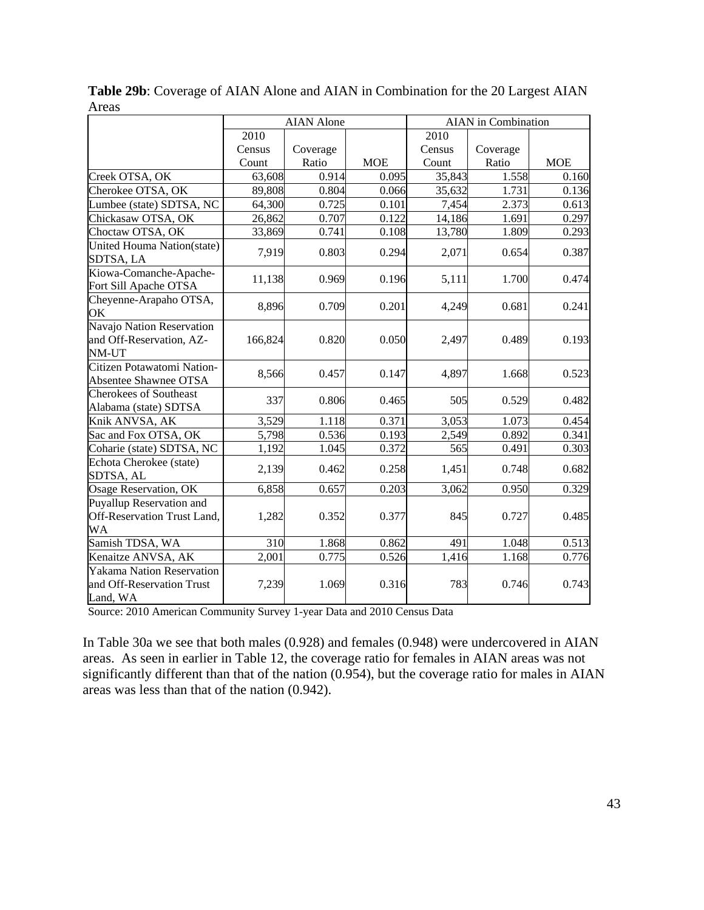**Table 29b**: Coverage of AIAN Alone and AIAN in Combination for the 20 Largest AIAN Areas

| | AIAN Alone | | | AIAN in Combination | | |
|---|---|---|---|---|---|---|
| | 2010 Census Count | Coverage Ratio | MOE | 2010 Census Count | Coverage Ratio | MOE |
| Creek OTSA, OK | 63,608 | 0.914 | 0.095 | 35,843 | 1.558 | 0.160 |
| Cherokee OTSA, OK | 89,808 | 0.804 | 0.066 | 35,632 | 1.731 | 0.136 |
| Lumbee (state) SDTSA, NC | 64,300 | 0.725 | 0.101 | 7,454 | 2.373 | 0.613 |
| Chickasaw OTSA, OK | 26,862 | 0.707 | 0.122 | 14,186 | 1.691 | 0.297 |
| Choctaw OTSA, OK | 33,869 | 0.741 | 0.108 | 13,780 | 1.809 | 0.293 |
| United Houma Nation(state) SDTSA, LA | 7,919 | 0.803 | 0.294 | 2,071 | 0.654 | 0.387 |
| Kiowa-Comanche-Apache-Fort Sill Apache OTSA | 11,138 | 0.969 | 0.196 | 5,111 | 1.700 | 0.474 |
| Cheyenne-Arapaho OTSA, OK | 8,896 | 0.709 | 0.201 | 4,249 | 0.681 | 0.241 |
| Navajo Nation Reservation and Off-Reservation, AZ-NM-UT | 166,824 | 0.820 | 0.050 | 2,497 | 0.489 | 0.193 |
| Citizen Potawatomi Nation-Absentee Shawnee OTSA | 8,566 | 0.457 | 0.147 | 4,897 | 1.668 | 0.523 |
| Cherokees of Southeast Alabama (state) SDTSA | 337 | 0.806 | 0.465 | 505 | 0.529 | 0.482 |
| Knik ANVSA, AK | 3,529 | 1.118 | 0.371 | 3,053 | 1.073 | 0.454 |
| Sac and Fox OTSA, OK | 5,798 | 0.536 | 0.193 | 2,549 | 0.892 | 0.341 |
| Coharie (state) SDTSA, NC | 1,192 | 1.045 | 0.372 | 565 | 0.491 | 0.303 |
| Echota Cherokee (state) SDTSA, AL | 2,139 | 0.462 | 0.258 | 1,451 | 0.748 | 0.682 |
| Osage Reservation, OK | 6,858 | 0.657 | 0.203 | 3,062 | 0.950 | 0.329 |
| Puyallup Reservation and Off-Reservation Trust Land, WA | 1,282 | 0.352 | 0.377 | 845 | 0.727 | 0.485 |
| Samish TDSA, WA | 310 | 1.868 | 0.862 | 491 | 1.048 | 0.513 |
| Kenaitze ANVSA, AK | 2,001 | 0.775 | 0.526 | 1,416 | 1.168 | 0.776 |
| Yakama Nation Reservation and Off-Reservation Trust Land, WA | 7,239 | 1.069 | 0.316 | 783 | 0.746 | 0.743 |

Source: 2010 American Community Survey 1-year Data and 2010 Census Data

In Table 30a we see that both males (0.928) and females (0.948) were undercovered in AIAN areas. As seen in earlier in Table 12, the coverage ratio for females in AIAN areas was not significantly different than that of the nation (0.954), but the coverage ratio for males in AIAN areas was less than that of the nation (0.942).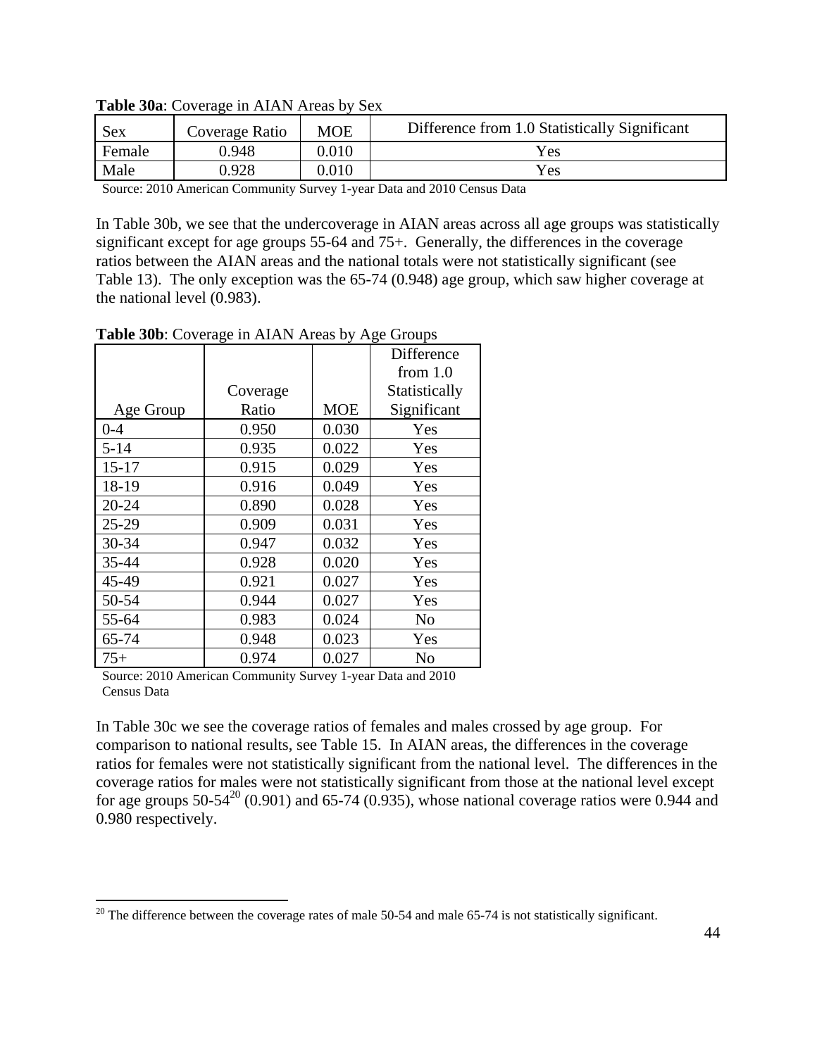**Table 30a**: Coverage in AIAN Areas by Sex

| Sex | Coverage Ratio | MOE | Difference from 1.0 Statistically Significant |
|---|---|---|---|
| Female | 0.948 | 0.010 | Yes |
| Male | 0.928 | 0.010 | Yes |

Source: 2010 American Community Survey 1-year Data and 2010 Census Data

In Table 30b, we see that the undercoverage in AIAN areas across all age groups was statistically significant except for age groups 55-64 and 75+. Generally, the differences in the coverage ratios between the AIAN areas and the national totals were not statistically significant (see Table 13). The only exception was the 65-74 (0.948) age group, which saw higher coverage at the national level (0.983).

**Table 30b**: Coverage in AIAN Areas by Age Groups

| Age Group | Coverage Ratio | MOE | Difference from 1.0 Statistically Significant |
|---|---|---|---|
| 0-4 | 0.950 | 0.030 | Yes |
| 5-14 | 0.935 | 0.022 | Yes |
| 15-17 | 0.915 | 0.029 | Yes |
| 18-19 | 0.916 | 0.049 | Yes |
| 20-24 | 0.890 | 0.028 | Yes |
| 25-29 | 0.909 | 0.031 | Yes |
| 30-34 | 0.947 | 0.032 | Yes |
| 35-44 | 0.928 | 0.020 | Yes |
| 45-49 | 0.921 | 0.027 | Yes |
| 50-54 | 0.944 | 0.027 | Yes |
| 55-64 | 0.983 | 0.024 | No |
| 65-74 | 0.948 | 0.023 | Yes |
| 75+ | 0.974 | 0.027 | No |

Source: 2010 American Community Survey 1-year Data and 2010 Census Data

In Table 30c we see the coverage ratios of females and males crossed by age group. For comparison to national results, see Table 15. In AIAN areas, the differences in the coverage ratios for females were not statistically significant from the national level. The differences in the coverage ratios for males were not statistically significant from those at the national level except for age groups 50-54[20] (0.901) and 65-74 (0.935), whose national coverage ratios were 0.944 and 0.980 respectively.

[20] The difference between the coverage rates of male 50-54 and male 65-74 is not statistically significant.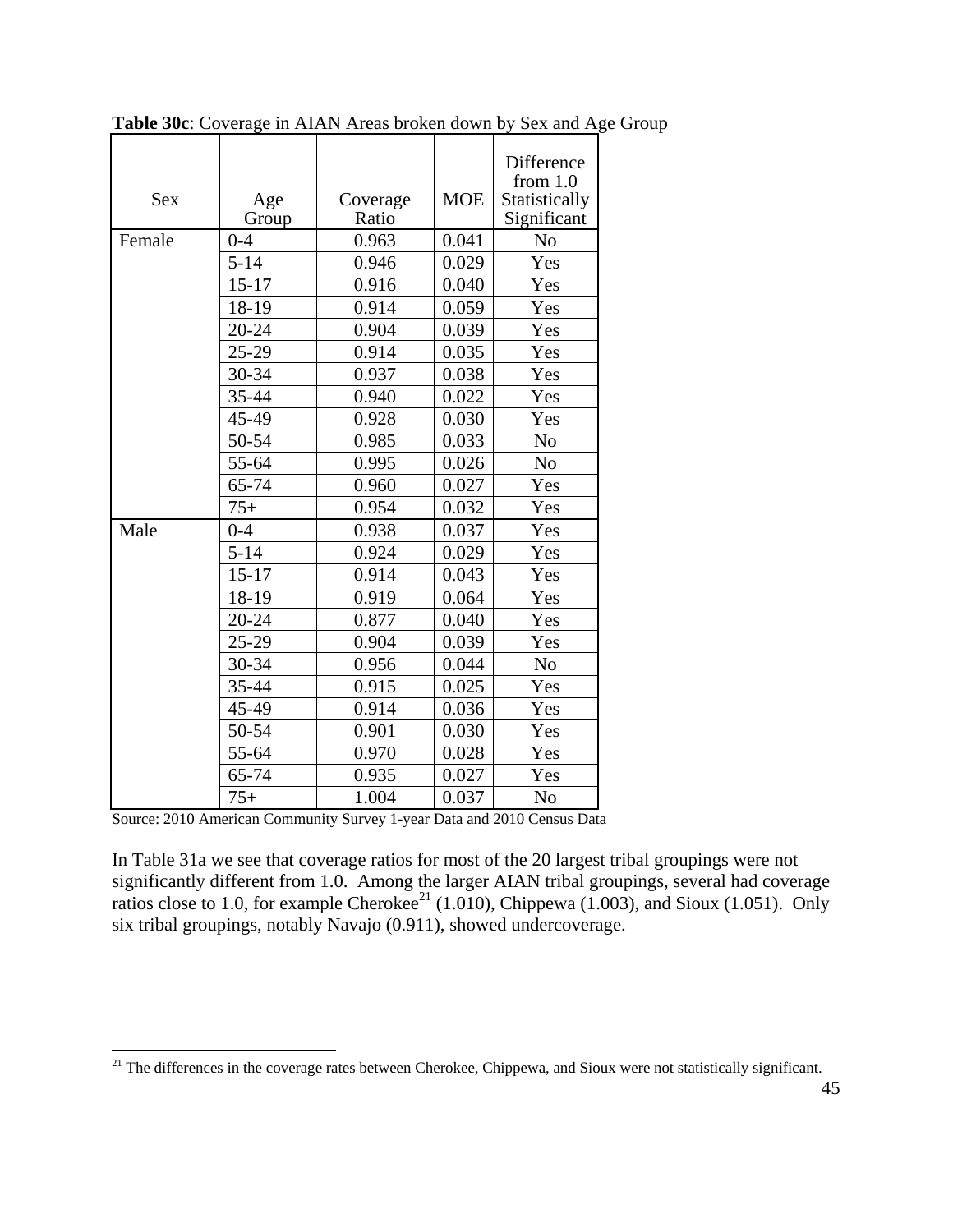**Table 30c**: Coverage in AIAN Areas broken down by Sex and Age Group

| Sex | Age Group | Coverage Ratio | MOE | Difference from 1.0 Statistically Significant |
|---|---|---|---|---|
| Female | 0-4 | 0.963 | 0.041 | No |
| | 5-14 | 0.946 | 0.029 | Yes |
| | 15-17 | 0.916 | 0.040 | Yes |
| | 18-19 | 0.914 | 0.059 | Yes |
| | 20-24 | 0.904 | 0.039 | Yes |
| | 25-29 | 0.914 | 0.035 | Yes |
| | 30-34 | 0.937 | 0.038 | Yes |
| | 35-44 | 0.940 | 0.022 | Yes |
| | 45-49 | 0.928 | 0.030 | Yes |
| | 50-54 | 0.985 | 0.033 | No |
| | 55-64 | 0.995 | 0.026 | No |
| | 65-74 | 0.960 | 0.027 | Yes |
| | 75+ | 0.954 | 0.032 | Yes |
| Male | 0-4 | 0.938 | 0.037 | Yes |
| | 5-14 | 0.924 | 0.029 | Yes |
| | 15-17 | 0.914 | 0.043 | Yes |
| | 18-19 | 0.919 | 0.064 | Yes |
| | 20-24 | 0.877 | 0.040 | Yes |
| | 25-29 | 0.904 | 0.039 | Yes |
| | 30-34 | 0.956 | 0.044 | No |
| | 35-44 | 0.915 | 0.025 | Yes |
| | 45-49 | 0.914 | 0.036 | Yes |
| | 50-54 | 0.901 | 0.030 | Yes |
| | 55-64 | 0.970 | 0.028 | Yes |
| | 65-74 | 0.935 | 0.027 | Yes |
| | 75+ | 1.004 | 0.037 | No |

Source: 2010 American Community Survey 1-year Data and 2010 Census Data

In Table 31a we see that coverage ratios for most of the 20 largest tribal groupings were not significantly different from 1.0. Among the larger AIAN tribal groupings, several had coverage ratios close to 1.0, for example Cherokee[21] (1.010), Chippewa (1.003), and Sioux (1.051). Only six tribal groupings, notably Navajo (0.911), showed undercoverage.

[21] The differences in the coverage rates between Cherokee, Chippewa, and Sioux were not statistically significant.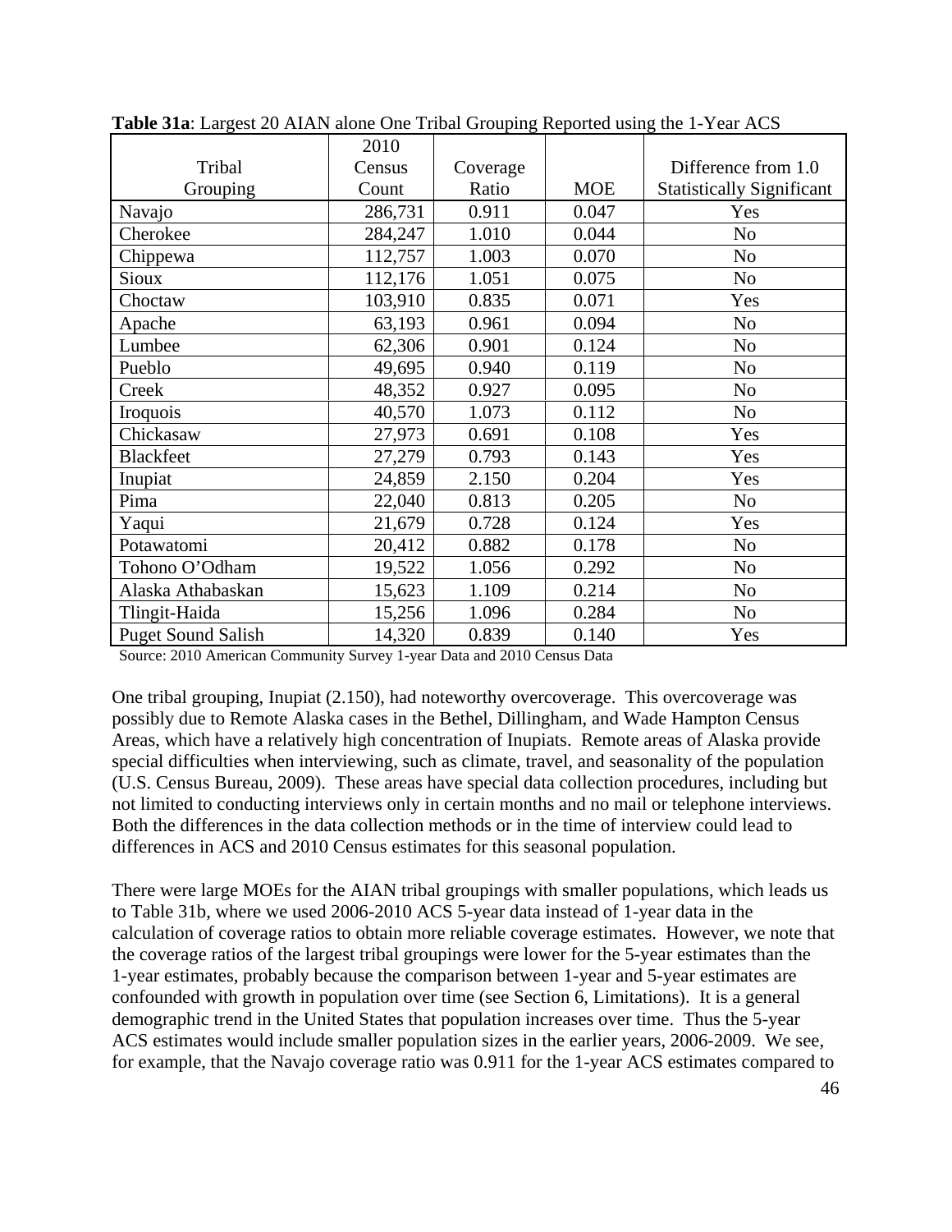**Table 31a**: Largest 20 AIAN alone One Tribal Grouping Reported using the 1-Year ACS

| Tribal Grouping | 2010 Census Count | Coverage Ratio | MOE | Difference from 1.0 Statistically Significant |
|---|---|---|---|---|
| Navajo | 286,731 | 0.911 | 0.047 | Yes |
| Cherokee | 284,247 | 1.010 | 0.044 | No |
| Chippewa | 112,757 | 1.003 | 0.070 | No |
| Sioux | 112,176 | 1.051 | 0.075 | No |
| Choctaw | 103,910 | 0.835 | 0.071 | Yes |
| Apache | 63,193 | 0.961 | 0.094 | No |
| Lumbee | 62,306 | 0.901 | 0.124 | No |
| Pueblo | 49,695 | 0.940 | 0.119 | No |
| Creek | 48,352 | 0.927 | 0.095 | No |
| Iroquois | 40,570 | 1.073 | 0.112 | No |
| Chickasaw | 27,973 | 0.691 | 0.108 | Yes |
| Blackfeet | 27,279 | 0.793 | 0.143 | Yes |
| Inupiat | 24,859 | 2.150 | 0.204 | Yes |
| Pima | 22,040 | 0.813 | 0.205 | No |
| Yaqui | 21,679 | 0.728 | 0.124 | Yes |
| Potawatomi | 20,412 | 0.882 | 0.178 | No |
| Tohono O'Odham | 19,522 | 1.056 | 0.292 | No |
| Alaska Athabaskan | 15,623 | 1.109 | 0.214 | No |
| Tlingit-Haida | 15,256 | 1.096 | 0.284 | No |
| Puget Sound Salish | 14,320 | 0.839 | 0.140 | Yes |

Source: 2010 American Community Survey 1-year Data and 2010 Census Data

One tribal grouping, Inupiat (2.150), had noteworthy overcoverage. This overcoverage was possibly due to Remote Alaska cases in the Bethel, Dillingham, and Wade Hampton Census Areas, which have a relatively high concentration of Inupiats. Remote areas of Alaska provide special difficulties when interviewing, such as climate, travel, and seasonality of the population (U.S. Census Bureau, 2009). These areas have special data collection procedures, including but not limited to conducting interviews only in certain months and no mail or telephone interviews. Both the differences in the data collection methods or in the time of interview could lead to differences in ACS and 2010 Census estimates for this seasonal population.

There were large MOEs for the AIAN tribal groupings with smaller populations, which leads us to Table 31b, where we used 2006-2010 ACS 5-year data instead of 1-year data in the calculation of coverage ratios to obtain more reliable coverage estimates. However, we note that the coverage ratios of the largest tribal groupings were lower for the 5-year estimates than the 1-year estimates, probably because the comparison between 1-year and 5-year estimates are confounded with growth in population over time (see Section 6, Limitations). It is a general demographic trend in the United States that population increases over time. Thus the 5-year ACS estimates would include smaller population sizes in the earlier years, 2006-2009. We see, for example, that the Navajo coverage ratio was 0.911 for the 1-year ACS estimates compared to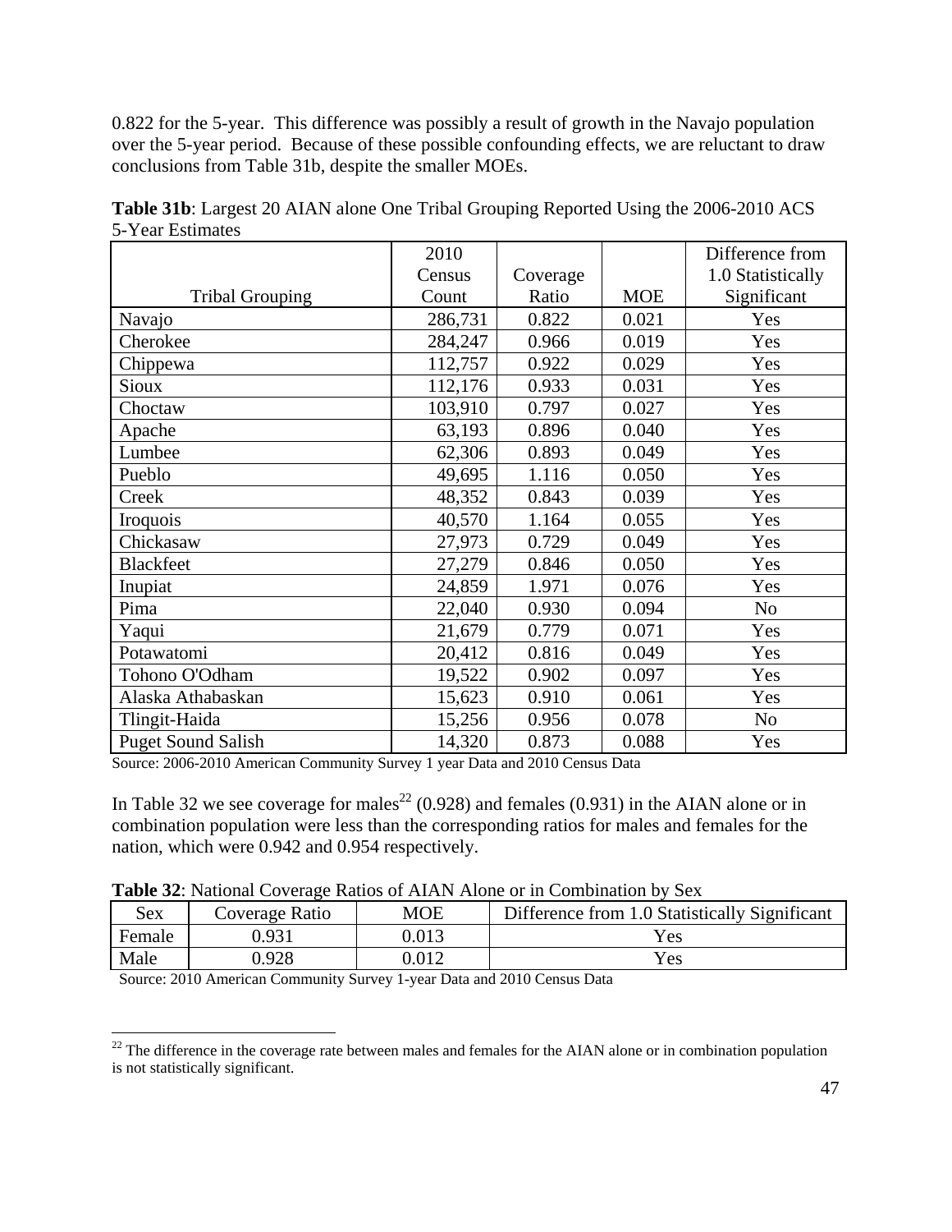0.822 for the 5-year. This difference was possibly a result of growth in the Navajo population over the 5-year period. Because of these possible confounding effects, we are reluctant to draw conclusions from Table 31b, despite the smaller MOEs.

**Table 31b**: Largest 20 AIAN alone One Tribal Grouping Reported Using the 2006-2010 ACS 5-Year Estimates

| Tribal Grouping | 2010 Census Count | Coverage Ratio | MOE | Difference from 1.0 Statistically Significant |
|---|---|---|---|---|
| Navajo | 286,731 | 0.822 | 0.021 | Yes |
| Cherokee | 284,247 | 0.966 | 0.019 | Yes |
| Chippewa | 112,757 | 0.922 | 0.029 | Yes |
| Sioux | 112,176 | 0.933 | 0.031 | Yes |
| Choctaw | 103,910 | 0.797 | 0.027 | Yes |
| Apache | 63,193 | 0.896 | 0.040 | Yes |
| Lumbee | 62,306 | 0.893 | 0.049 | Yes |
| Pueblo | 49,695 | 1.116 | 0.050 | Yes |
| Creek | 48,352 | 0.843 | 0.039 | Yes |
| Iroquois | 40,570 | 1.164 | 0.055 | Yes |
| Chickasaw | 27,973 | 0.729 | 0.049 | Yes |
| Blackfeet | 27,279 | 0.846 | 0.050 | Yes |
| Inupiat | 24,859 | 1.971 | 0.076 | Yes |
| Pima | 22,040 | 0.930 | 0.094 | No |
| Yaqui | 21,679 | 0.779 | 0.071 | Yes |
| Potawatomi | 20,412 | 0.816 | 0.049 | Yes |
| Tohono O'Odham | 19,522 | 0.902 | 0.097 | Yes |
| Alaska Athabaskan | 15,623 | 0.910 | 0.061 | Yes |
| Tlingit-Haida | 15,256 | 0.956 | 0.078 | No |
| Puget Sound Salish | 14,320 | 0.873 | 0.088 | Yes |

Source: 2006-2010 American Community Survey 1 year Data and 2010 Census Data

In Table 32 we see coverage for males[22] (0.928) and females (0.931) in the AIAN alone or in combination population were less than the corresponding ratios for males and females for the nation, which were 0.942 and 0.954 respectively.

**Table 32**: National Coverage Ratios of AIAN Alone or in Combination by Sex

| Sex | Coverage Ratio | MOE | Difference from 1.0 Statistically Significant |
|---|---|---|---|
| Female | 0.931 | 0.013 | Yes |
| Male | 0.928 | 0.012 | Yes |

Source: 2010 American Community Survey 1-year Data and 2010 Census Data

[22] The difference in the coverage rate between males and females for the AIAN alone or in combination population is not statistically significant.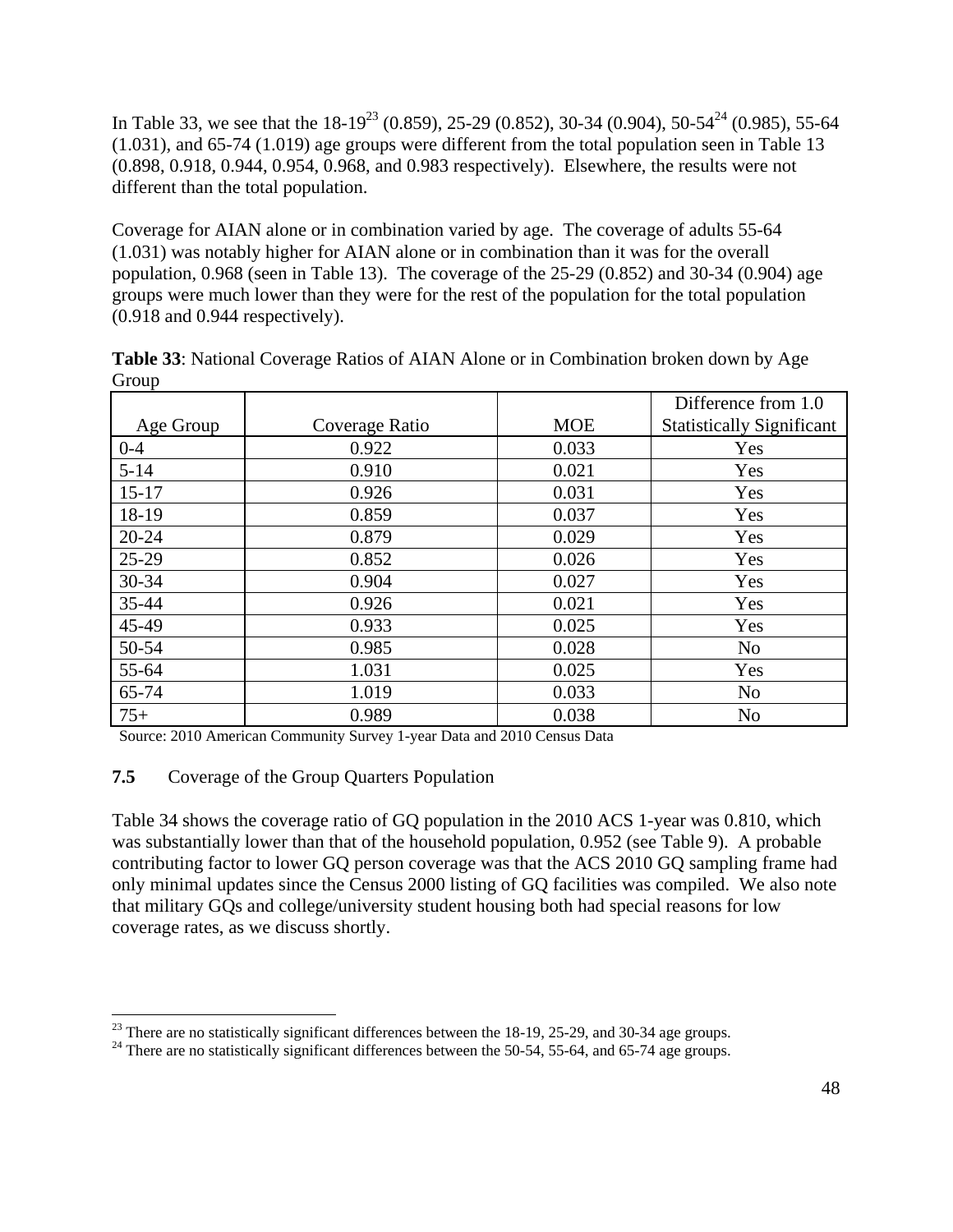In Table 33, we see that the 18-19[23] (0.859), 25-29 (0.852), 30-34 (0.904), 50-54[24] (0.985), 55-64 (1.031), and 65-74 (1.019) age groups were different from the total population seen in Table 13 (0.898, 0.918, 0.944, 0.954, 0.968, and 0.983 respectively). Elsewhere, the results were not different than the total population.

Coverage for AIAN alone or in combination varied by age. The coverage of adults 55-64 (1.031) was notably higher for AIAN alone or in combination than it was for the overall population, 0.968 (seen in Table 13). The coverage of the 25-29 (0.852) and 30-34 (0.904) age groups were much lower than they were for the rest of the population for the total population (0.918 and 0.944 respectively).

**Table 33**: National Coverage Ratios of AIAN Alone or in Combination broken down by Age Group

| Age Group | Coverage Ratio | MOE | Difference from 1.0 Statistically Significant |
|---|---|---|---|
| 0-4 | 0.922 | 0.033 | Yes |
| 5-14 | 0.910 | 0.021 | Yes |
| 15-17 | 0.926 | 0.031 | Yes |
| 18-19 | 0.859 | 0.037 | Yes |
| 20-24 | 0.879 | 0.029 | Yes |
| 25-29 | 0.852 | 0.026 | Yes |
| 30-34 | 0.904 | 0.027 | Yes |
| 35-44 | 0.926 | 0.021 | Yes |
| 45-49 | 0.933 | 0.025 | Yes |
| 50-54 | 0.985 | 0.028 | No |
| 55-64 | 1.031 | 0.025 | Yes |
| 65-74 | 1.019 | 0.033 | No |
| 75+ | 0.989 | 0.038 | No |

Source: 2010 American Community Survey 1-year Data and 2010 Census Data

## 7.5 Coverage of the Group Quarters Population

Table 34 shows the coverage ratio of GQ population in the 2010 ACS 1-year was 0.810, which was substantially lower than that of the household population, 0.952 (see Table 9). A probable contributing factor to lower GQ person coverage was that the ACS 2010 GQ sampling frame had only minimal updates since the Census 2000 listing of GQ facilities was compiled. We also note that military GQs and college/university student housing both had special reasons for low coverage rates, as we discuss shortly.

[23] There are no statistically significant differences between the 18-19, 25-29, and 30-34 age groups.

[24] There are no statistically significant differences between the 50-54, 55-64, and 65-74 age groups.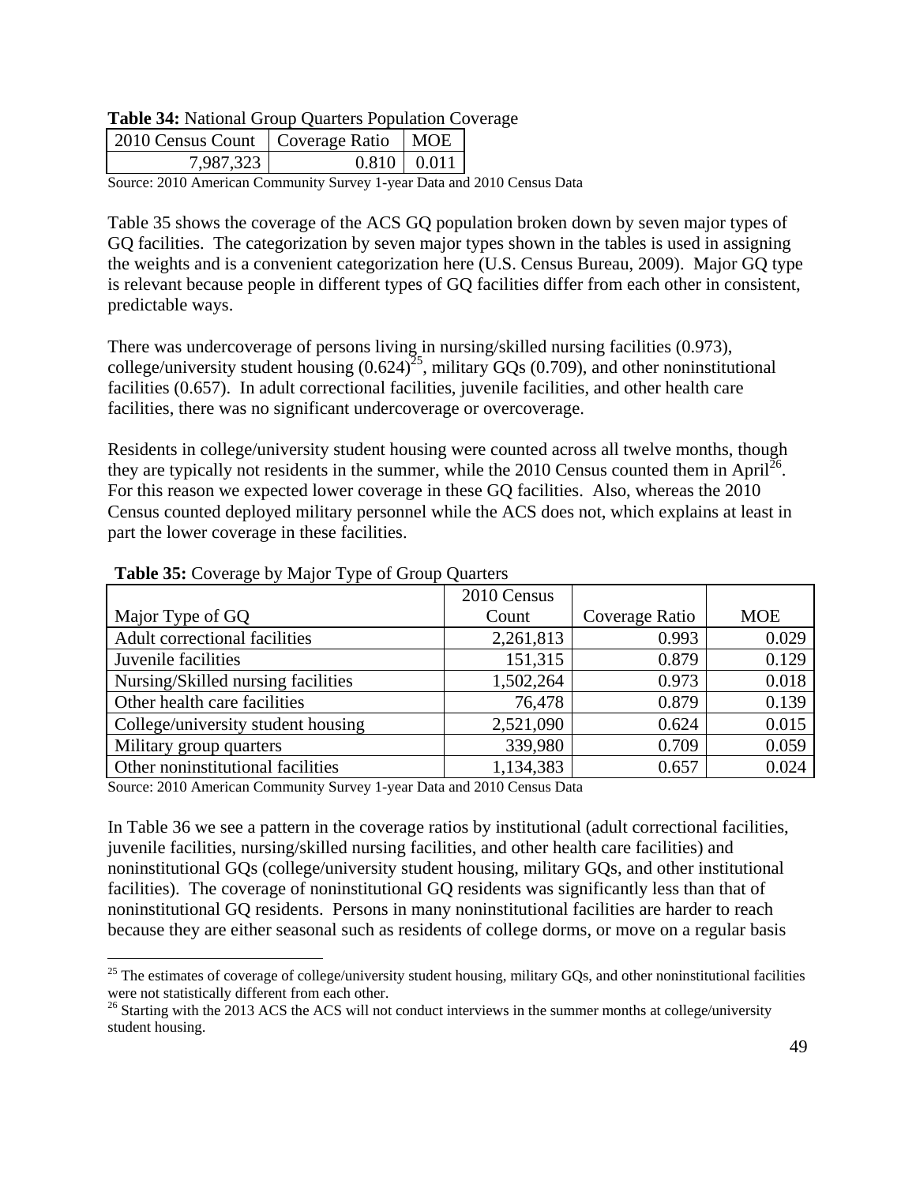**Table 34:** National Group Quarters Population Coverage

| 2010 Census Count | Coverage Ratio | MOE |
|---|---|---|
| 7,987,323 | 0.810 | 0.011 |

Source: 2010 American Community Survey 1-year Data and 2010 Census Data

Table 35 shows the coverage of the ACS GQ population broken down by seven major types of GQ facilities. The categorization by seven major types shown in the tables is used in assigning the weights and is a convenient categorization here (U.S. Census Bureau, 2009). Major GQ type is relevant because people in different types of GQ facilities differ from each other in consistent, predictable ways.

There was undercoverage of persons living in nursing/skilled nursing facilities (0.973), college/university student housing (0.624)[25], military GQs (0.709), and other noninstitutional facilities (0.657). In adult correctional facilities, juvenile facilities, and other health care facilities, there was no significant undercoverage or overcoverage.

Residents in college/university student housing were counted across all twelve months, though they are typically not residents in the summer, while the 2010 Census counted them in April[26]. For this reason we expected lower coverage in these GQ facilities. Also, whereas the 2010 Census counted deployed military personnel while the ACS does not, which explains at least in part the lower coverage in these facilities.

**Table 35:** Coverage by Major Type of Group Quarters

| Major Type of GQ | 2010 Census Count | Coverage Ratio | MOE |
|---|---|---|---|
| Adult correctional facilities | 2,261,813 | 0.993 | 0.029 |
| Juvenile facilities | 151,315 | 0.879 | 0.129 |
| Nursing/Skilled nursing facilities | 1,502,264 | 0.973 | 0.018 |
| Other health care facilities | 76,478 | 0.879 | 0.139 |
| College/university student housing | 2,521,090 | 0.624 | 0.015 |
| Military group quarters | 339,980 | 0.709 | 0.059 |
| Other noninstitutional facilities | 1,134,383 | 0.657 | 0.024 |

Source: 2010 American Community Survey 1-year Data and 2010 Census Data

In Table 36 we see a pattern in the coverage ratios by institutional (adult correctional facilities, juvenile facilities, nursing/skilled nursing facilities, and other health care facilities) and noninstitutional GQs (college/university student housing, military GQs, and other institutional facilities). The coverage of noninstitutional GQ residents was significantly less than that of noninstitutional GQ residents. Persons in many noninstitutional facilities are harder to reach because they are either seasonal such as residents of college dorms, or move on a regular basis

---

[25] The estimates of coverage of college/university student housing, military GQs, and other noninstitutional facilities were not statistically different from each other.

[26] Starting with the 2013 ACS the ACS will not conduct interviews in the summer months at college/university student housing.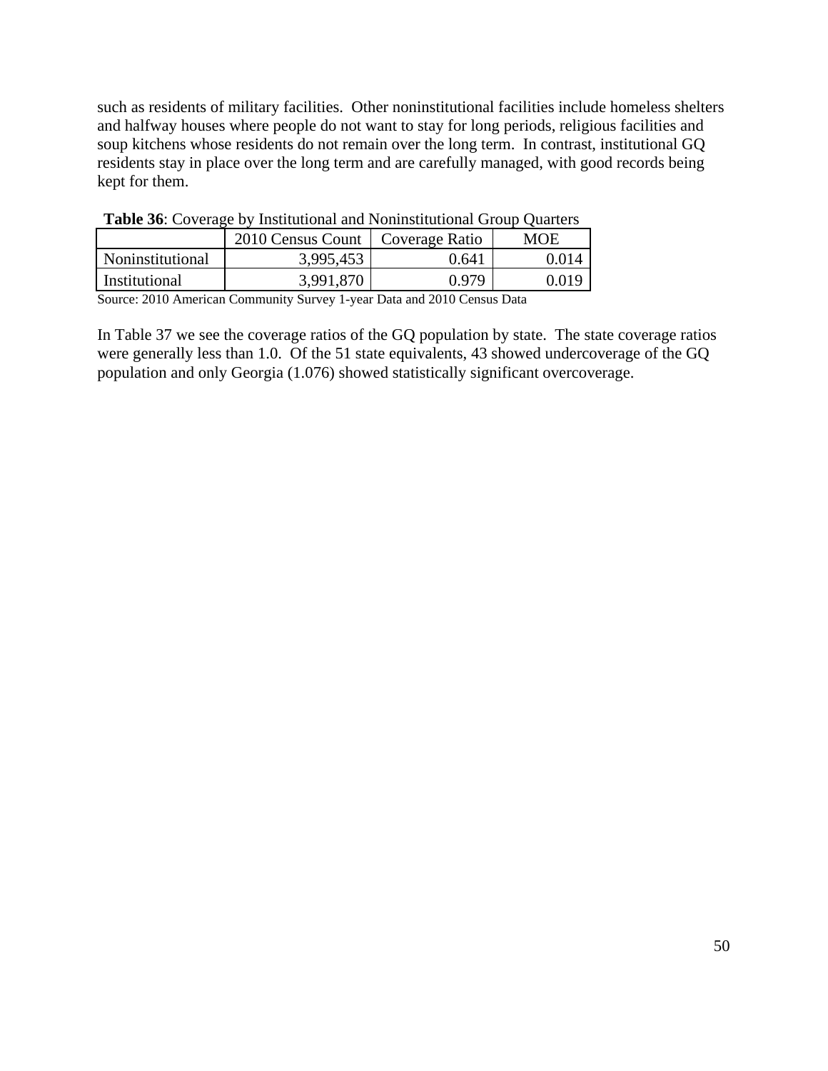such as residents of military facilities. Other noninstitutional facilities include homeless shelters and halfway houses where people do not want to stay for long periods, religious facilities and soup kitchens whose residents do not remain over the long term. In contrast, institutional GQ residents stay in place over the long term and are carefully managed, with good records being kept for them.

**Table 36**: Coverage by Institutional and Noninstitutional Group Quarters

| | 2010 Census Count | Coverage Ratio | MOE |
|---|---|---|---|
| Noninstitutional | 3,995,453 | 0.641 | 0.014 |
| Institutional | 3,991,870 | 0.979 | 0.019 |

Source: 2010 American Community Survey 1-year Data and 2010 Census Data

In Table 37 we see the coverage ratios of the GQ population by state. The state coverage ratios were generally less than 1.0. Of the 51 state equivalents, 43 showed undercoverage of the GQ population and only Georgia (1.076) showed statistically significant overcoverage.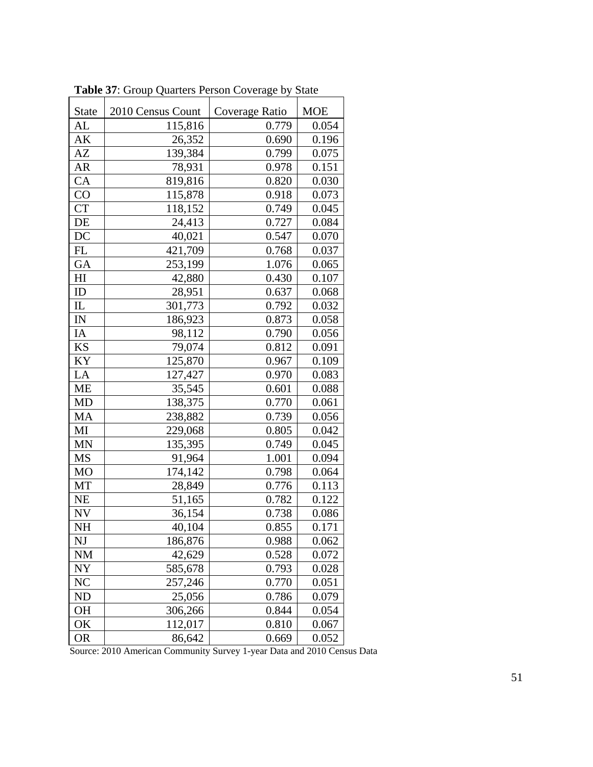**Table 37**: Group Quarters Person Coverage by State

| State | 2010 Census Count | Coverage Ratio | MOE |
|---|---|---|---|
| AL | 115,816 | 0.779 | 0.054 |
| AK | 26,352 | 0.690 | 0.196 |
| AZ | 139,384 | 0.799 | 0.075 |
| AR | 78,931 | 0.978 | 0.151 |
| CA | 819,816 | 0.820 | 0.030 |
| CO | 115,878 | 0.918 | 0.073 |
| CT | 118,152 | 0.749 | 0.045 |
| DE | 24,413 | 0.727 | 0.084 |
| DC | 40,021 | 0.547 | 0.070 |
| FL | 421,709 | 0.768 | 0.037 |
| GA | 253,199 | 1.076 | 0.065 |
| HI | 42,880 | 0.430 | 0.107 |
| ID | 28,951 | 0.637 | 0.068 |
| IL | 301,773 | 0.792 | 0.032 |
| IN | 186,923 | 0.873 | 0.058 |
| IA | 98,112 | 0.790 | 0.056 |
| KS | 79,074 | 0.812 | 0.091 |
| KY | 125,870 | 0.967 | 0.109 |
| LA | 127,427 | 0.970 | 0.083 |
| ME | 35,545 | 0.601 | 0.088 |
| MD | 138,375 | 0.770 | 0.061 |
| MA | 238,882 | 0.739 | 0.056 |
| MI | 229,068 | 0.805 | 0.042 |
| MN | 135,395 | 0.749 | 0.045 |
| MS | 91,964 | 1.001 | 0.094 |
| MO | 174,142 | 0.798 | 0.064 |
| MT | 28,849 | 0.776 | 0.113 |
| NE | 51,165 | 0.782 | 0.122 |
| NV | 36,154 | 0.738 | 0.086 |
| NH | 40,104 | 0.855 | 0.171 |
| NJ | 186,876 | 0.988 | 0.062 |
| NM | 42,629 | 0.528 | 0.072 |
| NY | 585,678 | 0.793 | 0.028 |
| NC | 257,246 | 0.770 | 0.051 |
| ND | 25,056 | 0.786 | 0.079 |
| OH | 306,266 | 0.844 | 0.054 |
| OK | 112,017 | 0.810 | 0.067 |
| OR | 86,642 | 0.669 | 0.052 |

Source: 2010 American Community Survey 1-year Data and 2010 Census Data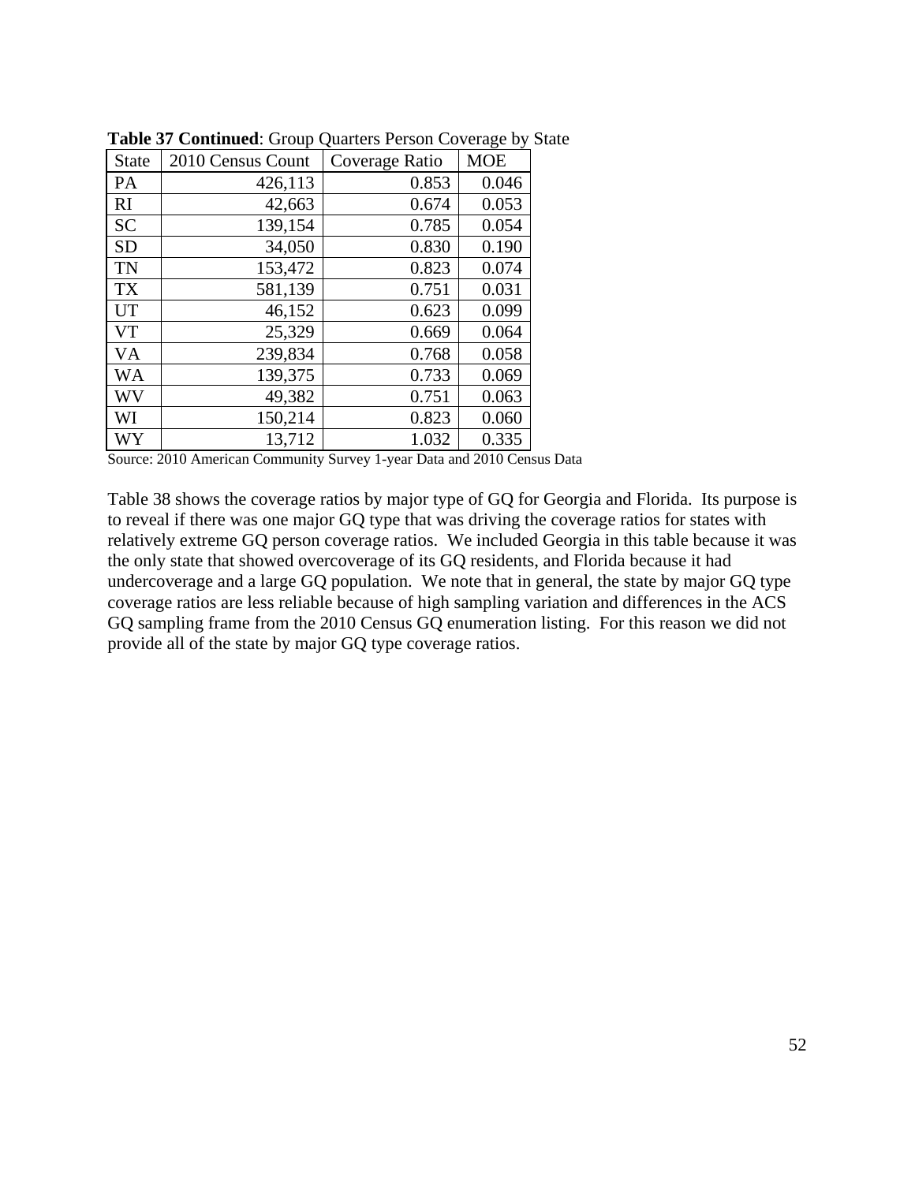**Table 37 Continued**: Group Quarters Person Coverage by State

| State | 2010 Census Count | Coverage Ratio | MOE |
|---|---|---|---|
| PA | 426,113 | 0.853 | 0.046 |
| RI | 42,663 | 0.674 | 0.053 |
| SC | 139,154 | 0.785 | 0.054 |
| SD | 34,050 | 0.830 | 0.190 |
| TN | 153,472 | 0.823 | 0.074 |
| TX | 581,139 | 0.751 | 0.031 |
| UT | 46,152 | 0.623 | 0.099 |
| VT | 25,329 | 0.669 | 0.064 |
| VA | 239,834 | 0.768 | 0.058 |
| WA | 139,375 | 0.733 | 0.069 |
| WV | 49,382 | 0.751 | 0.063 |
| WI | 150,214 | 0.823 | 0.060 |
| WY | 13,712 | 1.032 | 0.335 |

Source: 2010 American Community Survey 1-year Data and 2010 Census Data

Table 38 shows the coverage ratios by major type of GQ for Georgia and Florida. Its purpose is to reveal if there was one major GQ type that was driving the coverage ratios for states with relatively extreme GQ person coverage ratios. We included Georgia in this table because it was the only state that showed overcoverage of its GQ residents, and Florida because it had undercoverage and a large GQ population. We note that in general, the state by major GQ type coverage ratios are less reliable because of high sampling variation and differences in the ACS GQ sampling frame from the 2010 Census GQ enumeration listing. For this reason we did not provide all of the state by major GQ type coverage ratios.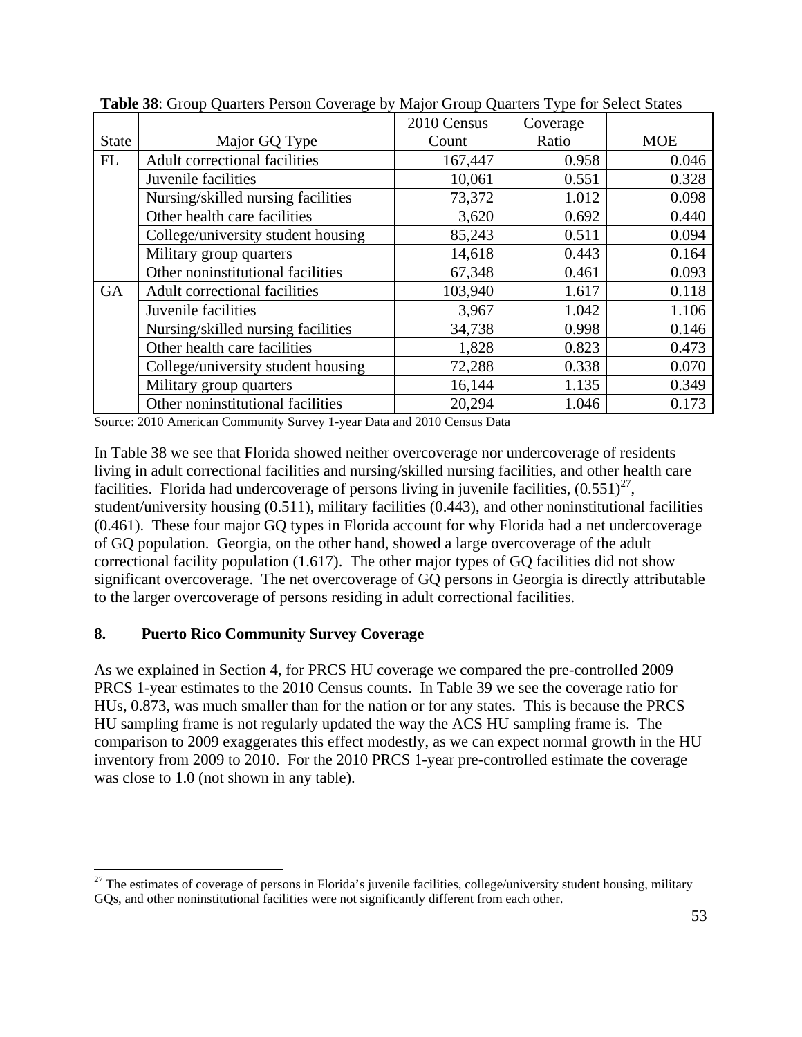**Table 38**: Group Quarters Person Coverage by Major Group Quarters Type for Select States

| State | Major GQ Type | 2010 Census Count | Coverage Ratio | MOE |
|---|---|---|---|---|
| FL | Adult correctional facilities | 167,447 | 0.958 | 0.046 |
| | Juvenile facilities | 10,061 | 0.551 | 0.328 |
| | Nursing/skilled nursing facilities | 73,372 | 1.012 | 0.098 |
| | Other health care facilities | 3,620 | 0.692 | 0.440 |
| | College/university student housing | 85,243 | 0.511 | 0.094 |
| | Military group quarters | 14,618 | 0.443 | 0.164 |
| | Other noninstitutional facilities | 67,348 | 0.461 | 0.093 |
| GA | Adult correctional facilities | 103,940 | 1.617 | 0.118 |
| | Juvenile facilities | 3,967 | 1.042 | 1.106 |
| | Nursing/skilled nursing facilities | 34,738 | 0.998 | 0.146 |
| | Other health care facilities | 1,828 | 0.823 | 0.473 |
| | College/university student housing | 72,288 | 0.338 | 0.070 |
| | Military group quarters | 16,144 | 1.135 | 0.349 |
| | Other noninstitutional facilities | 20,294 | 1.046 | 0.173 |

Source: 2010 American Community Survey 1-year Data and 2010 Census Data

In Table 38 we see that Florida showed neither overcoverage nor undercoverage of residents living in adult correctional facilities and nursing/skilled nursing facilities, and other health care facilities. Florida had undercoverage of persons living in juvenile facilities, (0.551)[27], student/university housing (0.511), military facilities (0.443), and other noninstitutional facilities (0.461). These four major GQ types in Florida account for why Florida had a net undercoverage of GQ population. Georgia, on the other hand, showed a large overcoverage of the adult correctional facility population (1.617). The other major types of GQ facilities did not show significant overcoverage. The net overcoverage of GQ persons in Georgia is directly attributable to the larger overcoverage of persons residing in adult correctional facilities.

## 8. Puerto Rico Community Survey Coverage

As we explained in Section 4, for PRCS HU coverage we compared the pre-controlled 2009 PRCS 1-year estimates to the 2010 Census counts. In Table 39 we see the coverage ratio for HUs, 0.873, was much smaller than for the nation or for any states. This is because the PRCS HU sampling frame is not regularly updated the way the ACS HU sampling frame is. The comparison to 2009 exaggerates this effect modestly, as we can expect normal growth in the HU inventory from 2009 to 2010. For the 2010 PRCS 1-year pre-controlled estimate the coverage was close to 1.0 (not shown in any table).

---

[27] The estimates of coverage of persons in Florida's juvenile facilities, college/university student housing, military GQs, and other noninstitutional facilities were not significantly different from each other.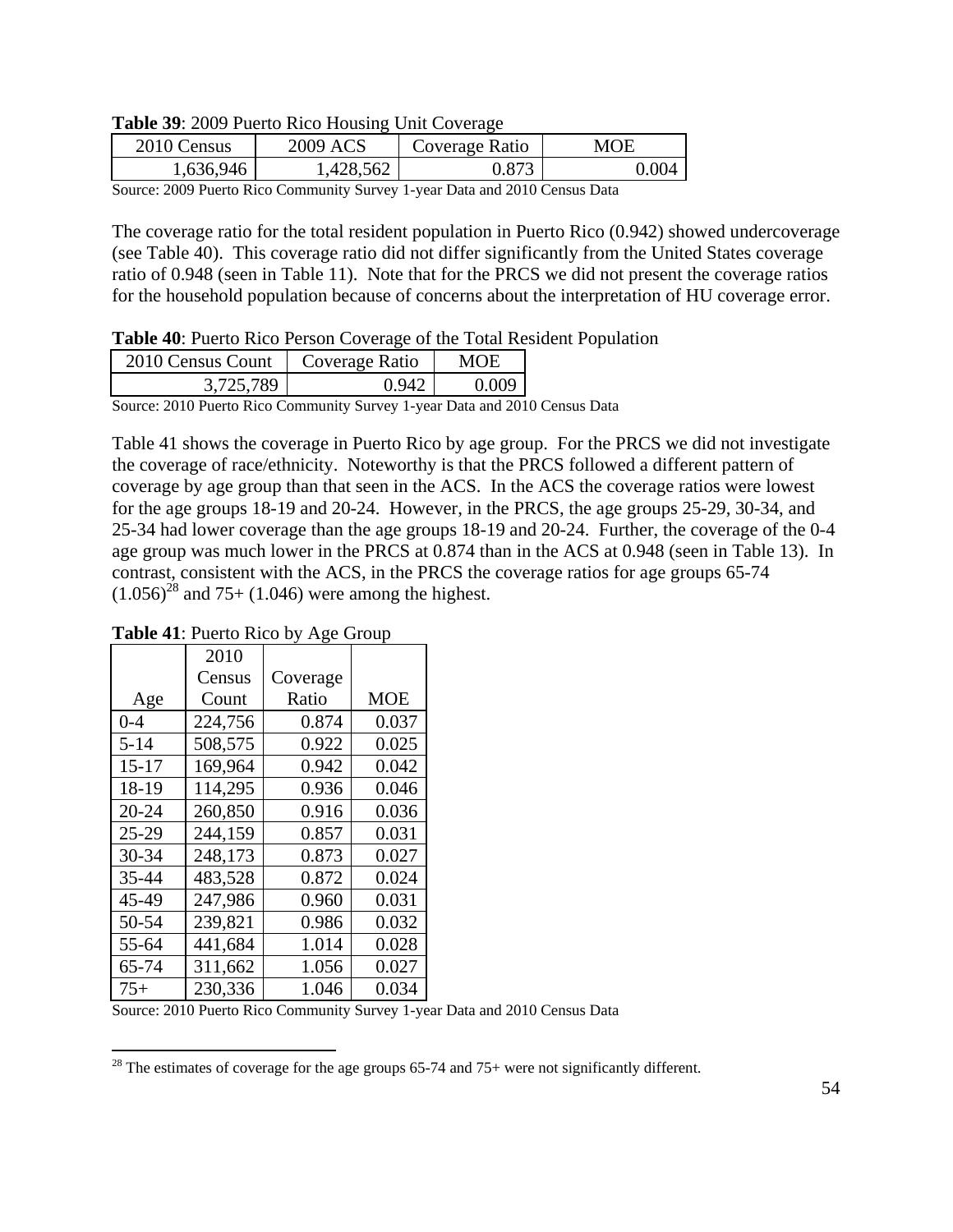**Table 39**: 2009 Puerto Rico Housing Unit Coverage

| 2010 Census | 2009 ACS | Coverage Ratio | MOE |
|---|---|---|---|
| 1,636,946 | 1,428,562 | 0.873 | 0.004 |

Source: 2009 Puerto Rico Community Survey 1-year Data and 2010 Census Data

The coverage ratio for the total resident population in Puerto Rico (0.942) showed undercoverage (see Table 40). This coverage ratio did not differ significantly from the United States coverage ratio of 0.948 (seen in Table 11). Note that for the PRCS we did not present the coverage ratios for the household population because of concerns about the interpretation of HU coverage error.

**Table 40**: Puerto Rico Person Coverage of the Total Resident Population

| 2010 Census Count | Coverage Ratio | MOE |
|---|---|---|
| 3,725,789 | 0.942 | 0.009 |

Source: 2010 Puerto Rico Community Survey 1-year Data and 2010 Census Data

Table 41 shows the coverage in Puerto Rico by age group. For the PRCS we did not investigate the coverage of race/ethnicity. Noteworthy is that the PRCS followed a different pattern of coverage by age group than that seen in the ACS. In the ACS the coverage ratios were lowest for the age groups 18-19 and 20-24. However, in the PRCS, the age groups 25-29, 30-34, and 25-34 had lower coverage than the age groups 18-19 and 20-24. Further, the coverage of the 0-4 age group was much lower in the PRCS at 0.874 than in the ACS at 0.948 (seen in Table 13). In contrast, consistent with the ACS, in the PRCS the coverage ratios for age groups 65-74 (1.056)[28] and 75+ (1.046) were among the highest.

**Table 41**: Puerto Rico by Age Group

| Age | 2010 Census Count | Coverage Ratio | MOE |
|---|---|---|---|
| 0-4 | 224,756 | 0.874 | 0.037 |
| 5-14 | 508,575 | 0.922 | 0.025 |
| 15-17 | 169,964 | 0.942 | 0.042 |
| 18-19 | 114,295 | 0.936 | 0.046 |
| 20-24 | 260,850 | 0.916 | 0.036 |
| 25-29 | 244,159 | 0.857 | 0.031 |
| 30-34 | 248,173 | 0.873 | 0.027 |
| 35-44 | 483,528 | 0.872 | 0.024 |
| 45-49 | 247,986 | 0.960 | 0.031 |
| 50-54 | 239,821 | 0.986 | 0.032 |
| 55-64 | 441,684 | 1.014 | 0.028 |
| 65-74 | 311,662 | 1.056 | 0.027 |
| 75+ | 230,336 | 1.046 | 0.034 |

Source: 2010 Puerto Rico Community Survey 1-year Data and 2010 Census Data

[28] The estimates of coverage for the age groups 65-74 and 75+ were not significantly different.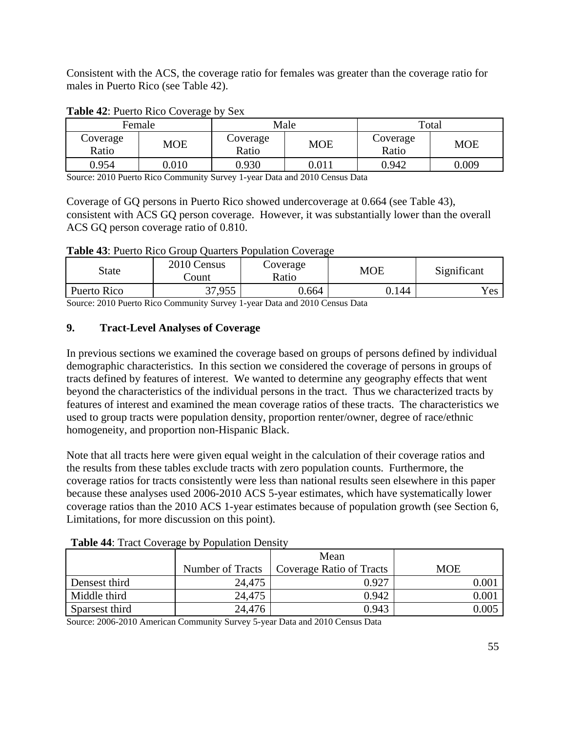Consistent with the ACS, the coverage ratio for females was greater than the coverage ratio for males in Puerto Rico (see Table 42).

**Table 42**: Puerto Rico Coverage by Sex

| Female | | Male | | Total | |
|---|---|---|---|---|---|
| Coverage Ratio | MOE | Coverage Ratio | MOE | Coverage Ratio | MOE |
| 0.954 | 0.010 | 0.930 | 0.011 | 0.942 | 0.009 |

Source: 2010 Puerto Rico Community Survey 1-year Data and 2010 Census Data

Coverage of GQ persons in Puerto Rico showed undercoverage at 0.664 (see Table 43), consistent with ACS GQ person coverage. However, it was substantially lower than the overall ACS GQ person coverage ratio of 0.810.

**Table 43**: Puerto Rico Group Quarters Population Coverage

| State | 2010 Census Count | Coverage Ratio | MOE | Significant |
|---|---|---|---|---|
| Puerto Rico | 37,955 | 0.664 | 0.144 | Yes |

Source: 2010 Puerto Rico Community Survey 1-year Data and 2010 Census Data

## 9. Tract-Level Analyses of Coverage

In previous sections we examined the coverage based on groups of persons defined by individual demographic characteristics. In this section we considered the coverage of persons in groups of tracts defined by features of interest. We wanted to determine any geography effects that went beyond the characteristics of the individual persons in the tract. Thus we characterized tracts by features of interest and examined the mean coverage ratios of these tracts. The characteristics we used to group tracts were population density, proportion renter/owner, degree of race/ethnic homogeneity, and proportion non-Hispanic Black.

Note that all tracts here were given equal weight in the calculation of their coverage ratios and the results from these tables exclude tracts with zero population counts. Furthermore, the coverage ratios for tracts consistently were less than national results seen elsewhere in this paper because these analyses used 2006-2010 ACS 5-year estimates, which have systematically lower coverage ratios than the 2010 ACS 1-year estimates because of population growth (see Section 6, Limitations, for more discussion on this point).

**Table 44**: Tract Coverage by Population Density

| | Number of Tracts | Mean Coverage Ratio of Tracts | MOE |
|---|---|---|---|
| Densest third | 24,475 | 0.927 | 0.001 |
| Middle third | 24,475 | 0.942 | 0.001 |
| Sparsest third | 24,476 | 0.943 | 0.005 |

Source: 2006-2010 American Community Survey 5-year Data and 2010 Census Data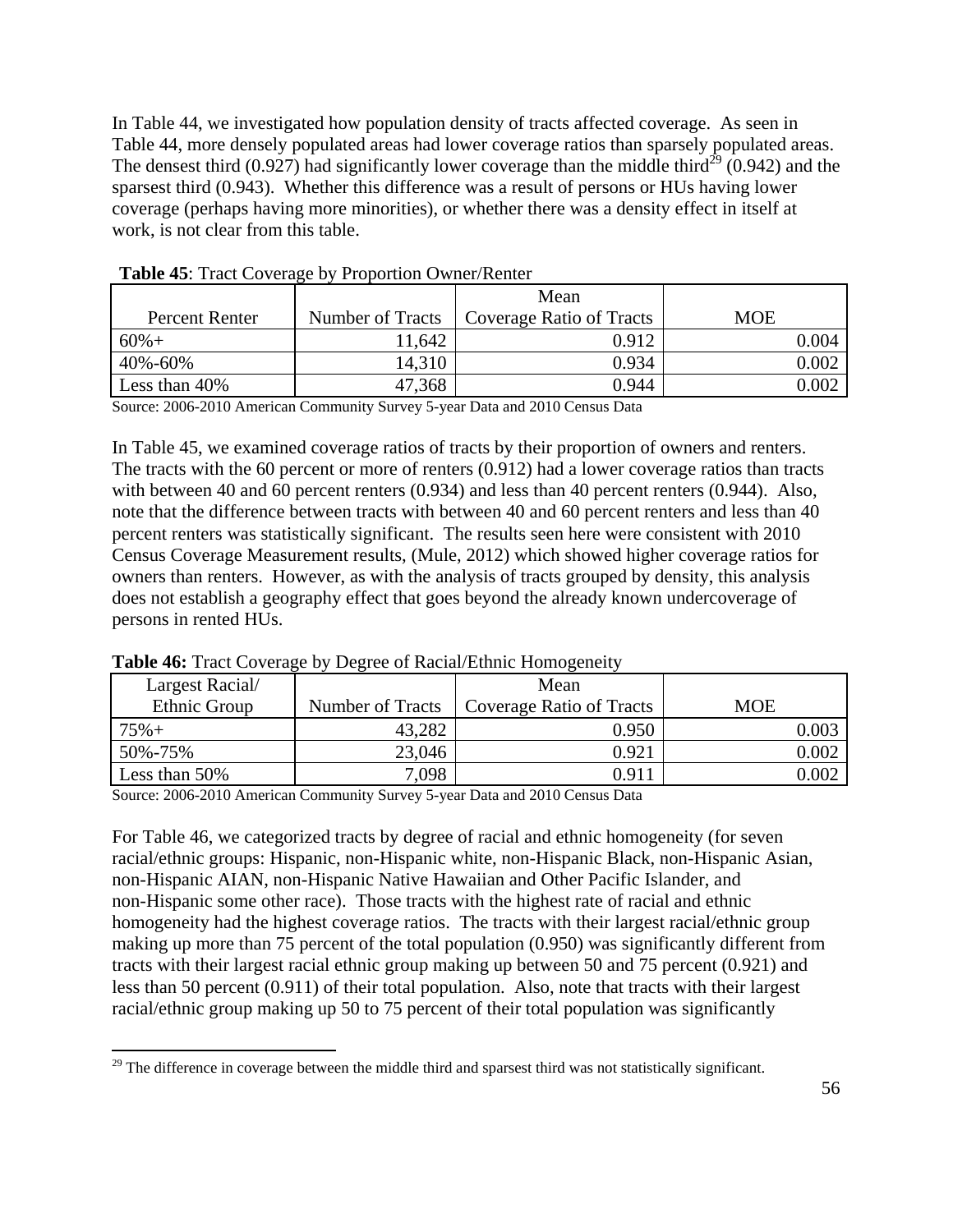In Table 44, we investigated how population density of tracts affected coverage. As seen in Table 44, more densely populated areas had lower coverage ratios than sparsely populated areas. The densest third (0.927) had significantly lower coverage than the middle third[29] (0.942) and the sparsest third (0.943). Whether this difference was a result of persons or HUs having lower coverage (perhaps having more minorities), or whether there was a density effect in itself at work, is not clear from this table.

**Table 45**: Tract Coverage by Proportion Owner/Renter

| Percent Renter | Number of Tracts | Mean Coverage Ratio of Tracts | MOE |
|---|---|---|---|
| 60%+ | 11,642 | 0.912 | 0.004 |
| 40%-60% | 14,310 | 0.934 | 0.002 |
| Less than 40% | 47,368 | 0.944 | 0.002 |

Source: 2006-2010 American Community Survey 5-year Data and 2010 Census Data

In Table 45, we examined coverage ratios of tracts by their proportion of owners and renters. The tracts with the 60 percent or more of renters (0.912) had a lower coverage ratios than tracts with between 40 and 60 percent renters (0.934) and less than 40 percent renters (0.944). Also, note that the difference between tracts with between 40 and 60 percent renters and less than 40 percent renters was statistically significant. The results seen here were consistent with 2010 Census Coverage Measurement results, (Mule, 2012) which showed higher coverage ratios for owners than renters. However, as with the analysis of tracts grouped by density, this analysis does not establish a geography effect that goes beyond the already known undercoverage of persons in rented HUs.

**Table 46:** Tract Coverage by Degree of Racial/Ethnic Homogeneity

| Largest Racial/ Ethnic Group | Number of Tracts | Mean Coverage Ratio of Tracts | MOE |
|---|---|---|---|
| 75%+ | 43,282 | 0.950 | 0.003 |
| 50%-75% | 23,046 | 0.921 | 0.002 |
| Less than 50% | 7,098 | 0.911 | 0.002 |

Source: 2006-2010 American Community Survey 5-year Data and 2010 Census Data

For Table 46, we categorized tracts by degree of racial and ethnic homogeneity (for seven racial/ethnic groups: Hispanic, non-Hispanic white, non-Hispanic Black, non-Hispanic Asian, non-Hispanic AIAN, non-Hispanic Native Hawaiian and Other Pacific Islander, and non-Hispanic some other race). Those tracts with the highest rate of racial and ethnic homogeneity had the highest coverage ratios. The tracts with their largest racial/ethnic group making up more than 75 percent of the total population (0.950) was significantly different from tracts with their largest racial ethnic group making up between 50 and 75 percent (0.921) and less than 50 percent (0.911) of their total population. Also, note that tracts with their largest racial/ethnic group making up 50 to 75 percent of their total population was significantly

[29] The difference in coverage between the middle third and sparsest third was not statistically significant.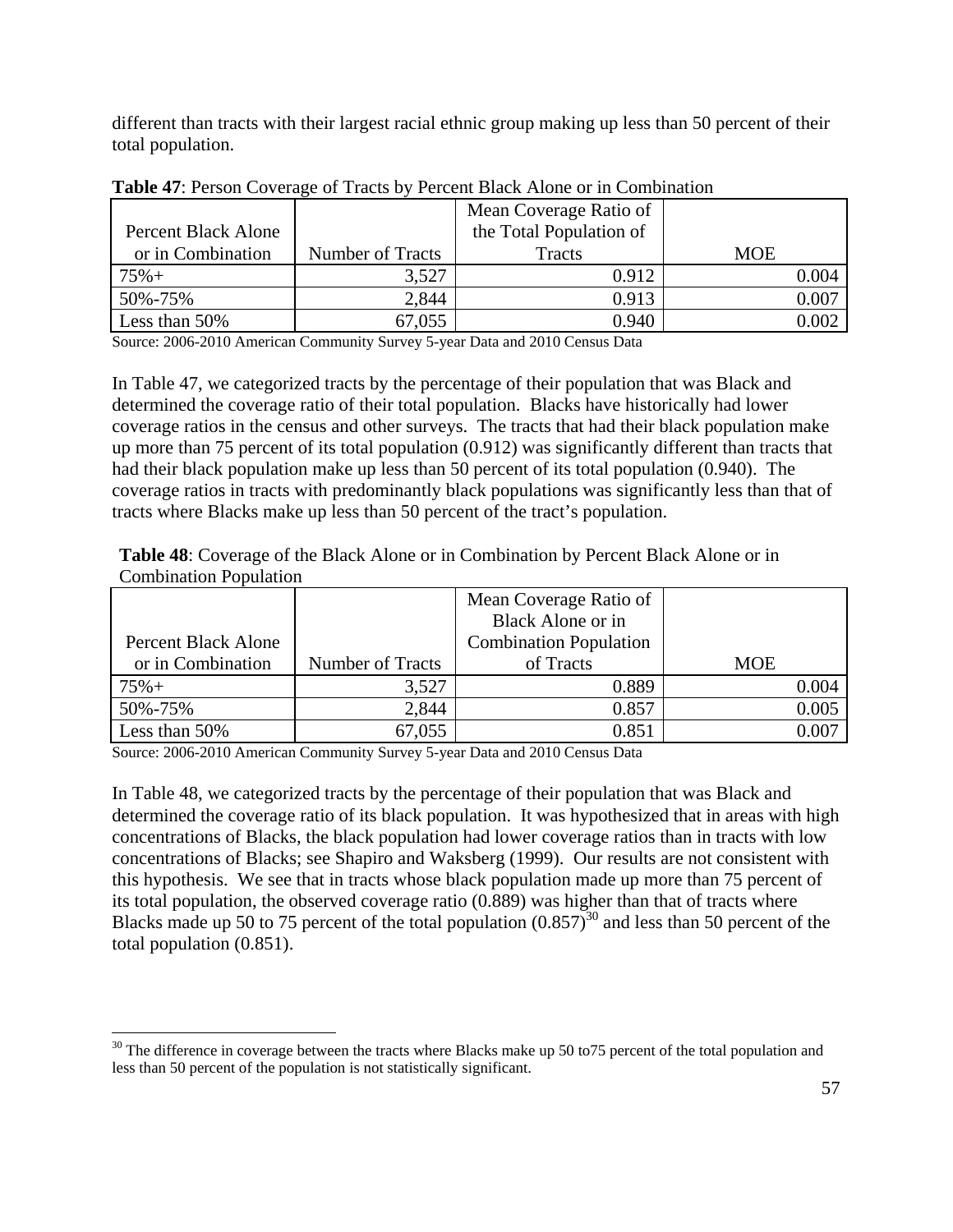different than tracts with their largest racial ethnic group making up less than 50 percent of their total population.

**Table 47**: Person Coverage of Tracts by Percent Black Alone or in Combination

| Percent Black Alone or in Combination | Number of Tracts | Mean Coverage Ratio of the Total Population of Tracts | MOE |
|---|---|---|---|
| 75%+ | 3,527 | 0.912 | 0.004 |
| 50%-75% | 2,844 | 0.913 | 0.007 |
| Less than 50% | 67,055 | 0.940 | 0.002 |

Source: 2006-2010 American Community Survey 5-year Data and 2010 Census Data

In Table 47, we categorized tracts by the percentage of their population that was Black and determined the coverage ratio of their total population. Blacks have historically had lower coverage ratios in the census and other surveys. The tracts that had their black population make up more than 75 percent of its total population (0.912) was significantly different than tracts that had their black population make up less than 50 percent of its total population (0.940). The coverage ratios in tracts with predominantly black populations was significantly less than that of tracts where Blacks make up less than 50 percent of the tract's population.

**Table 48**: Coverage of the Black Alone or in Combination by Percent Black Alone or in Combination Population

| Percent Black Alone or in Combination | Number of Tracts | Mean Coverage Ratio of Black Alone or in Combination Population of Tracts | MOE |
|---|---|---|---|
| 75%+ | 3,527 | 0.889 | 0.004 |
| 50%-75% | 2,844 | 0.857 | 0.005 |
| Less than 50% | 67,055 | 0.851 | 0.007 |

Source: 2006-2010 American Community Survey 5-year Data and 2010 Census Data

In Table 48, we categorized tracts by the percentage of their population that was Black and determined the coverage ratio of its black population. It was hypothesized that in areas with high concentrations of Blacks, the black population had lower coverage ratios than in tracts with low concentrations of Blacks; see Shapiro and Waksberg (1999). Our results are not consistent with this hypothesis. We see that in tracts whose black population made up more than 75 percent of its total population, the observed coverage ratio (0.889) was higher than that of tracts where Blacks made up 50 to 75 percent of the total population (0.857)[30] and less than 50 percent of the total population (0.851).

[30] The difference in coverage between the tracts where Blacks make up 50 to75 percent of the total population and less than 50 percent of the population is not statistically significant.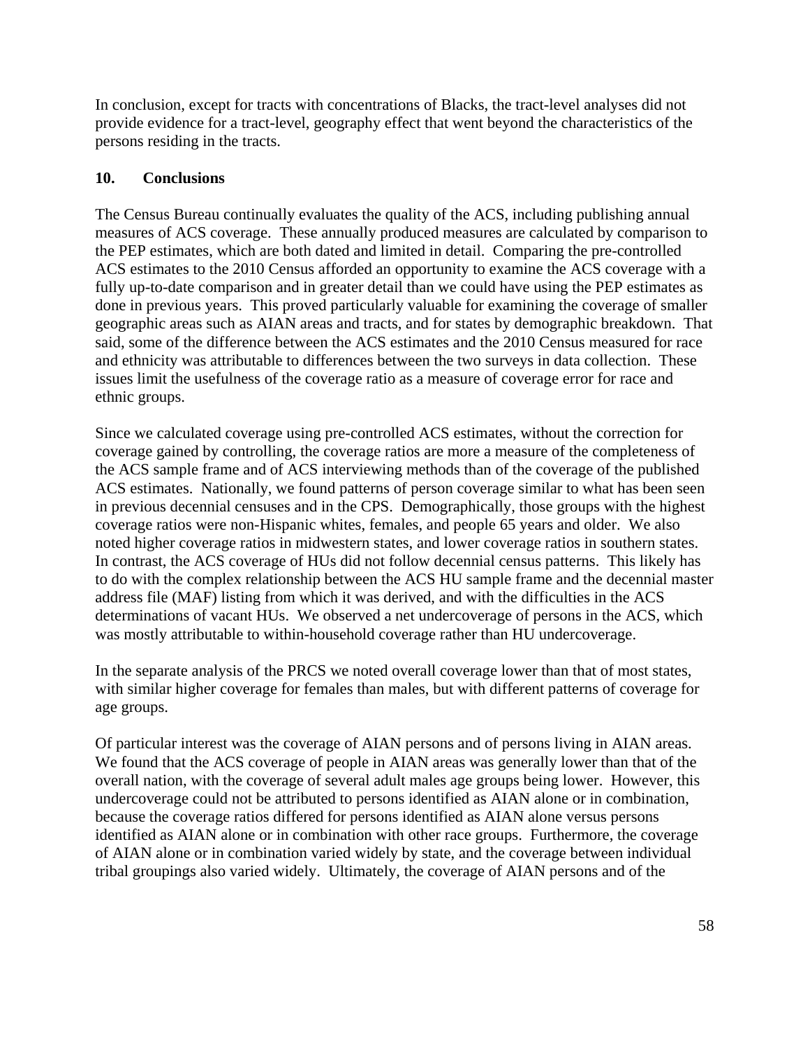In conclusion, except for tracts with concentrations of Blacks, the tract-level analyses did not provide evidence for a tract-level, geography effect that went beyond the characteristics of the persons residing in the tracts.

## 10. Conclusions

The Census Bureau continually evaluates the quality of the ACS, including publishing annual measures of ACS coverage. These annually produced measures are calculated by comparison to the PEP estimates, which are both dated and limited in detail. Comparing the pre-controlled ACS estimates to the 2010 Census afforded an opportunity to examine the ACS coverage with a fully up-to-date comparison and in greater detail than we could have using the PEP estimates as done in previous years. This proved particularly valuable for examining the coverage of smaller geographic areas such as AIAN areas and tracts, and for states by demographic breakdown. That said, some of the difference between the ACS estimates and the 2010 Census measured for race and ethnicity was attributable to differences between the two surveys in data collection. These issues limit the usefulness of the coverage ratio as a measure of coverage error for race and ethnic groups.

Since we calculated coverage using pre-controlled ACS estimates, without the correction for coverage gained by controlling, the coverage ratios are more a measure of the completeness of the ACS sample frame and of ACS interviewing methods than of the coverage of the published ACS estimates. Nationally, we found patterns of person coverage similar to what has been seen in previous decennial censuses and in the CPS. Demographically, those groups with the highest coverage ratios were non-Hispanic whites, females, and people 65 years and older. We also noted higher coverage ratios in midwestern states, and lower coverage ratios in southern states. In contrast, the ACS coverage of HUs did not follow decennial census patterns. This likely has to do with the complex relationship between the ACS HU sample frame and the decennial master address file (MAF) listing from which it was derived, and with the difficulties in the ACS determinations of vacant HUs. We observed a net undercoverage of persons in the ACS, which was mostly attributable to within-household coverage rather than HU undercoverage.

In the separate analysis of the PRCS we noted overall coverage lower than that of most states, with similar higher coverage for females than males, but with different patterns of coverage for age groups.

Of particular interest was the coverage of AIAN persons and of persons living in AIAN areas. We found that the ACS coverage of people in AIAN areas was generally lower than that of the overall nation, with the coverage of several adult males age groups being lower. However, this undercoverage could not be attributed to persons identified as AIAN alone or in combination, because the coverage ratios differed for persons identified as AIAN alone versus persons identified as AIAN alone or in combination with other race groups. Furthermore, the coverage of AIAN alone or in combination varied widely by state, and the coverage between individual tribal groupings also varied widely. Ultimately, the coverage of AIAN persons and of the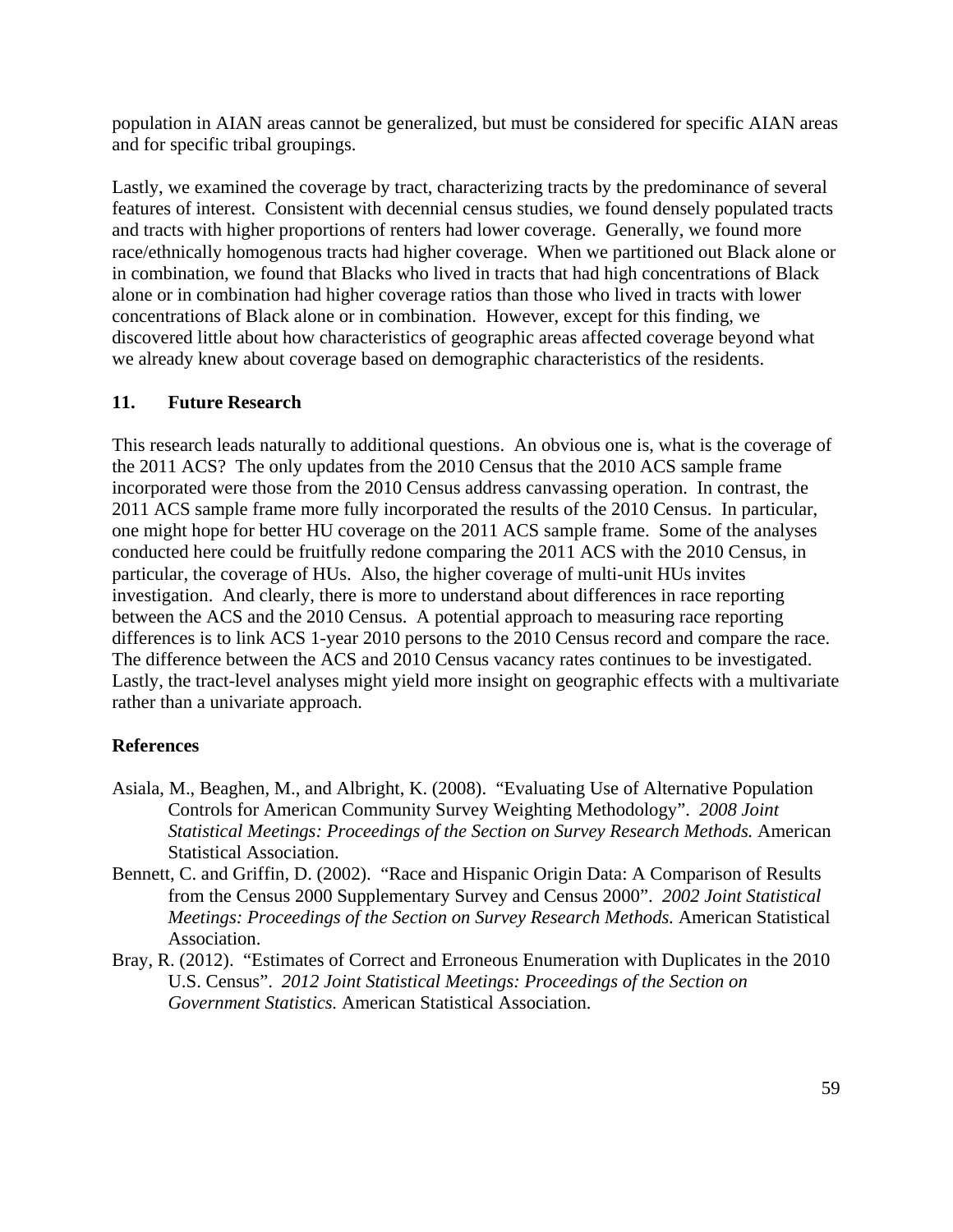population in AIAN areas cannot be generalized, but must be considered for specific AIAN areas and for specific tribal groupings.

Lastly, we examined the coverage by tract, characterizing tracts by the predominance of several features of interest. Consistent with decennial census studies, we found densely populated tracts and tracts with higher proportions of renters had lower coverage. Generally, we found more race/ethnically homogenous tracts had higher coverage. When we partitioned out Black alone or in combination, we found that Blacks who lived in tracts that had high concentrations of Black alone or in combination had higher coverage ratios than those who lived in tracts with lower concentrations of Black alone or in combination. However, except for this finding, we discovered little about how characteristics of geographic areas affected coverage beyond what we already knew about coverage based on demographic characteristics of the residents.

## 11. Future Research

This research leads naturally to additional questions. An obvious one is, what is the coverage of the 2011 ACS? The only updates from the 2010 Census that the 2010 ACS sample frame incorporated were those from the 2010 Census address canvassing operation. In contrast, the 2011 ACS sample frame more fully incorporated the results of the 2010 Census. In particular, one might hope for better HU coverage on the 2011 ACS sample frame. Some of the analyses conducted here could be fruitfully redone comparing the 2011 ACS with the 2010 Census, in particular, the coverage of HUs. Also, the higher coverage of multi-unit HUs invites investigation. And clearly, there is more to understand about differences in race reporting between the ACS and the 2010 Census. A potential approach to measuring race reporting differences is to link ACS 1-year 2010 persons to the 2010 Census record and compare the race. The difference between the ACS and 2010 Census vacancy rates continues to be investigated. Lastly, the tract-level analyses might yield more insight on geographic effects with a multivariate rather than a univariate approach.

## References

Asiala, M., Beaghen, M., and Albright, K. (2008). "Evaluating Use of Alternative Population Controls for American Community Survey Weighting Methodology". *2008 Joint Statistical Meetings: Proceedings of the Section on Survey Research Methods.* American Statistical Association.

Bennett, C. and Griffin, D. (2002). "Race and Hispanic Origin Data: A Comparison of Results from the Census 2000 Supplementary Survey and Census 2000". *2002 Joint Statistical Meetings: Proceedings of the Section on Survey Research Methods.* American Statistical Association.

Bray, R. (2012). "Estimates of Correct and Erroneous Enumeration with Duplicates in the 2010 U.S. Census". *2012 Joint Statistical Meetings: Proceedings of the Section on Government Statistics.* American Statistical Association.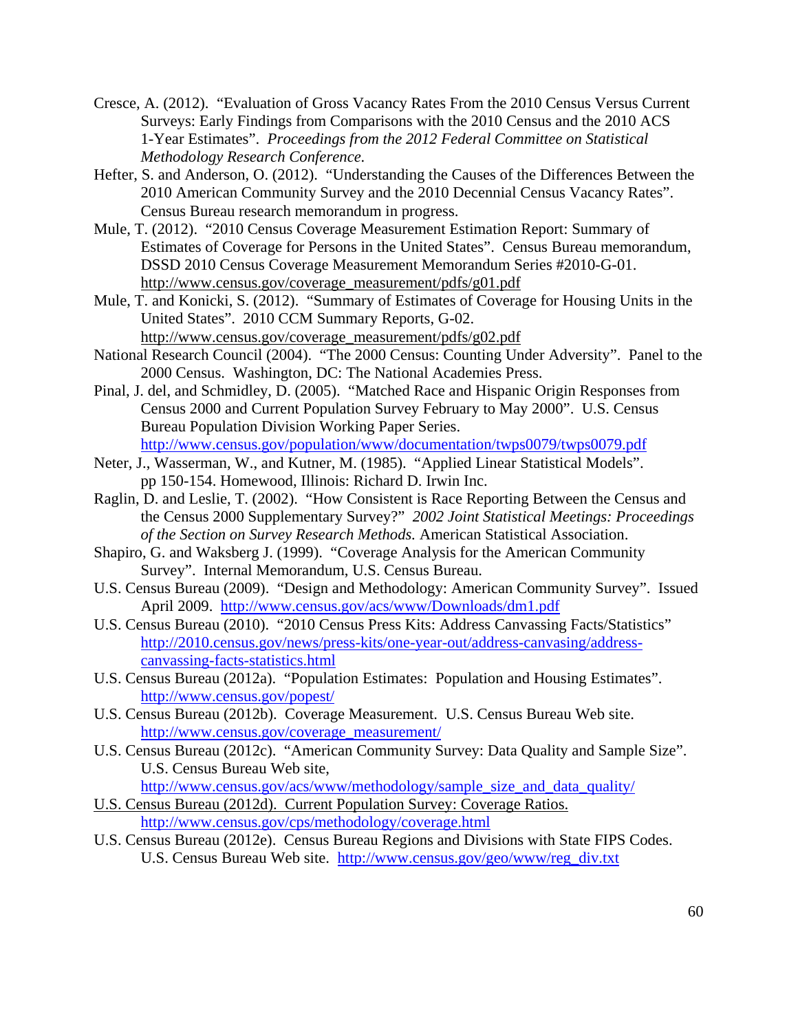Cresce, A. (2012). "Evaluation of Gross Vacancy Rates From the 2010 Census Versus Current Surveys: Early Findings from Comparisons with the 2010 Census and the 2010 ACS 1-Year Estimates". *Proceedings from the 2012 Federal Committee on Statistical Methodology Research Conference.*

Hefter, S. and Anderson, O. (2012). "Understanding the Causes of the Differences Between the 2010 American Community Survey and the 2010 Decennial Census Vacancy Rates". Census Bureau research memorandum in progress.

Mule, T. (2012). "2010 Census Coverage Measurement Estimation Report: Summary of Estimates of Coverage for Persons in the United States". Census Bureau memorandum, DSSD 2010 Census Coverage Measurement Memorandum Series #2010-G-01. http://www.census.gov/coverage_measurement/pdfs/g01.pdf

Mule, T. and Konicki, S. (2012). "Summary of Estimates of Coverage for Housing Units in the United States". 2010 CCM Summary Reports, G-02. http://www.census.gov/coverage_measurement/pdfs/g02.pdf

National Research Council (2004). "The 2000 Census: Counting Under Adversity". Panel to the 2000 Census. Washington, DC: The National Academies Press.

Pinal, J. del, and Schmidley, D. (2005). "Matched Race and Hispanic Origin Responses from Census 2000 and Current Population Survey February to May 2000". U.S. Census Bureau Population Division Working Paper Series. http://www.census.gov/population/www/documentation/twps0079/twps0079.pdf

Neter, J., Wasserman, W., and Kutner, M. (1985). "Applied Linear Statistical Models". pp 150-154. Homewood, Illinois: Richard D. Irwin Inc.

Raglin, D. and Leslie, T. (2002). "How Consistent is Race Reporting Between the Census and the Census 2000 Supplementary Survey?" *2002 Joint Statistical Meetings: Proceedings of the Section on Survey Research Methods.* American Statistical Association.

Shapiro, G. and Waksberg J. (1999). "Coverage Analysis for the American Community Survey". Internal Memorandum, U.S. Census Bureau.

U.S. Census Bureau (2009). "Design and Methodology: American Community Survey". Issued April 2009. http://www.census.gov/acs/www/Downloads/dm1.pdf

U.S. Census Bureau (2010). "2010 Census Press Kits: Address Canvassing Facts/Statistics" http://2010.census.gov/news/press-kits/one-year-out/address-canvasing/address-canvassing-facts-statistics.html

U.S. Census Bureau (2012a). "Population Estimates: Population and Housing Estimates". http://www.census.gov/popest/

U.S. Census Bureau (2012b). Coverage Measurement. U.S. Census Bureau Web site. http://www.census.gov/coverage_measurement/

U.S. Census Bureau (2012c). "American Community Survey: Data Quality and Sample Size". U.S. Census Bureau Web site, http://www.census.gov/acs/www/methodology/sample_size_and_data_quality/

U.S. Census Bureau (2012d). Current Population Survey: Coverage Ratios. http://www.census.gov/cps/methodology/coverage.html

U.S. Census Bureau (2012e). Census Bureau Regions and Divisions with State FIPS Codes. U.S. Census Bureau Web site. http://www.census.gov/geo/www/reg_div.txt